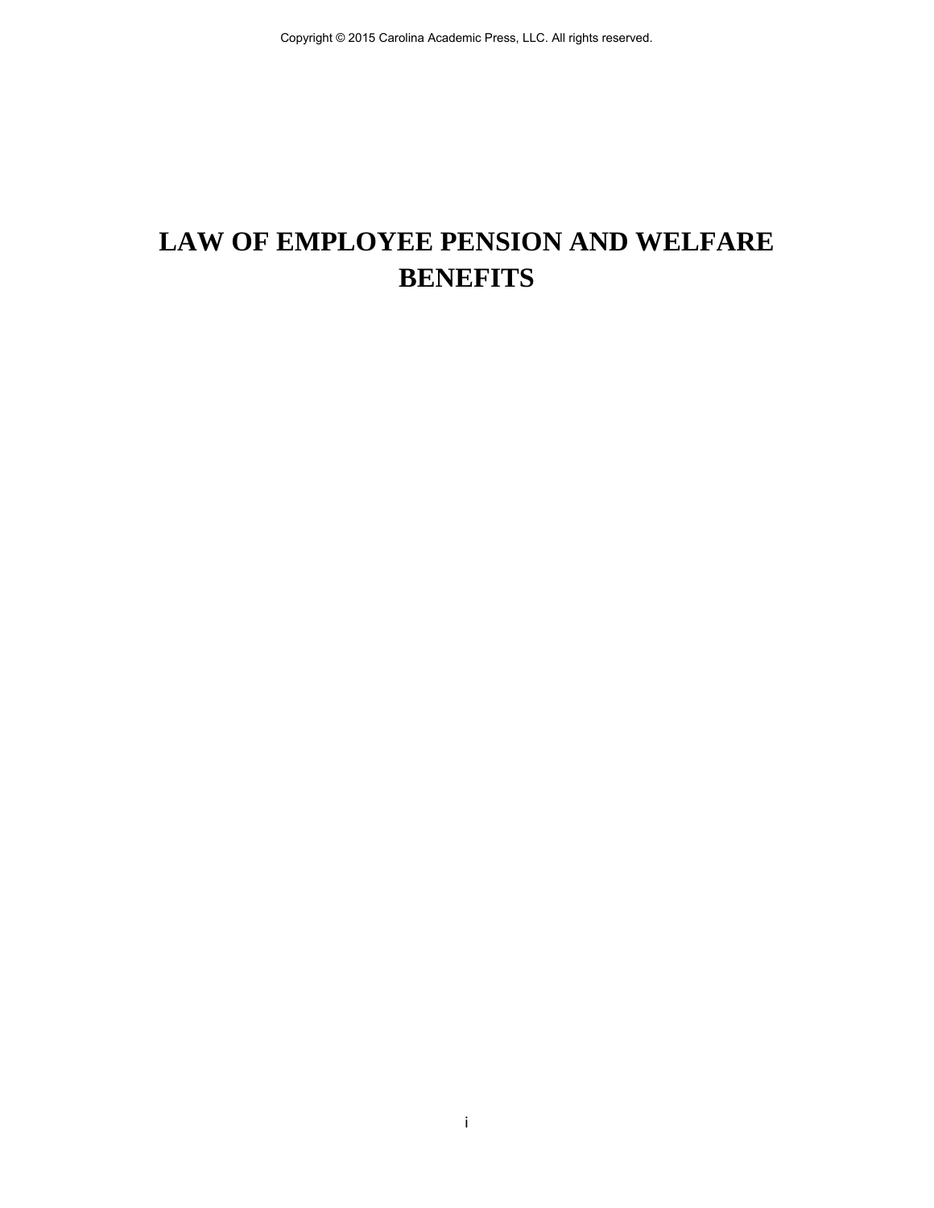# LAW OF EMPLOYEE PENSION AND WELFARE BENEFITS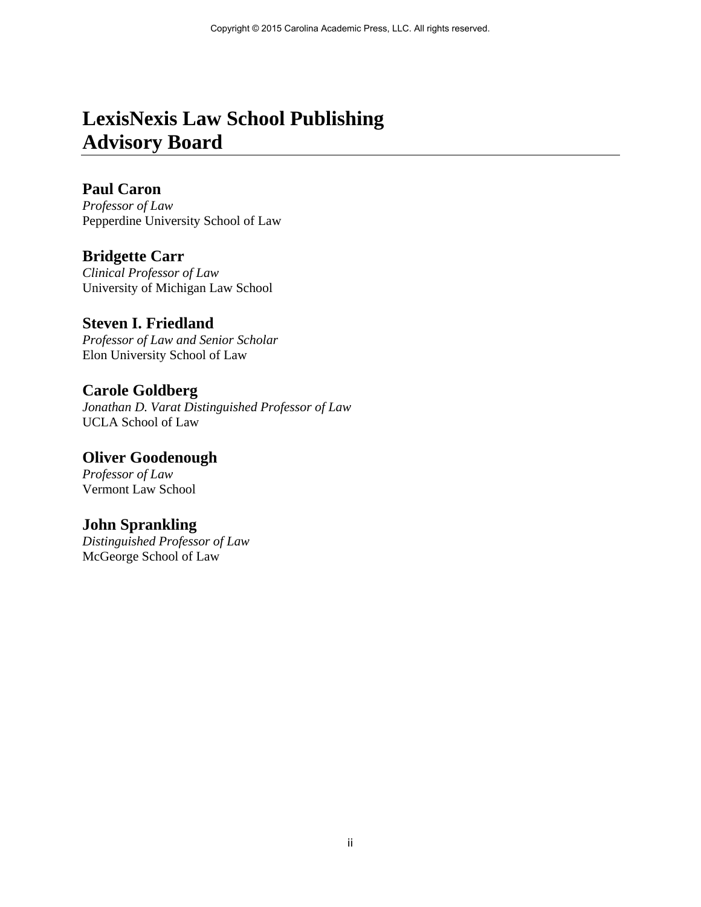# LexisNexis Law School Publishing Advisory Board

### Paul Caron
*Professor of Law*
Pepperdine University School of Law

### Bridgette Carr
*Clinical Professor of Law*
University of Michigan Law School

### Steven I. Friedland
*Professor of Law and Senior Scholar*
Elon University School of Law

### Carole Goldberg
*Jonathan D. Varat Distinguished Professor of Law*
UCLA School of Law

### Oliver Goodenough
*Professor of Law*
Vermont Law School

### John Sprankling
*Distinguished Professor of Law*
McGeorge School of Law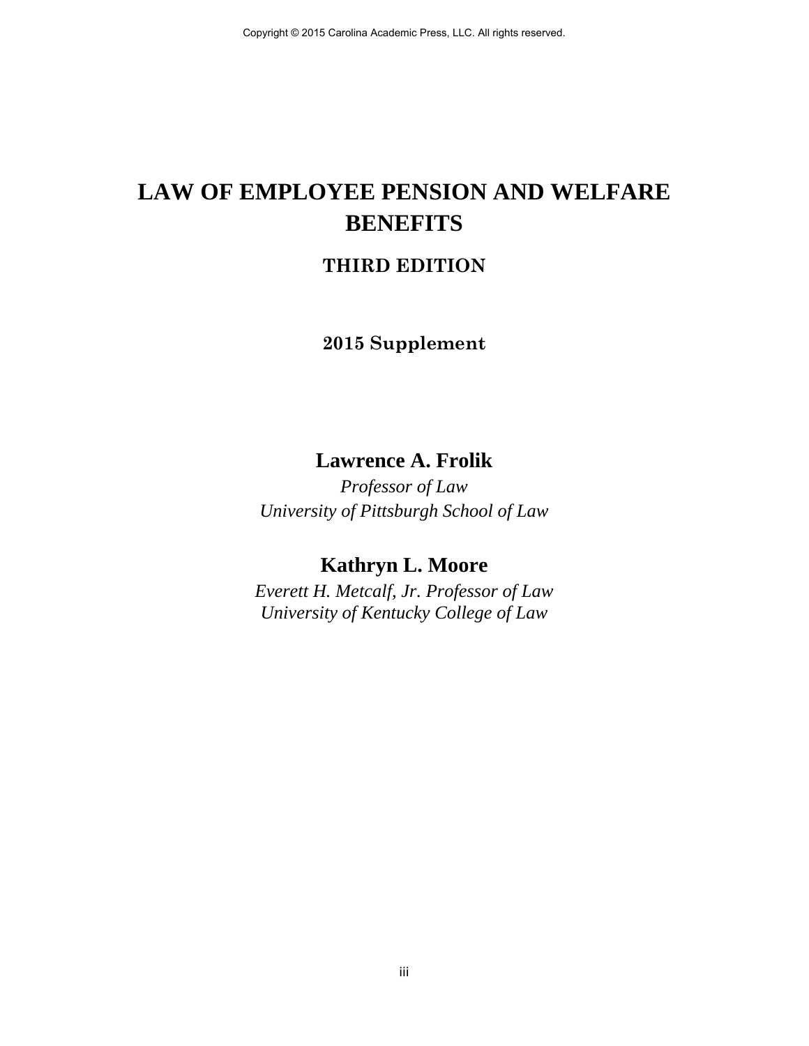# LAW OF EMPLOYEE PENSION AND WELFARE BENEFITS

## THIRD EDITION

### 2015 Supplement

**Lawrence A. Frolik**

*Professor of Law*
*University of Pittsburgh School of Law*

**Kathryn L. Moore**

*Everett H. Metcalf, Jr. Professor of Law*
*University of Kentucky College of Law*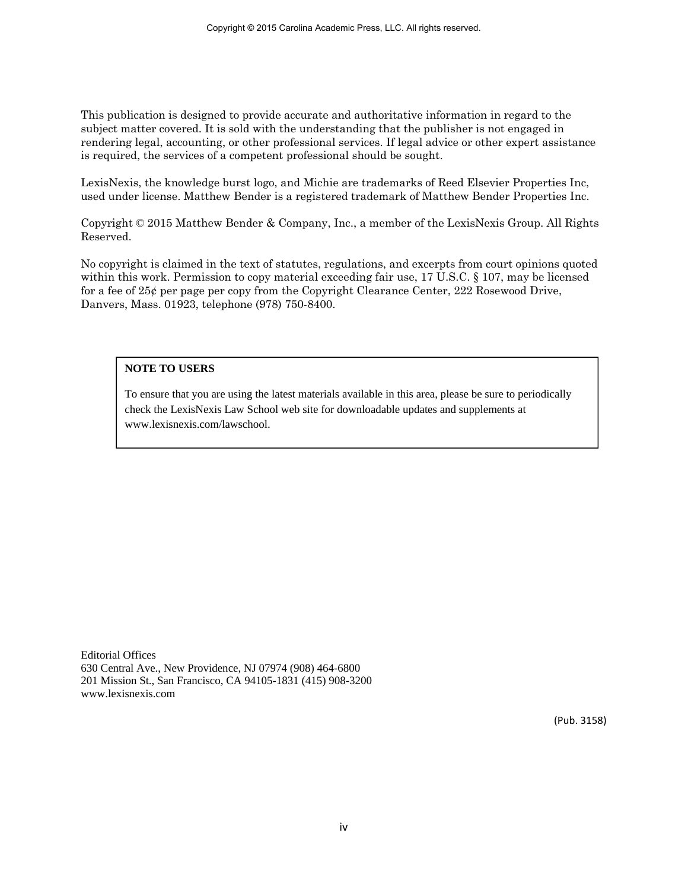This publication is designed to provide accurate and authoritative information in regard to the subject matter covered. It is sold with the understanding that the publisher is not engaged in rendering legal, accounting, or other professional services. If legal advice or other expert assistance is required, the services of a competent professional should be sought.

LexisNexis, the knowledge burst logo, and Michie are trademarks of Reed Elsevier Properties Inc, used under license. Matthew Bender is a registered trademark of Matthew Bender Properties Inc.

Copyright © 2015 Matthew Bender & Company, Inc., a member of the LexisNexis Group. All Rights Reserved.

No copyright is claimed in the text of statutes, regulations, and excerpts from court opinions quoted within this work. Permission to copy material exceeding fair use, 17 U.S.C. § 107, may be licensed for a fee of 25¢ per page per copy from the Copyright Clearance Center, 222 Rosewood Drive, Danvers, Mass. 01923, telephone (978) 750-8400.

**NOTE TO USERS**

To ensure that you are using the latest materials available in this area, please be sure to periodically check the LexisNexis Law School web site for downloadable updates and supplements at www.lexisnexis.com/lawschool.

Editorial Offices
630 Central Ave., New Providence, NJ 07974 (908) 464-6800
201 Mission St., San Francisco, CA 94105-1831 (415) 908-3200
www.lexisnexis.com

(Pub. 3158)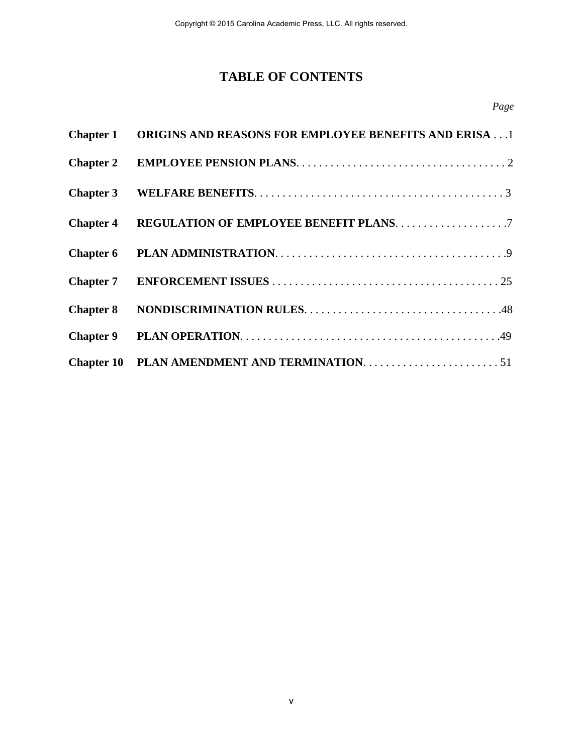# TABLE OF CONTENTS

| | | *Page* |
|---|---|---|
| **Chapter 1** | **ORIGINS AND REASONS FOR EMPLOYEE BENEFITS AND ERISA** | 1 |
| **Chapter 2** | **EMPLOYEE PENSION PLANS** | 2 |
| **Chapter 3** | **WELFARE BENEFITS** | 3 |
| **Chapter 4** | **REGULATION OF EMPLOYEE BENEFIT PLANS** | 7 |
| **Chapter 6** | **PLAN ADMINISTRATION** | 9 |
| **Chapter 7** | **ENFORCEMENT ISSUES** | 25 |
| **Chapter 8** | **NONDISCRIMINATION RULES** | 48 |
| **Chapter 9** | **PLAN OPERATION** | 49 |
| **Chapter 10** | **PLAN AMENDMENT AND TERMINATION** | 51 |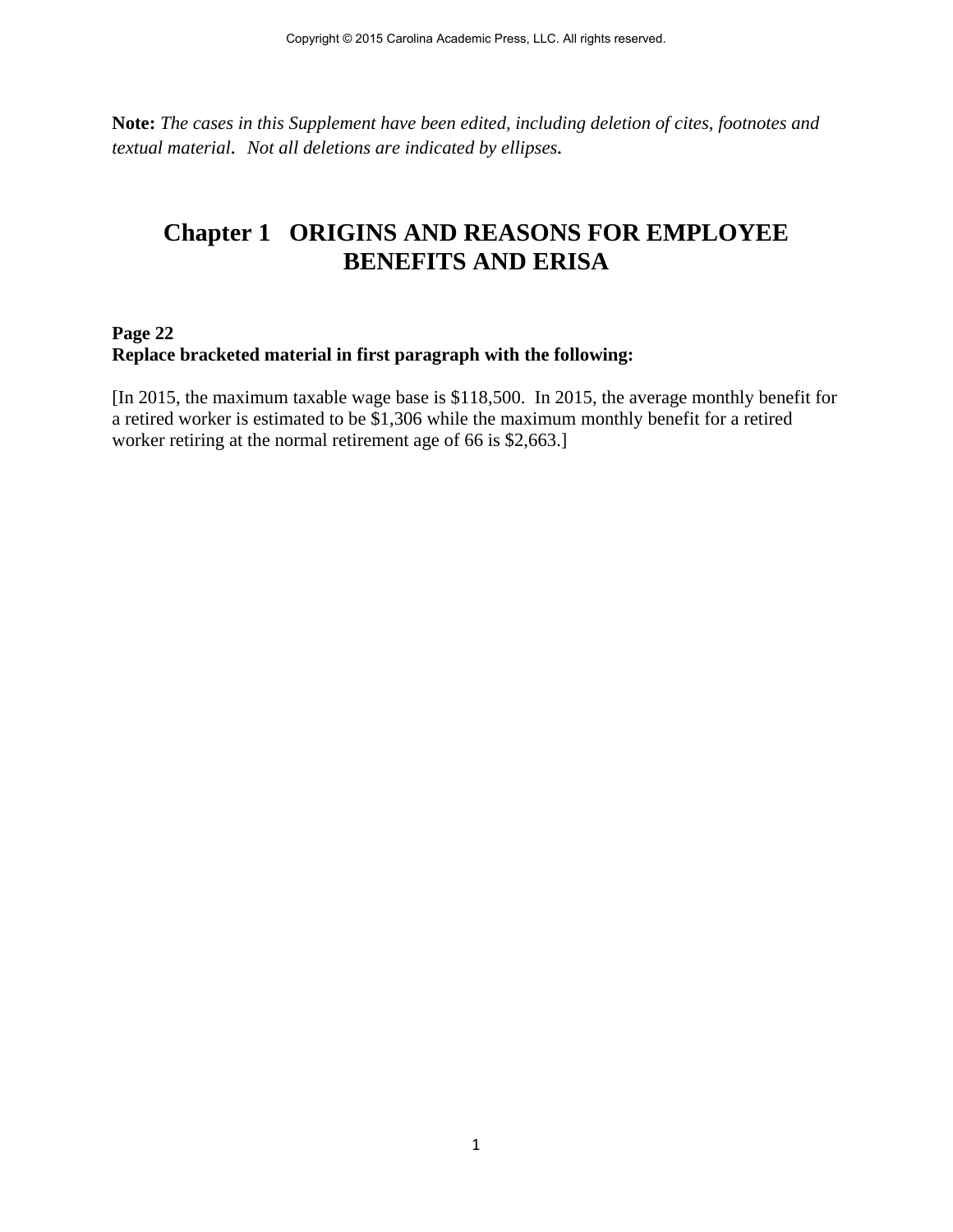**Note:** *The cases in this Supplement have been edited, including deletion of cites, footnotes and textual material.* *Not all deletions are indicated by ellipses.*

# Chapter 1 ORIGINS AND REASONS FOR EMPLOYEE BENEFITS AND ERISA

**Page 22**
**Replace bracketed material in first paragraph with the following:**

[In 2015, the maximum taxable wage base is $118,500. In 2015, the average monthly benefit for a retired worker is estimated to be $1,306 while the maximum monthly benefit for a retired worker retiring at the normal retirement age of 66 is $2,663.]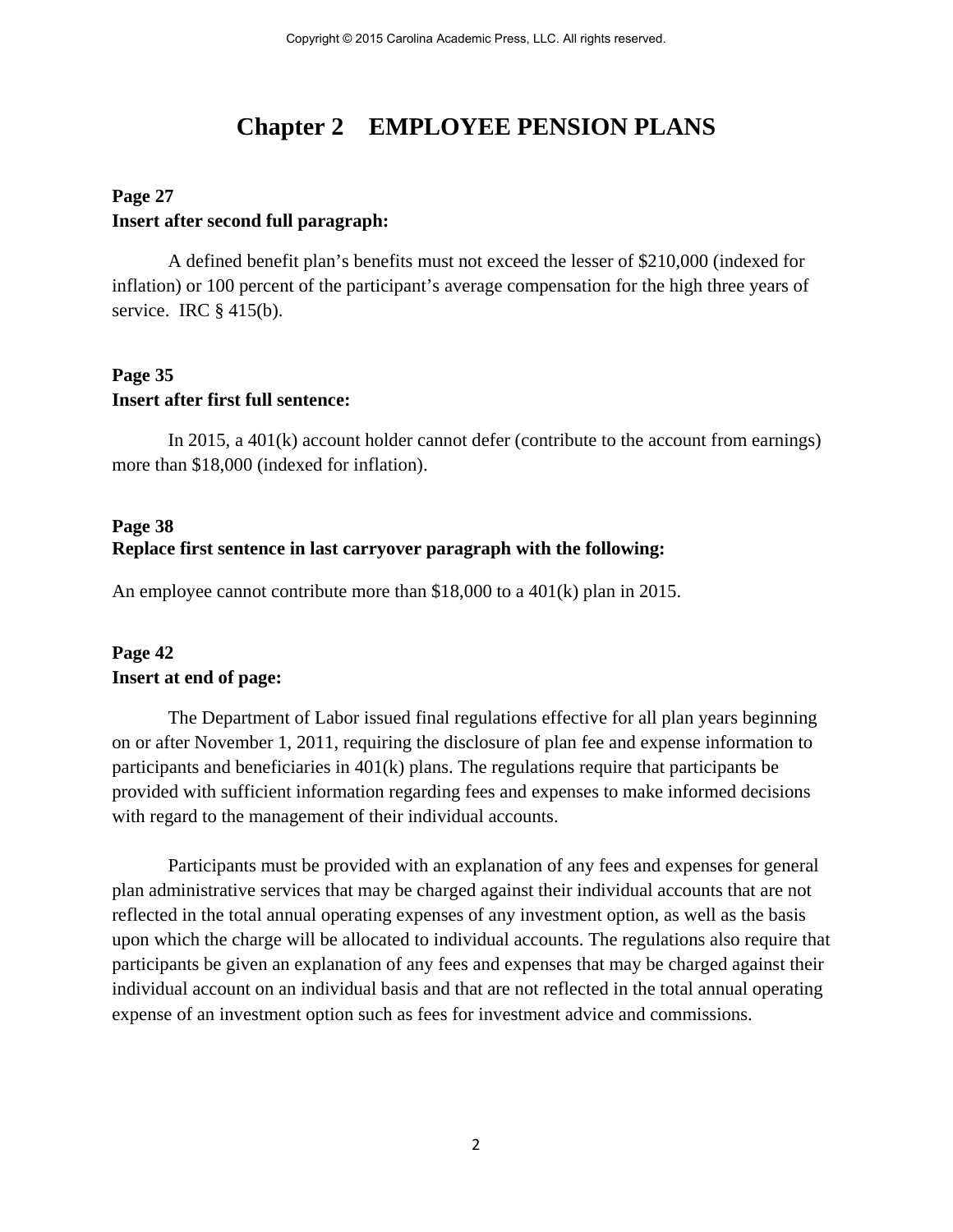# Chapter 2 EMPLOYEE PENSION PLANS

**Page 27**
**Insert after second full paragraph:**

A defined benefit plan's benefits must not exceed the lesser of $210,000 (indexed for inflation) or 100 percent of the participant's average compensation for the high three years of service. IRC § 415(b).

**Page 35**
**Insert after first full sentence:**

In 2015, a 401(k) account holder cannot defer (contribute to the account from earnings) more than $18,000 (indexed for inflation).

**Page 38**
**Replace first sentence in last carryover paragraph with the following:**

An employee cannot contribute more than $18,000 to a 401(k) plan in 2015.

**Page 42**
**Insert at end of page:**

The Department of Labor issued final regulations effective for all plan years beginning on or after November 1, 2011, requiring the disclosure of plan fee and expense information to participants and beneficiaries in 401(k) plans. The regulations require that participants be provided with sufficient information regarding fees and expenses to make informed decisions with regard to the management of their individual accounts.

Participants must be provided with an explanation of any fees and expenses for general plan administrative services that may be charged against their individual accounts that are not reflected in the total annual operating expenses of any investment option, as well as the basis upon which the charge will be allocated to individual accounts. The regulations also require that participants be given an explanation of any fees and expenses that may be charged against their individual account on an individual basis and that are not reflected in the total annual operating expense of an investment option such as fees for investment advice and commissions.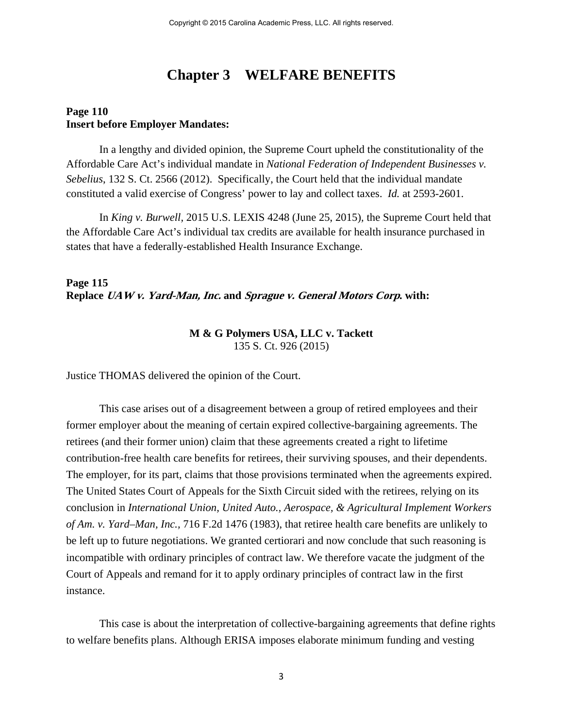# Chapter 3 WELFARE BENEFITS

**Page 110**
**Insert before Employer Mandates:**

In a lengthy and divided opinion, the Supreme Court upheld the constitutionality of the Affordable Care Act's individual mandate in *National Federation of Independent Businesses v. Sebelius*, 132 S. Ct. 2566 (2012). Specifically, the Court held that the individual mandate constituted a valid exercise of Congress' power to lay and collect taxes. *Id.* at 2593-2601.

In *King v. Burwell*, 2015 U.S. LEXIS 4248 (June 25, 2015), the Supreme Court held that the Affordable Care Act's individual tax credits are available for health insurance purchased in states that have a federally-established Health Insurance Exchange.

**Page 115**
**Replace *UAW v. Yard-Man, Inc.* and *Sprague v. General Motors Corp.* with:**

**M & G Polymers USA, LLC v. Tackett**
135 S. Ct. 926 (2015)

Justice THOMAS delivered the opinion of the Court.

This case arises out of a disagreement between a group of retired employees and their former employer about the meaning of certain expired collective-bargaining agreements. The retirees (and their former union) claim that these agreements created a right to lifetime contribution-free health care benefits for retirees, their surviving spouses, and their dependents. The employer, for its part, claims that those provisions terminated when the agreements expired. The United States Court of Appeals for the Sixth Circuit sided with the retirees, relying on its conclusion in *International Union, United Auto., Aerospace, & Agricultural Implement Workers of Am. v. Yard–Man, Inc.*, 716 F.2d 1476 (1983), that retiree health care benefits are unlikely to be left up to future negotiations. We granted certiorari and now conclude that such reasoning is incompatible with ordinary principles of contract law. We therefore vacate the judgment of the Court of Appeals and remand for it to apply ordinary principles of contract law in the first instance.

This case is about the interpretation of collective-bargaining agreements that define rights to welfare benefits plans. Although ERISA imposes elaborate minimum funding and vesting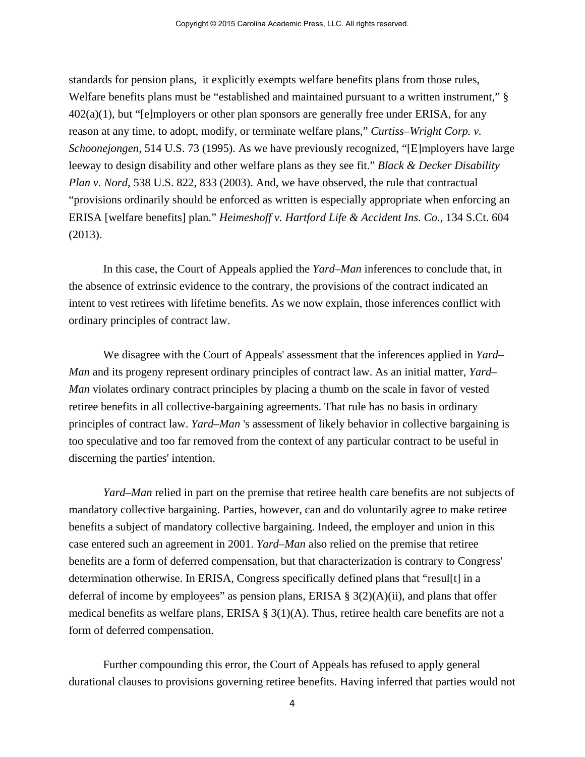standards for pension plans, it explicitly exempts welfare benefits plans from those rules, Welfare benefits plans must be "established and maintained pursuant to a written instrument," § 402(a)(1), but "[e]mployers or other plan sponsors are generally free under ERISA, for any reason at any time, to adopt, modify, or terminate welfare plans," *Curtiss–Wright Corp. v. Schoonejongen,* 514 U.S. 73 (1995). As we have previously recognized, "[E]mployers have large leeway to design disability and other welfare plans as they see fit." *Black & Decker Disability Plan v. Nord,* 538 U.S. 822, 833 (2003). And, we have observed, the rule that contractual "provisions ordinarily should be enforced as written is especially appropriate when enforcing an ERISA [welfare benefits] plan." *Heimeshoff v. Hartford Life & Accident Ins. Co.,* 134 S.Ct. 604 (2013).

In this case, the Court of Appeals applied the *Yard–Man* inferences to conclude that, in the absence of extrinsic evidence to the contrary, the provisions of the contract indicated an intent to vest retirees with lifetime benefits. As we now explain, those inferences conflict with ordinary principles of contract law.

We disagree with the Court of Appeals' assessment that the inferences applied in *Yard–Man* and its progeny represent ordinary principles of contract law. As an initial matter, *Yard–Man* violates ordinary contract principles by placing a thumb on the scale in favor of vested retiree benefits in all collective-bargaining agreements. That rule has no basis in ordinary principles of contract law. *Yard–Man* 's assessment of likely behavior in collective bargaining is too speculative and too far removed from the context of any particular contract to be useful in discerning the parties' intention.

*Yard–Man* relied in part on the premise that retiree health care benefits are not subjects of mandatory collective bargaining. Parties, however, can and do voluntarily agree to make retiree benefits a subject of mandatory collective bargaining. Indeed, the employer and union in this case entered such an agreement in 2001. *Yard–Man* also relied on the premise that retiree benefits are a form of deferred compensation, but that characterization is contrary to Congress' determination otherwise. In ERISA, Congress specifically defined plans that "resul[t] in a deferral of income by employees" as pension plans, ERISA § 3(2)(A)(ii), and plans that offer medical benefits as welfare plans, ERISA § 3(1)(A). Thus, retiree health care benefits are not a form of deferred compensation.

Further compounding this error, the Court of Appeals has refused to apply general durational clauses to provisions governing retiree benefits. Having inferred that parties would not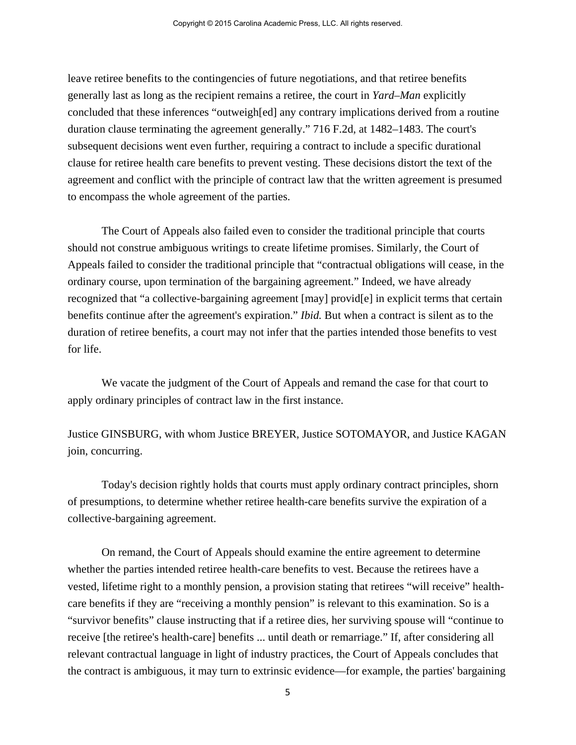leave retiree benefits to the contingencies of future negotiations, and that retiree benefits generally last as long as the recipient remains a retiree, the court in *Yard–Man* explicitly concluded that these inferences "outweigh[ed] any contrary implications derived from a routine duration clause terminating the agreement generally." 716 F.2d, at 1482–1483. The court's subsequent decisions went even further, requiring a contract to include a specific durational clause for retiree health care benefits to prevent vesting. These decisions distort the text of the agreement and conflict with the principle of contract law that the written agreement is presumed to encompass the whole agreement of the parties.

The Court of Appeals also failed even to consider the traditional principle that courts should not construe ambiguous writings to create lifetime promises. Similarly, the Court of Appeals failed to consider the traditional principle that "contractual obligations will cease, in the ordinary course, upon termination of the bargaining agreement." Indeed, we have already recognized that "a collective-bargaining agreement [may] provid[e] in explicit terms that certain benefits continue after the agreement's expiration." *Ibid.* But when a contract is silent as to the duration of retiree benefits, a court may not infer that the parties intended those benefits to vest for life.

We vacate the judgment of the Court of Appeals and remand the case for that court to apply ordinary principles of contract law in the first instance.

Justice GINSBURG, with whom Justice BREYER, Justice SOTOMAYOR, and Justice KAGAN join, concurring.

Today's decision rightly holds that courts must apply ordinary contract principles, shorn of presumptions, to determine whether retiree health-care benefits survive the expiration of a collective-bargaining agreement.

On remand, the Court of Appeals should examine the entire agreement to determine whether the parties intended retiree health-care benefits to vest. Because the retirees have a vested, lifetime right to a monthly pension, a provision stating that retirees "will receive" health-care benefits if they are "receiving a monthly pension" is relevant to this examination. So is a "survivor benefits" clause instructing that if a retiree dies, her surviving spouse will "continue to receive [the retiree's health-care] benefits ... until death or remarriage." If, after considering all relevant contractual language in light of industry practices, the Court of Appeals concludes that the contract is ambiguous, it may turn to extrinsic evidence—for example, the parties' bargaining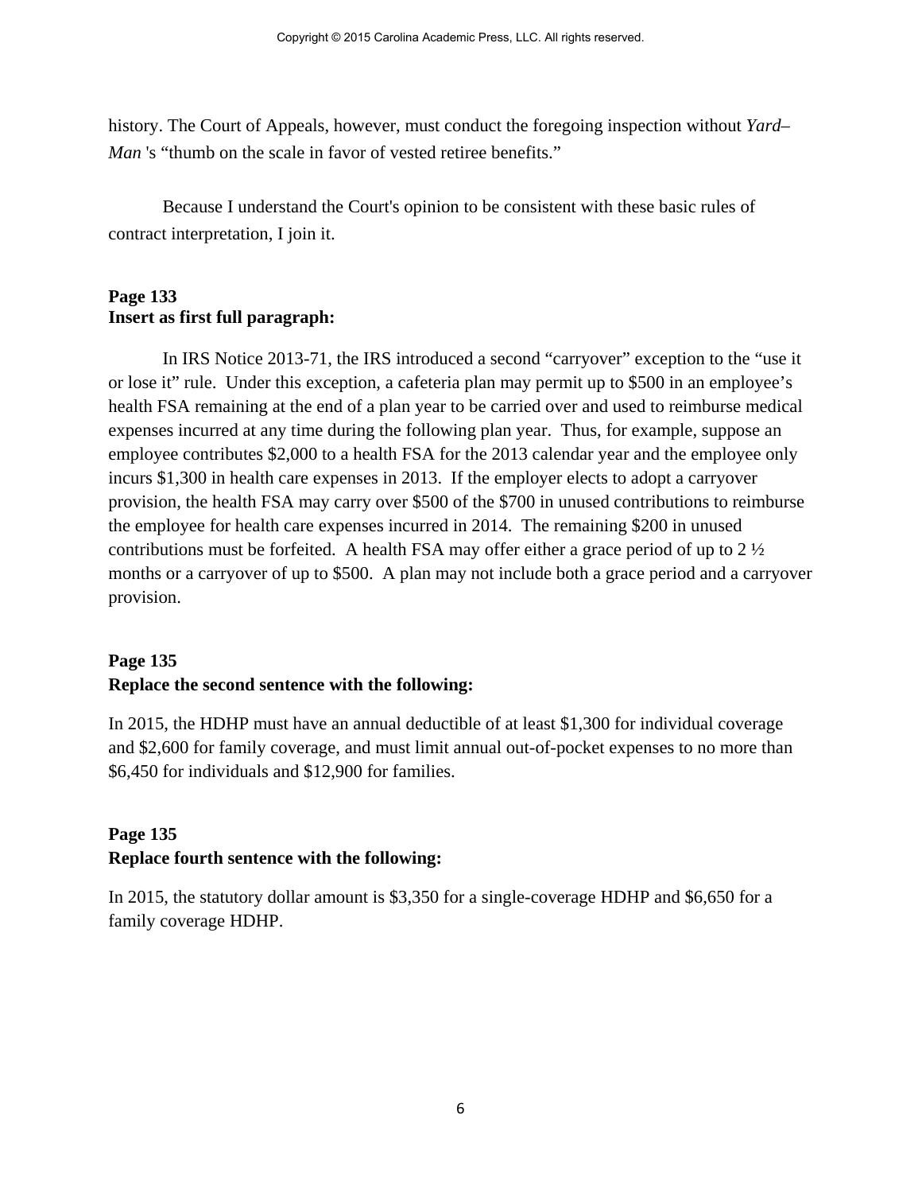history. The Court of Appeals, however, must conduct the foregoing inspection without *Yard–Man* 's "thumb on the scale in favor of vested retiree benefits."

Because I understand the Court's opinion to be consistent with these basic rules of contract interpretation, I join it.

**Page 133**
**Insert as first full paragraph:**

In IRS Notice 2013-71, the IRS introduced a second "carryover" exception to the "use it or lose it" rule. Under this exception, a cafeteria plan may permit up to $500 in an employee's health FSA remaining at the end of a plan year to be carried over and used to reimburse medical expenses incurred at any time during the following plan year. Thus, for example, suppose an employee contributes $2,000 to a health FSA for the 2013 calendar year and the employee only incurs $1,300 in health care expenses in 2013. If the employer elects to adopt a carryover provision, the health FSA may carry over $500 of the $700 in unused contributions to reimburse the employee for health care expenses incurred in 2014. The remaining $200 in unused contributions must be forfeited. A health FSA may offer either a grace period of up to 2 ½ months or a carryover of up to $500. A plan may not include both a grace period and a carryover provision.

**Page 135**
**Replace the second sentence with the following:**

In 2015, the HDHP must have an annual deductible of at least $1,300 for individual coverage and $2,600 for family coverage, and must limit annual out-of-pocket expenses to no more than $6,450 for individuals and $12,900 for families.

**Page 135**
**Replace fourth sentence with the following:**

In 2015, the statutory dollar amount is $3,350 for a single-coverage HDHP and $6,650 for a family coverage HDHP.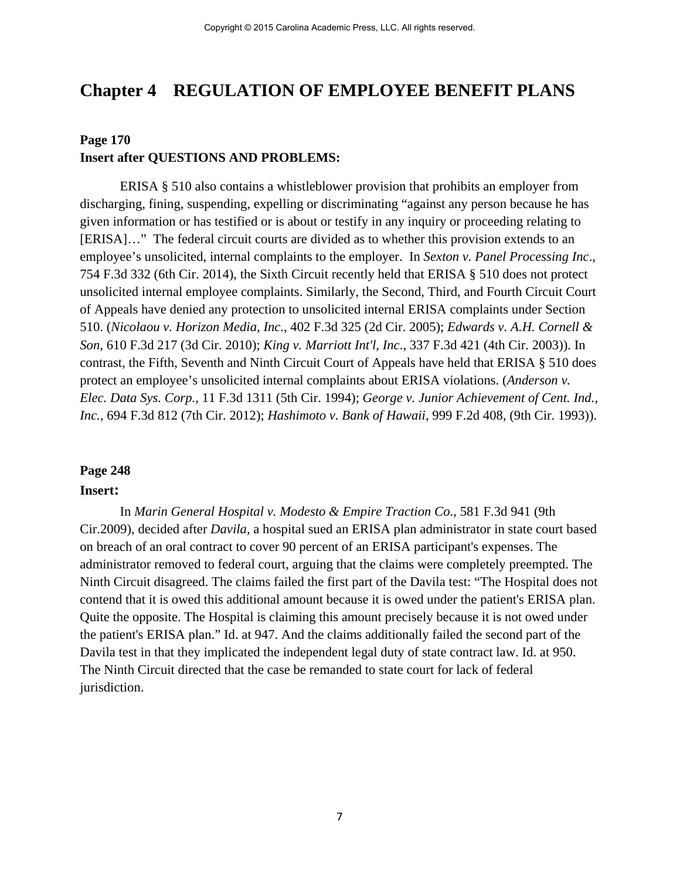# Chapter 4 REGULATION OF EMPLOYEE BENEFIT PLANS

**Page 170**
**Insert after QUESTIONS AND PROBLEMS:**

ERISA § 510 also contains a whistleblower provision that prohibits an employer from discharging, fining, suspending, expelling or discriminating "against any person because he has given information or has testified or is about or testify in any inquiry or proceeding relating to [ERISA]…" The federal circuit courts are divided as to whether this provision extends to an employee's unsolicited, internal complaints to the employer. In *Sexton v. Panel Processing Inc*., 754 F.3d 332 (6th Cir. 2014), the Sixth Circuit recently held that ERISA § 510 does not protect unsolicited internal employee complaints. Similarly, the Second, Third, and Fourth Circuit Court of Appeals have denied any protection to unsolicited internal ERISA complaints under Section 510. (*Nicolaou v. Horizon Media, Inc*., 402 F.3d 325 (2d Cir. 2005); *Edwards v. A.H. Cornell & Son*, 610 F.3d 217 (3d Cir. 2010); *King v. Marriott Int'l, Inc*., 337 F.3d 421 (4th Cir. 2003)). In contrast, the Fifth, Seventh and Ninth Circuit Court of Appeals have held that ERISA § 510 does protect an employee's unsolicited internal complaints about ERISA violations. (*Anderson v. Elec. Data Sys. Corp.*, 11 F.3d 1311 (5th Cir. 1994); *George v. Junior Achievement of Cent. Ind., Inc.*, 694 F.3d 812 (7th Cir. 2012); *Hashimoto v. Bank of Hawaii*, 999 F.2d 408, (9th Cir. 1993)).

**Page 248**
**Insert:**

In *Marin General Hospital v. Modesto & Empire Traction Co*., 581 F.3d 941 (9th Cir.2009), decided after *Davila*, a hospital sued an ERISA plan administrator in state court based on breach of an oral contract to cover 90 percent of an ERISA participant's expenses. The administrator removed to federal court, arguing that the claims were completely preempted. The Ninth Circuit disagreed. The claims failed the first part of the Davila test: "The Hospital does not contend that it is owed this additional amount because it is owed under the patient's ERISA plan. Quite the opposite. The Hospital is claiming this amount precisely because it is not owed under the patient's ERISA plan." Id. at 947. And the claims additionally failed the second part of the Davila test in that they implicated the independent legal duty of state contract law. Id. at 950. The Ninth Circuit directed that the case be remanded to state court for lack of federal jurisdiction.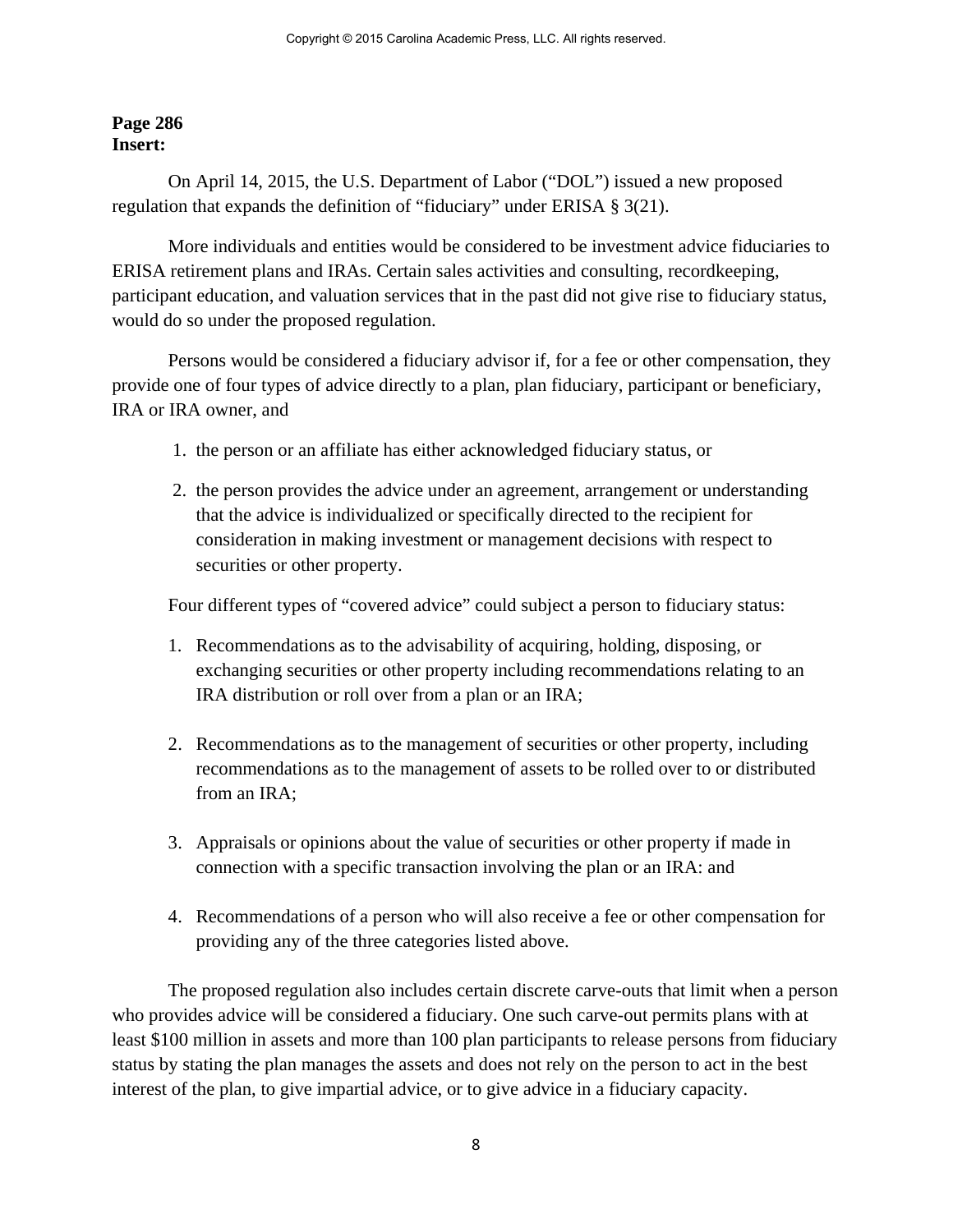**Page 286**
**Insert:**

On April 14, 2015, the U.S. Department of Labor ("DOL") issued a new proposed regulation that expands the definition of "fiduciary" under ERISA § 3(21).

More individuals and entities would be considered to be investment advice fiduciaries to ERISA retirement plans and IRAs. Certain sales activities and consulting, recordkeeping, participant education, and valuation services that in the past did not give rise to fiduciary status, would do so under the proposed regulation.

Persons would be considered a fiduciary advisor if, for a fee or other compensation, they provide one of four types of advice directly to a plan, plan fiduciary, participant or beneficiary, IRA or IRA owner, and

1. the person or an affiliate has either acknowledged fiduciary status, or
2. the person provides the advice under an agreement, arrangement or understanding that the advice is individualized or specifically directed to the recipient for consideration in making investment or management decisions with respect to securities or other property.

Four different types of "covered advice" could subject a person to fiduciary status:

1. Recommendations as to the advisability of acquiring, holding, disposing, or exchanging securities or other property including recommendations relating to an IRA distribution or roll over from a plan or an IRA;
2. Recommendations as to the management of securities or other property, including recommendations as to the management of assets to be rolled over to or distributed from an IRA;
3. Appraisals or opinions about the value of securities or other property if made in connection with a specific transaction involving the plan or an IRA: and
4. Recommendations of a person who will also receive a fee or other compensation for providing any of the three categories listed above.

The proposed regulation also includes certain discrete carve-outs that limit when a person who provides advice will be considered a fiduciary. One such carve-out permits plans with at least $100 million in assets and more than 100 plan participants to release persons from fiduciary status by stating the plan manages the assets and does not rely on the person to act in the best interest of the plan, to give impartial advice, or to give advice in a fiduciary capacity.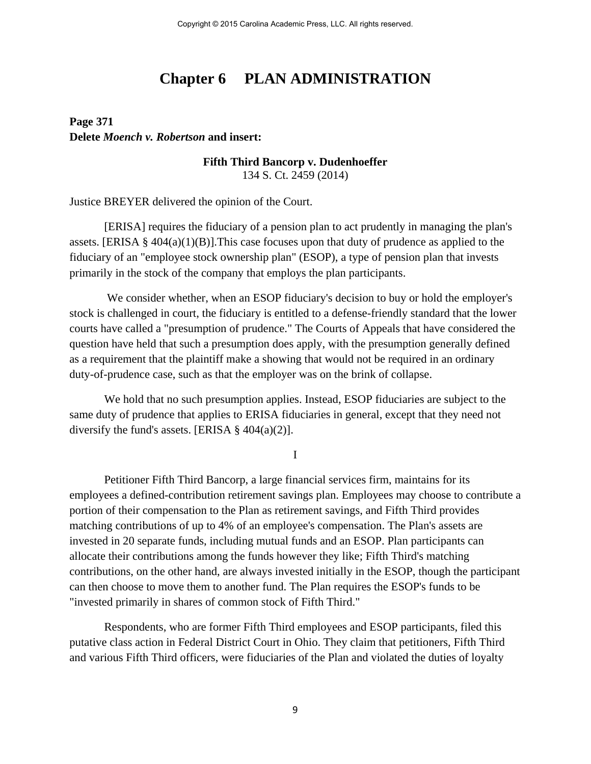# Chapter 6 PLAN ADMINISTRATION

**Page 371**
**Delete *Moench v. Robertson* and insert:**

**Fifth Third Bancorp v. Dudenhoeffer**
134 S. Ct. 2459 (2014)

Justice BREYER delivered the opinion of the Court.

[ERISA] requires the fiduciary of a pension plan to act prudently in managing the plan's assets. [ERISA § 404(a)(1)(B)].This case focuses upon that duty of prudence as applied to the fiduciary of an "employee stock ownership plan" (ESOP), a type of pension plan that invests primarily in the stock of the company that employs the plan participants.

We consider whether, when an ESOP fiduciary's decision to buy or hold the employer's stock is challenged in court, the fiduciary is entitled to a defense-friendly standard that the lower courts have called a "presumption of prudence." The Courts of Appeals that have considered the question have held that such a presumption does apply, with the presumption generally defined as a requirement that the plaintiff make a showing that would not be required in an ordinary duty-of-prudence case, such as that the employer was on the brink of collapse.

We hold that no such presumption applies. Instead, ESOP fiduciaries are subject to the same duty of prudence that applies to ERISA fiduciaries in general, except that they need not diversify the fund's assets. [ERISA § 404(a)(2)].

I

Petitioner Fifth Third Bancorp, a large financial services firm, maintains for its employees a defined-contribution retirement savings plan. Employees may choose to contribute a portion of their compensation to the Plan as retirement savings, and Fifth Third provides matching contributions of up to 4% of an employee's compensation. The Plan's assets are invested in 20 separate funds, including mutual funds and an ESOP. Plan participants can allocate their contributions among the funds however they like; Fifth Third's matching contributions, on the other hand, are always invested initially in the ESOP, though the participant can then choose to move them to another fund. The Plan requires the ESOP's funds to be "invested primarily in shares of common stock of Fifth Third."

Respondents, who are former Fifth Third employees and ESOP participants, filed this putative class action in Federal District Court in Ohio. They claim that petitioners, Fifth Third and various Fifth Third officers, were fiduciaries of the Plan and violated the duties of loyalty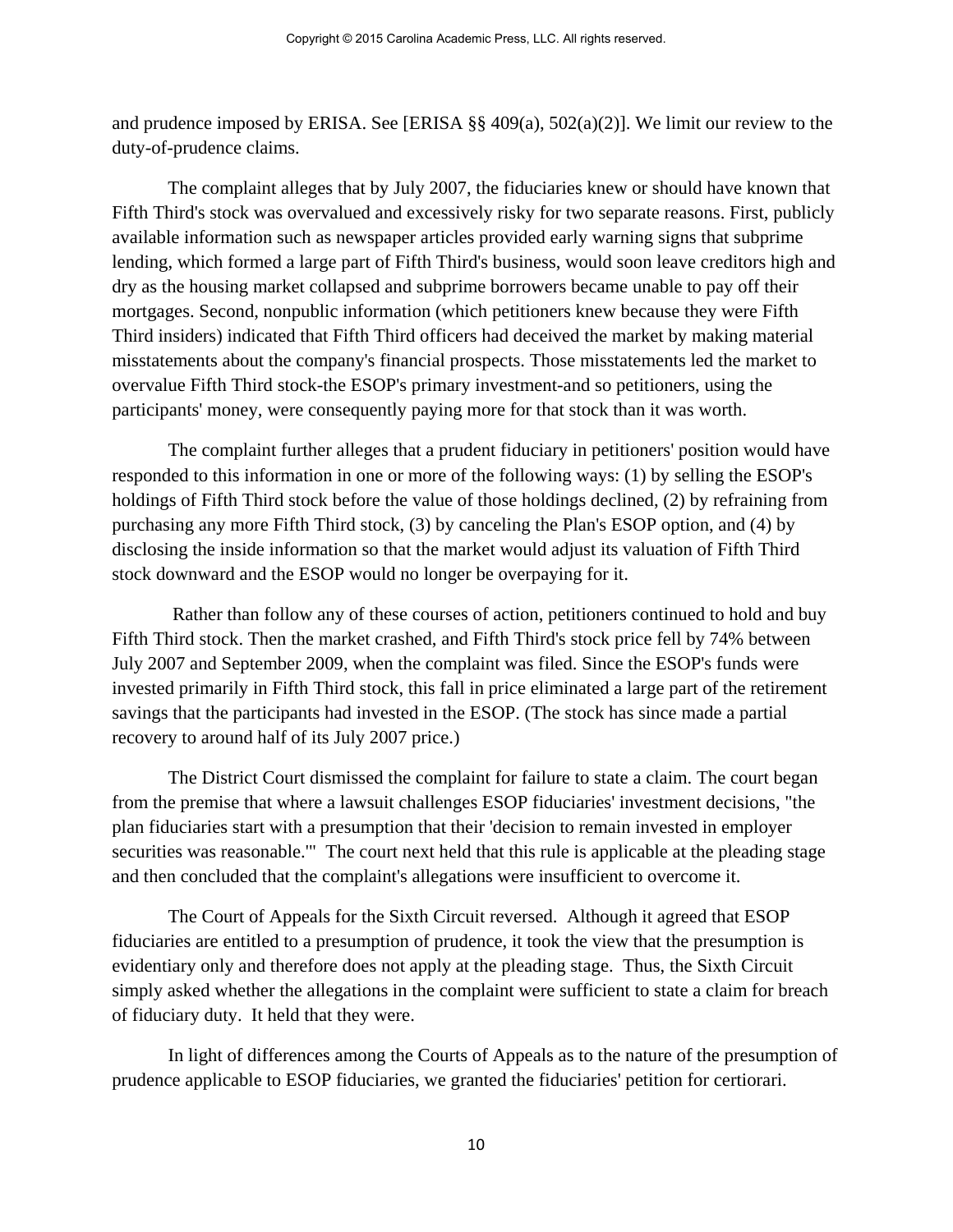and prudence imposed by ERISA. See [ERISA §§ 409(a), 502(a)(2)]. We limit our review to the duty-of-prudence claims.

The complaint alleges that by July 2007, the fiduciaries knew or should have known that Fifth Third's stock was overvalued and excessively risky for two separate reasons. First, publicly available information such as newspaper articles provided early warning signs that subprime lending, which formed a large part of Fifth Third's business, would soon leave creditors high and dry as the housing market collapsed and subprime borrowers became unable to pay off their mortgages. Second, nonpublic information (which petitioners knew because they were Fifth Third insiders) indicated that Fifth Third officers had deceived the market by making material misstatements about the company's financial prospects. Those misstatements led the market to overvalue Fifth Third stock-the ESOP's primary investment-and so petitioners, using the participants' money, were consequently paying more for that stock than it was worth.

The complaint further alleges that a prudent fiduciary in petitioners' position would have responded to this information in one or more of the following ways: (1) by selling the ESOP's holdings of Fifth Third stock before the value of those holdings declined, (2) by refraining from purchasing any more Fifth Third stock, (3) by canceling the Plan's ESOP option, and (4) by disclosing the inside information so that the market would adjust its valuation of Fifth Third stock downward and the ESOP would no longer be overpaying for it.

Rather than follow any of these courses of action, petitioners continued to hold and buy Fifth Third stock. Then the market crashed, and Fifth Third's stock price fell by 74% between July 2007 and September 2009, when the complaint was filed. Since the ESOP's funds were invested primarily in Fifth Third stock, this fall in price eliminated a large part of the retirement savings that the participants had invested in the ESOP. (The stock has since made a partial recovery to around half of its July 2007 price.)

The District Court dismissed the complaint for failure to state a claim. The court began from the premise that where a lawsuit challenges ESOP fiduciaries' investment decisions, "the plan fiduciaries start with a presumption that their 'decision to remain invested in employer securities was reasonable.'" The court next held that this rule is applicable at the pleading stage and then concluded that the complaint's allegations were insufficient to overcome it.

The Court of Appeals for the Sixth Circuit reversed. Although it agreed that ESOP fiduciaries are entitled to a presumption of prudence, it took the view that the presumption is evidentiary only and therefore does not apply at the pleading stage. Thus, the Sixth Circuit simply asked whether the allegations in the complaint were sufficient to state a claim for breach of fiduciary duty. It held that they were.

In light of differences among the Courts of Appeals as to the nature of the presumption of prudence applicable to ESOP fiduciaries, we granted the fiduciaries' petition for certiorari.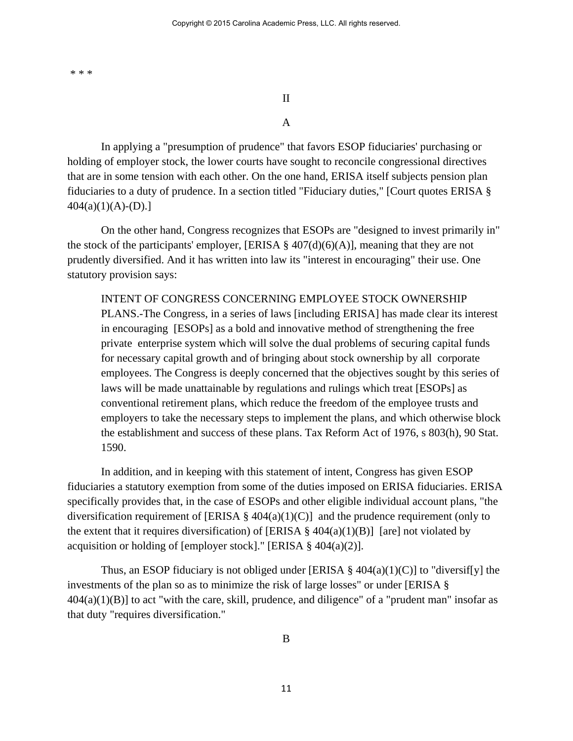\* \* \*

II

A

In applying a "presumption of prudence" that favors ESOP fiduciaries' purchasing or holding of employer stock, the lower courts have sought to reconcile congressional directives that are in some tension with each other. On the one hand, ERISA itself subjects pension plan fiduciaries to a duty of prudence. In a section titled "Fiduciary duties," [Court quotes ERISA § 404(a)(1)(A)-(D).]

On the other hand, Congress recognizes that ESOPs are "designed to invest primarily in" the stock of the participants' employer, [ERISA § 407(d)(6)(A)], meaning that they are not prudently diversified. And it has written into law its "interest in encouraging" their use. One statutory provision says:

> INTENT OF CONGRESS CONCERNING EMPLOYEE STOCK OWNERSHIP PLANS.-The Congress, in a series of laws [including ERISA] has made clear its interest in encouraging [ESOPs] as a bold and innovative method of strengthening the free private enterprise system which will solve the dual problems of securing capital funds for necessary capital growth and of bringing about stock ownership by all corporate employees. The Congress is deeply concerned that the objectives sought by this series of laws will be made unattainable by regulations and rulings which treat [ESOPs] as conventional retirement plans, which reduce the freedom of the employee trusts and employers to take the necessary steps to implement the plans, and which otherwise block the establishment and success of these plans. Tax Reform Act of 1976, s 803(h), 90 Stat. 1590.

In addition, and in keeping with this statement of intent, Congress has given ESOP fiduciaries a statutory exemption from some of the duties imposed on ERISA fiduciaries. ERISA specifically provides that, in the case of ESOPs and other eligible individual account plans, "the diversification requirement of [ERISA § 404(a)(1)(C)] and the prudence requirement (only to the extent that it requires diversification) of [ERISA § 404(a)(1)(B)] [are] not violated by acquisition or holding of [employer stock]." [ERISA § 404(a)(2)].

Thus, an ESOP fiduciary is not obliged under [ERISA § 404(a)(1)(C)] to "diversif[y] the investments of the plan so as to minimize the risk of large losses" or under [ERISA § 404(a)(1)(B)] to act "with the care, skill, prudence, and diligence" of a "prudent man" insofar as that duty "requires diversification."

B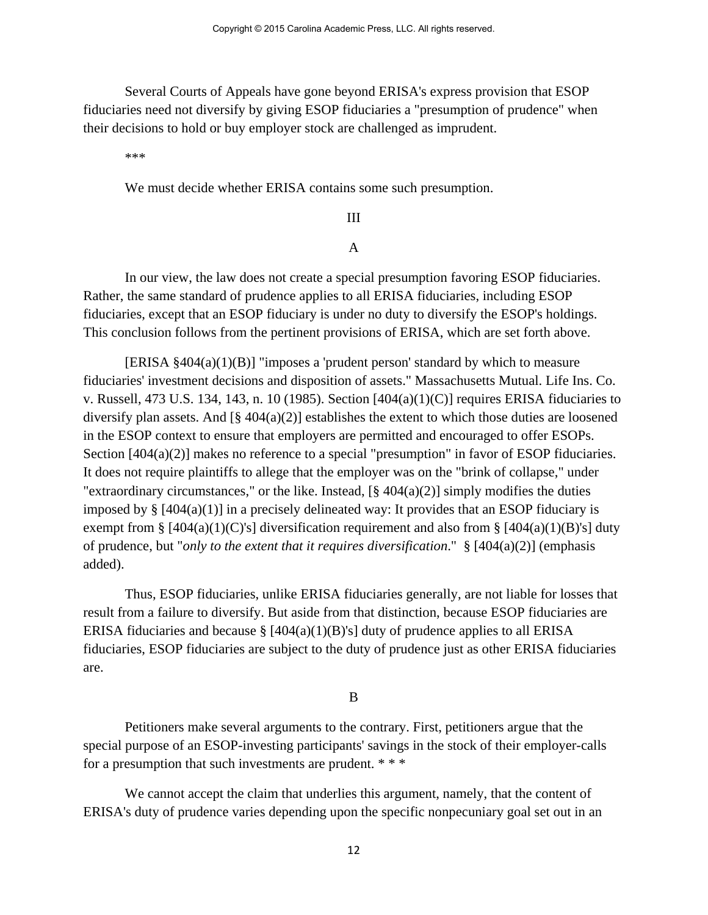Several Courts of Appeals have gone beyond ERISA's express provision that ESOP fiduciaries need not diversify by giving ESOP fiduciaries a "presumption of prudence" when their decisions to hold or buy employer stock are challenged as imprudent.

***

We must decide whether ERISA contains some such presumption.

III

A

In our view, the law does not create a special presumption favoring ESOP fiduciaries. Rather, the same standard of prudence applies to all ERISA fiduciaries, including ESOP fiduciaries, except that an ESOP fiduciary is under no duty to diversify the ESOP's holdings. This conclusion follows from the pertinent provisions of ERISA, which are set forth above.

[ERISA §404(a)(1)(B)] "imposes a 'prudent person' standard by which to measure fiduciaries' investment decisions and disposition of assets." Massachusetts Mutual. Life Ins. Co. v. Russell, 473 U.S. 134, 143, n. 10 (1985). Section [404(a)(1)(C)] requires ERISA fiduciaries to diversify plan assets. And [§ 404(a)(2)] establishes the extent to which those duties are loosened in the ESOP context to ensure that employers are permitted and encouraged to offer ESOPs. Section [404(a)(2)] makes no reference to a special "presumption" in favor of ESOP fiduciaries. It does not require plaintiffs to allege that the employer was on the "brink of collapse," under "extraordinary circumstances," or the like. Instead, [§ 404(a)(2)] simply modifies the duties imposed by § [404(a)(1)] in a precisely delineated way: It provides that an ESOP fiduciary is exempt from § [404(a)(1)(C)'s] diversification requirement and also from § [404(a)(1)(B)'s] duty of prudence, but "*only to the extent that it requires diversification*." § [404(a)(2)] (emphasis added).

Thus, ESOP fiduciaries, unlike ERISA fiduciaries generally, are not liable for losses that result from a failure to diversify. But aside from that distinction, because ESOP fiduciaries are ERISA fiduciaries and because § [404(a)(1)(B)'s] duty of prudence applies to all ERISA fiduciaries, ESOP fiduciaries are subject to the duty of prudence just as other ERISA fiduciaries are.

B

Petitioners make several arguments to the contrary. First, petitioners argue that the special purpose of an ESOP-investing participants' savings in the stock of their employer-calls for a presumption that such investments are prudent. * * *

We cannot accept the claim that underlies this argument, namely, that the content of ERISA's duty of prudence varies depending upon the specific nonpecuniary goal set out in an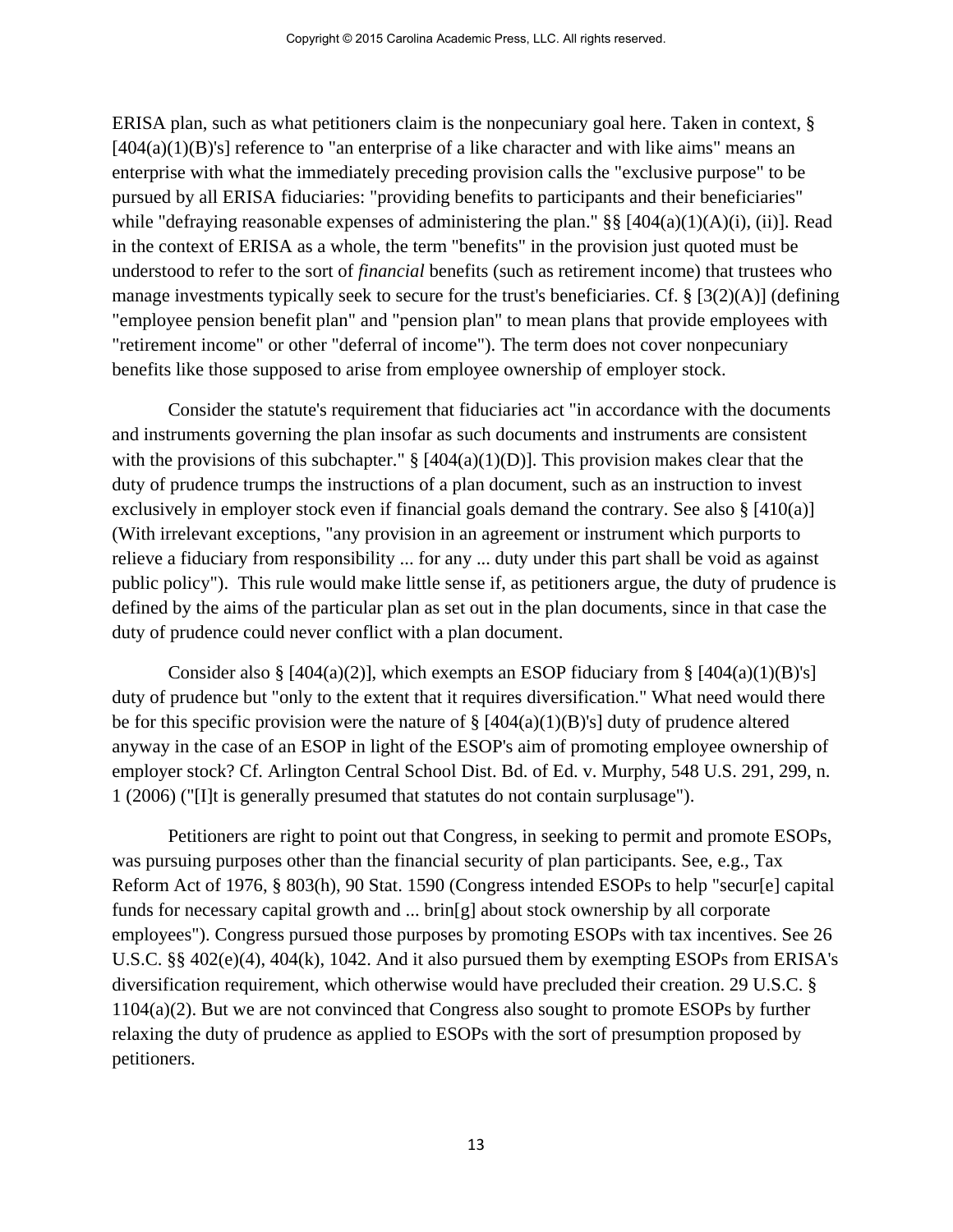ERISA plan, such as what petitioners claim is the nonpecuniary goal here. Taken in context, § [404(a)(1)(B)'s] reference to "an enterprise of a like character and with like aims" means an enterprise with what the immediately preceding provision calls the "exclusive purpose" to be pursued by all ERISA fiduciaries: "providing benefits to participants and their beneficiaries" while "defraying reasonable expenses of administering the plan." §§ [404(a)(1)(A)(i), (ii)]. Read in the context of ERISA as a whole, the term "benefits" in the provision just quoted must be understood to refer to the sort of *financial* benefits (such as retirement income) that trustees who manage investments typically seek to secure for the trust's beneficiaries. Cf. § [3(2)(A)] (defining "employee pension benefit plan" and "pension plan" to mean plans that provide employees with "retirement income" or other "deferral of income"). The term does not cover nonpecuniary benefits like those supposed to arise from employee ownership of employer stock.

Consider the statute's requirement that fiduciaries act "in accordance with the documents and instruments governing the plan insofar as such documents and instruments are consistent with the provisions of this subchapter." § [404(a)(1)(D)]. This provision makes clear that the duty of prudence trumps the instructions of a plan document, such as an instruction to invest exclusively in employer stock even if financial goals demand the contrary. See also § [410(a)] (With irrelevant exceptions, "any provision in an agreement or instrument which purports to relieve a fiduciary from responsibility ... for any ... duty under this part shall be void as against public policy"). This rule would make little sense if, as petitioners argue, the duty of prudence is defined by the aims of the particular plan as set out in the plan documents, since in that case the duty of prudence could never conflict with a plan document.

Consider also § [404(a)(2)], which exempts an ESOP fiduciary from § [404(a)(1)(B)'s] duty of prudence but "only to the extent that it requires diversification." What need would there be for this specific provision were the nature of § [404(a)(1)(B)'s] duty of prudence altered anyway in the case of an ESOP in light of the ESOP's aim of promoting employee ownership of employer stock? Cf. Arlington Central School Dist. Bd. of Ed. v. Murphy, 548 U.S. 291, 299, n. 1 (2006) ("[I]t is generally presumed that statutes do not contain surplusage").

Petitioners are right to point out that Congress, in seeking to permit and promote ESOPs, was pursuing purposes other than the financial security of plan participants. See, e.g., Tax Reform Act of 1976, § 803(h), 90 Stat. 1590 (Congress intended ESOPs to help "secur[e] capital funds for necessary capital growth and ... brin[g] about stock ownership by all corporate employees"). Congress pursued those purposes by promoting ESOPs with tax incentives. See 26 U.S.C. §§ 402(e)(4), 404(k), 1042. And it also pursued them by exempting ESOPs from ERISA's diversification requirement, which otherwise would have precluded their creation. 29 U.S.C. § 1104(a)(2). But we are not convinced that Congress also sought to promote ESOPs by further relaxing the duty of prudence as applied to ESOPs with the sort of presumption proposed by petitioners.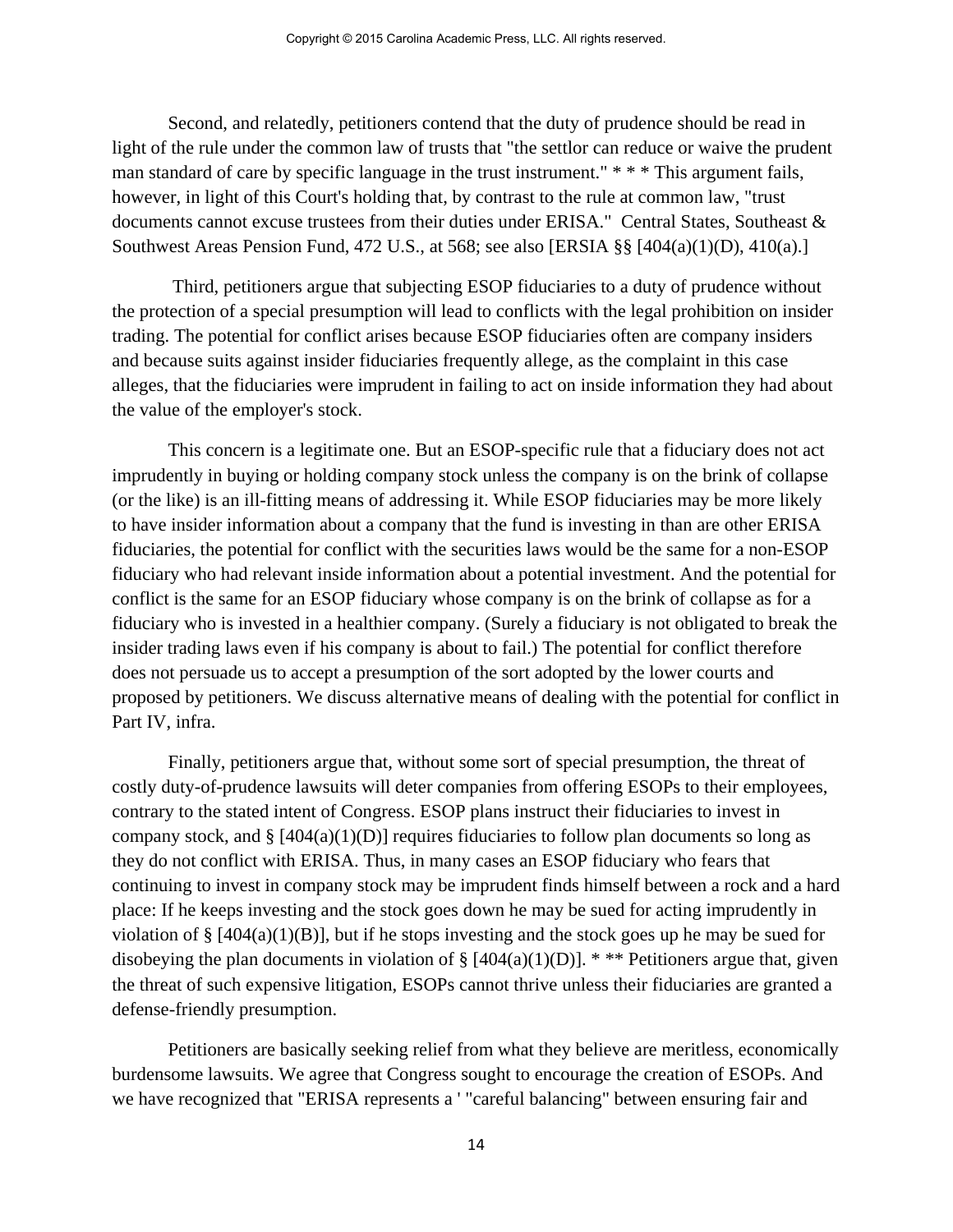Second, and relatedly, petitioners contend that the duty of prudence should be read in light of the rule under the common law of trusts that "the settlor can reduce or waive the prudent man standard of care by specific language in the trust instrument." * * * This argument fails, however, in light of this Court's holding that, by contrast to the rule at common law, "trust documents cannot excuse trustees from their duties under ERISA." Central States, Southeast & Southwest Areas Pension Fund, 472 U.S., at 568; see also [ERSIA §§ [404(a)(1)(D), 410(a).]

Third, petitioners argue that subjecting ESOP fiduciaries to a duty of prudence without the protection of a special presumption will lead to conflicts with the legal prohibition on insider trading. The potential for conflict arises because ESOP fiduciaries often are company insiders and because suits against insider fiduciaries frequently allege, as the complaint in this case alleges, that the fiduciaries were imprudent in failing to act on inside information they had about the value of the employer's stock.

This concern is a legitimate one. But an ESOP-specific rule that a fiduciary does not act imprudently in buying or holding company stock unless the company is on the brink of collapse (or the like) is an ill-fitting means of addressing it. While ESOP fiduciaries may be more likely to have insider information about a company that the fund is investing in than are other ERISA fiduciaries, the potential for conflict with the securities laws would be the same for a non-ESOP fiduciary who had relevant inside information about a potential investment. And the potential for conflict is the same for an ESOP fiduciary whose company is on the brink of collapse as for a fiduciary who is invested in a healthier company. (Surely a fiduciary is not obligated to break the insider trading laws even if his company is about to fail.) The potential for conflict therefore does not persuade us to accept a presumption of the sort adopted by the lower courts and proposed by petitioners. We discuss alternative means of dealing with the potential for conflict in Part IV, infra.

Finally, petitioners argue that, without some sort of special presumption, the threat of costly duty-of-prudence lawsuits will deter companies from offering ESOPs to their employees, contrary to the stated intent of Congress. ESOP plans instruct their fiduciaries to invest in company stock, and § [404(a)(1)(D)] requires fiduciaries to follow plan documents so long as they do not conflict with ERISA. Thus, in many cases an ESOP fiduciary who fears that continuing to invest in company stock may be imprudent finds himself between a rock and a hard place: If he keeps investing and the stock goes down he may be sued for acting imprudently in violation of § [404(a)(1)(B)], but if he stops investing and the stock goes up he may be sued for disobeying the plan documents in violation of § [404(a)(1)(D)]. * ** Petitioners argue that, given the threat of such expensive litigation, ESOPs cannot thrive unless their fiduciaries are granted a defense-friendly presumption.

Petitioners are basically seeking relief from what they believe are meritless, economically burdensome lawsuits. We agree that Congress sought to encourage the creation of ESOPs. And we have recognized that "ERISA represents a ' "careful balancing" between ensuring fair and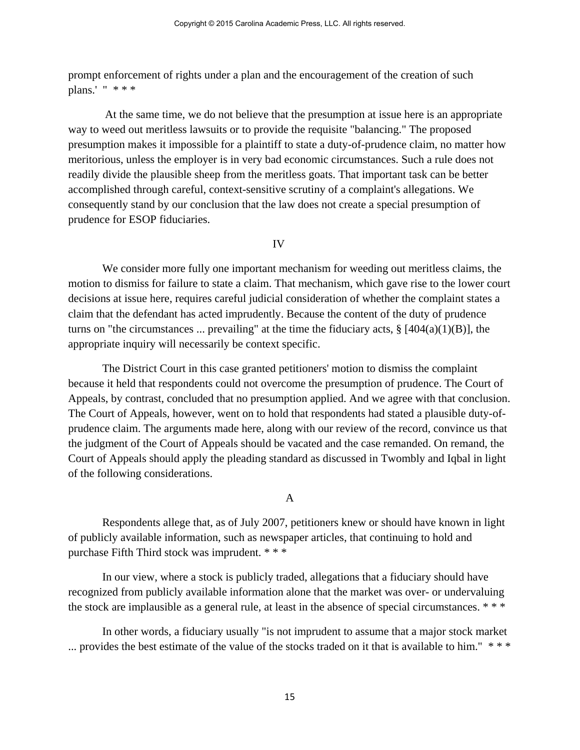prompt enforcement of rights under a plan and the encouragement of the creation of such plans.' " * * *

At the same time, we do not believe that the presumption at issue here is an appropriate way to weed out meritless lawsuits or to provide the requisite "balancing." The proposed presumption makes it impossible for a plaintiff to state a duty-of-prudence claim, no matter how meritorious, unless the employer is in very bad economic circumstances. Such a rule does not readily divide the plausible sheep from the meritless goats. That important task can be better accomplished through careful, context-sensitive scrutiny of a complaint's allegations. We consequently stand by our conclusion that the law does not create a special presumption of prudence for ESOP fiduciaries.

IV

We consider more fully one important mechanism for weeding out meritless claims, the motion to dismiss for failure to state a claim. That mechanism, which gave rise to the lower court decisions at issue here, requires careful judicial consideration of whether the complaint states a claim that the defendant has acted imprudently. Because the content of the duty of prudence turns on "the circumstances ... prevailing" at the time the fiduciary acts, § [404(a)(1)(B)], the appropriate inquiry will necessarily be context specific.

The District Court in this case granted petitioners' motion to dismiss the complaint because it held that respondents could not overcome the presumption of prudence. The Court of Appeals, by contrast, concluded that no presumption applied. And we agree with that conclusion. The Court of Appeals, however, went on to hold that respondents had stated a plausible duty-of-prudence claim. The arguments made here, along with our review of the record, convince us that the judgment of the Court of Appeals should be vacated and the case remanded. On remand, the Court of Appeals should apply the pleading standard as discussed in Twombly and Iqbal in light of the following considerations.

A

Respondents allege that, as of July 2007, petitioners knew or should have known in light of publicly available information, such as newspaper articles, that continuing to hold and purchase Fifth Third stock was imprudent. * * *

In our view, where a stock is publicly traded, allegations that a fiduciary should have recognized from publicly available information alone that the market was over- or undervaluing the stock are implausible as a general rule, at least in the absence of special circumstances. * * *

In other words, a fiduciary usually "is not imprudent to assume that a major stock market ... provides the best estimate of the value of the stocks traded on it that is available to him." * * *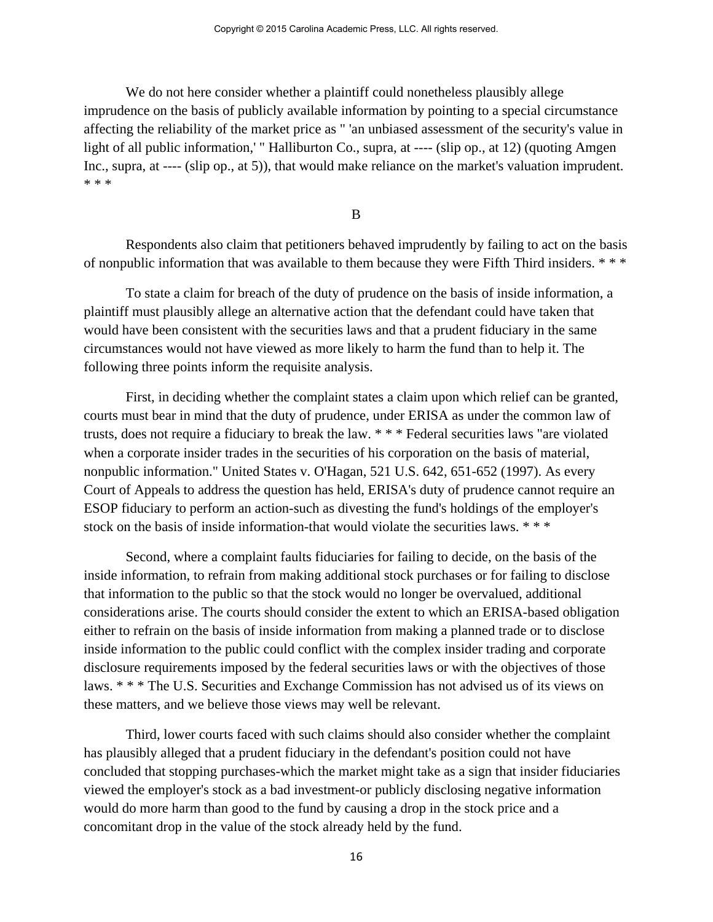We do not here consider whether a plaintiff could nonetheless plausibly allege imprudence on the basis of publicly available information by pointing to a special circumstance affecting the reliability of the market price as " 'an unbiased assessment of the security's value in light of all public information,' " Halliburton Co., supra, at ---- (slip op., at 12) (quoting Amgen Inc., supra, at ---- (slip op., at 5)), that would make reliance on the market's valuation imprudent. * * *

B

Respondents also claim that petitioners behaved imprudently by failing to act on the basis of nonpublic information that was available to them because they were Fifth Third insiders. * * *

To state a claim for breach of the duty of prudence on the basis of inside information, a plaintiff must plausibly allege an alternative action that the defendant could have taken that would have been consistent with the securities laws and that a prudent fiduciary in the same circumstances would not have viewed as more likely to harm the fund than to help it. The following three points inform the requisite analysis.

First, in deciding whether the complaint states a claim upon which relief can be granted, courts must bear in mind that the duty of prudence, under ERISA as under the common law of trusts, does not require a fiduciary to break the law. * * * Federal securities laws "are violated when a corporate insider trades in the securities of his corporation on the basis of material, nonpublic information." United States v. O'Hagan, 521 U.S. 642, 651-652 (1997). As every Court of Appeals to address the question has held, ERISA's duty of prudence cannot require an ESOP fiduciary to perform an action-such as divesting the fund's holdings of the employer's stock on the basis of inside information-that would violate the securities laws. * * *

Second, where a complaint faults fiduciaries for failing to decide, on the basis of the inside information, to refrain from making additional stock purchases or for failing to disclose that information to the public so that the stock would no longer be overvalued, additional considerations arise. The courts should consider the extent to which an ERISA-based obligation either to refrain on the basis of inside information from making a planned trade or to disclose inside information to the public could conflict with the complex insider trading and corporate disclosure requirements imposed by the federal securities laws or with the objectives of those laws. * * * The U.S. Securities and Exchange Commission has not advised us of its views on these matters, and we believe those views may well be relevant.

Third, lower courts faced with such claims should also consider whether the complaint has plausibly alleged that a prudent fiduciary in the defendant's position could not have concluded that stopping purchases-which the market might take as a sign that insider fiduciaries viewed the employer's stock as a bad investment-or publicly disclosing negative information would do more harm than good to the fund by causing a drop in the stock price and a concomitant drop in the value of the stock already held by the fund.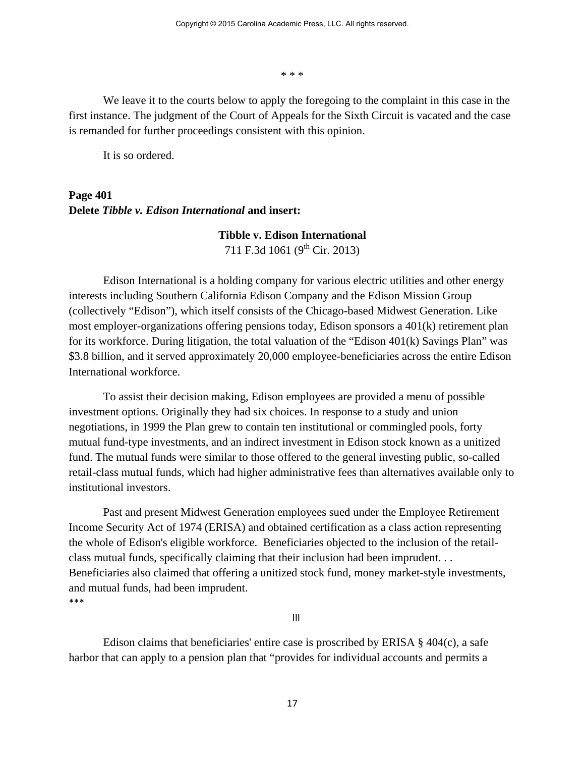\* \* \*

We leave it to the courts below to apply the foregoing to the complaint in this case in the first instance. The judgment of the Court of Appeals for the Sixth Circuit is vacated and the case is remanded for further proceedings consistent with this opinion.

It is so ordered.

**Page 401**
**Delete *Tibble v. Edison International* and insert:**

**Tibble v. Edison International**
711 F.3d 1061 (9th Cir. 2013)

Edison International is a holding company for various electric utilities and other energy interests including Southern California Edison Company and the Edison Mission Group (collectively "Edison"), which itself consists of the Chicago-based Midwest Generation. Like most employer-organizations offering pensions today, Edison sponsors a 401(k) retirement plan for its workforce. During litigation, the total valuation of the "Edison 401(k) Savings Plan" was $3.8 billion, and it served approximately 20,000 employee-beneficiaries across the entire Edison International workforce.

To assist their decision making, Edison employees are provided a menu of possible investment options. Originally they had six choices. In response to a study and union negotiations, in 1999 the Plan grew to contain ten institutional or commingled pools, forty mutual fund-type investments, and an indirect investment in Edison stock known as a unitized fund. The mutual funds were similar to those offered to the general investing public, so-called retail-class mutual funds, which had higher administrative fees than alternatives available only to institutional investors.

Past and present Midwest Generation employees sued under the Employee Retirement Income Security Act of 1974 (ERISA) and obtained certification as a class action representing the whole of Edison's eligible workforce. Beneficiaries objected to the inclusion of the retail-class mutual funds, specifically claiming that their inclusion had been imprudent. . . Beneficiaries also claimed that offering a unitized stock fund, money market-style investments, and mutual funds, had been imprudent.
\*\*\*

III

Edison claims that beneficiaries' entire case is proscribed by ERISA § 404(c), a safe harbor that can apply to a pension plan that "provides for individual accounts and permits a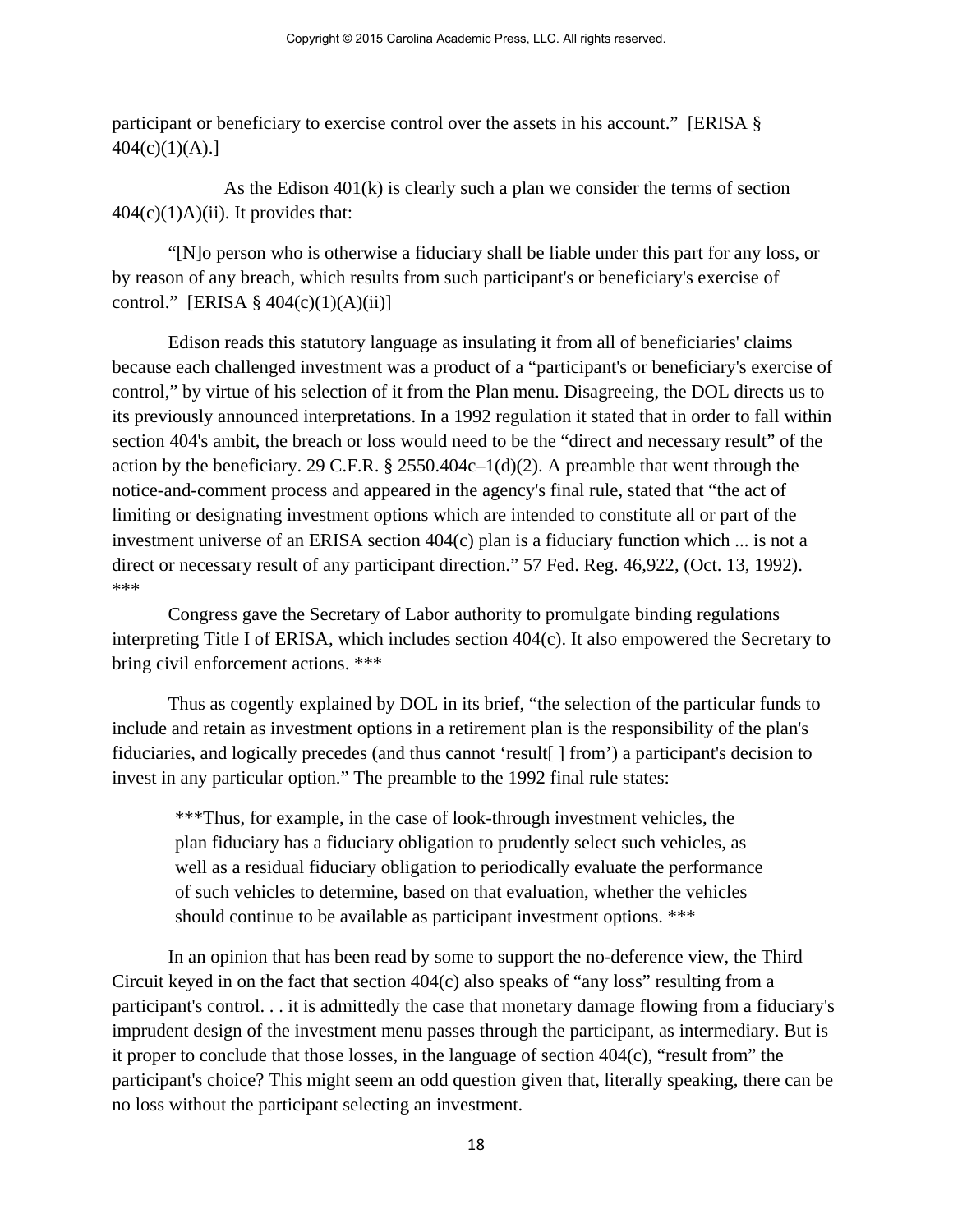participant or beneficiary to exercise control over the assets in his account." [ERISA § 404(c)(1)(A).]

As the Edison 401(k) is clearly such a plan we consider the terms of section 404(c)(1)A)(ii). It provides that:

"[N]o person who is otherwise a fiduciary shall be liable under this part for any loss, or by reason of any breach, which results from such participant's or beneficiary's exercise of control." [ERISA § 404(c)(1)(A)(ii)]

Edison reads this statutory language as insulating it from all of beneficiaries' claims because each challenged investment was a product of a "participant's or beneficiary's exercise of control," by virtue of his selection of it from the Plan menu. Disagreeing, the DOL directs us to its previously announced interpretations. In a 1992 regulation it stated that in order to fall within section 404's ambit, the breach or loss would need to be the "direct and necessary result" of the action by the beneficiary. 29 C.F.R. § 2550.404c–1(d)(2). A preamble that went through the notice-and-comment process and appeared in the agency's final rule, stated that "the act of limiting or designating investment options which are intended to constitute all or part of the investment universe of an ERISA section 404(c) plan is a fiduciary function which ... is not a direct or necessary result of any participant direction." 57 Fed. Reg. 46,922, (Oct. 13, 1992). ***

Congress gave the Secretary of Labor authority to promulgate binding regulations interpreting Title I of ERISA, which includes section 404(c). It also empowered the Secretary to bring civil enforcement actions. ***

Thus as cogently explained by DOL in its brief, "the selection of the particular funds to include and retain as investment options in a retirement plan is the responsibility of the plan's fiduciaries, and logically precedes (and thus cannot 'result[ ] from') a participant's decision to invest in any particular option." The preamble to the 1992 final rule states:

> ***Thus, for example, in the case of look-through investment vehicles, the plan fiduciary has a fiduciary obligation to prudently select such vehicles, as well as a residual fiduciary obligation to periodically evaluate the performance of such vehicles to determine, based on that evaluation, whether the vehicles should continue to be available as participant investment options. ***

In an opinion that has been read by some to support the no-deference view, the Third Circuit keyed in on the fact that section 404(c) also speaks of "any loss" resulting from a participant's control. . . it is admittedly the case that monetary damage flowing from a fiduciary's imprudent design of the investment menu passes through the participant, as intermediary. But is it proper to conclude that those losses, in the language of section 404(c), "result from" the participant's choice? This might seem an odd question given that, literally speaking, there can be no loss without the participant selecting an investment.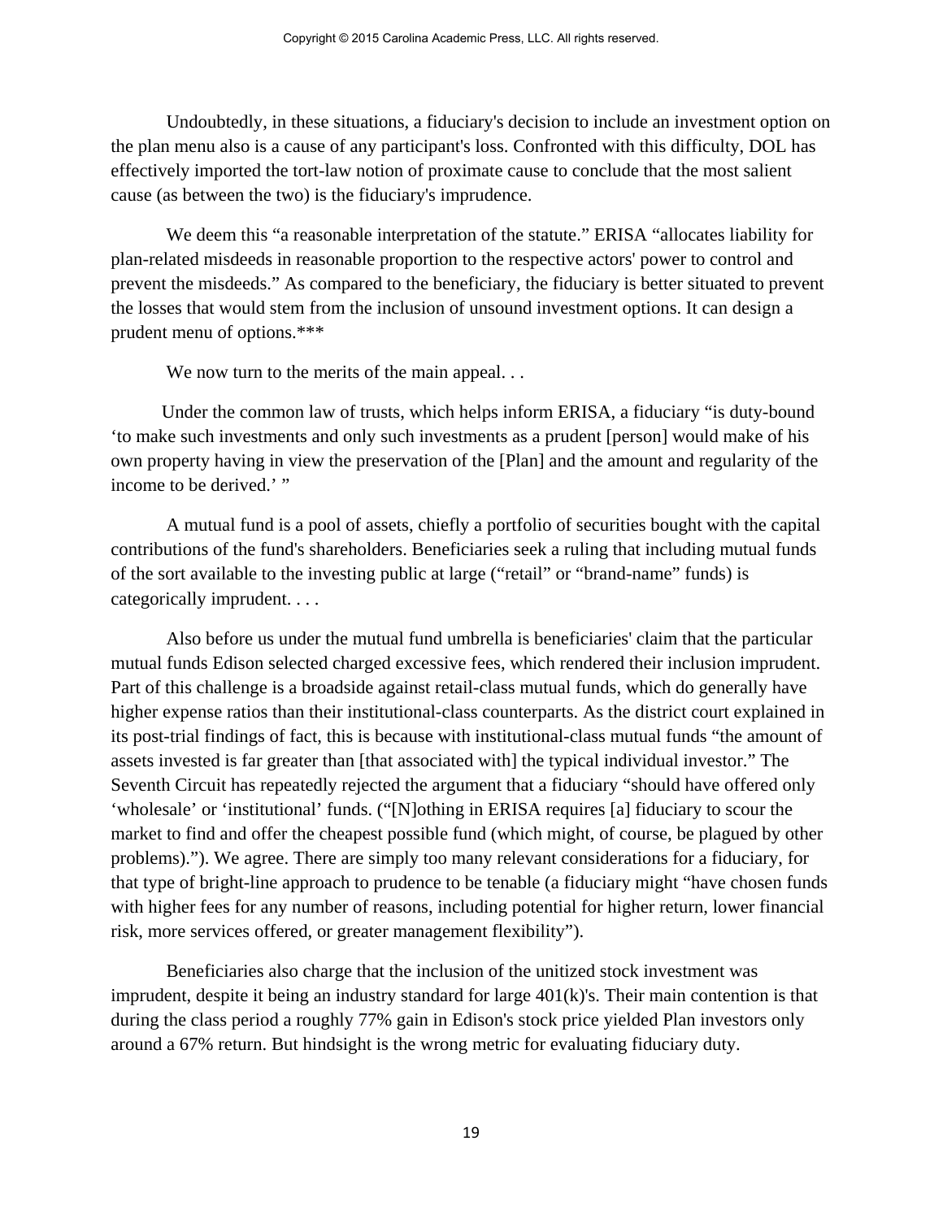Undoubtedly, in these situations, a fiduciary's decision to include an investment option on the plan menu also is a cause of any participant's loss. Confronted with this difficulty, DOL has effectively imported the tort-law notion of proximate cause to conclude that the most salient cause (as between the two) is the fiduciary's imprudence.

We deem this "a reasonable interpretation of the statute." ERISA "allocates liability for plan-related misdeeds in reasonable proportion to the respective actors' power to control and prevent the misdeeds." As compared to the beneficiary, the fiduciary is better situated to prevent the losses that would stem from the inclusion of unsound investment options. It can design a prudent menu of options.***

We now turn to the merits of the main appeal. . .

Under the common law of trusts, which helps inform ERISA, a fiduciary "is duty-bound 'to make such investments and only such investments as a prudent [person] would make of his own property having in view the preservation of the [Plan] and the amount and regularity of the income to be derived.' "

A mutual fund is a pool of assets, chiefly a portfolio of securities bought with the capital contributions of the fund's shareholders. Beneficiaries seek a ruling that including mutual funds of the sort available to the investing public at large ("retail" or "brand-name" funds) is categorically imprudent. . . .

Also before us under the mutual fund umbrella is beneficiaries' claim that the particular mutual funds Edison selected charged excessive fees, which rendered their inclusion imprudent. Part of this challenge is a broadside against retail-class mutual funds, which do generally have higher expense ratios than their institutional-class counterparts. As the district court explained in its post-trial findings of fact, this is because with institutional-class mutual funds "the amount of assets invested is far greater than [that associated with] the typical individual investor." The Seventh Circuit has repeatedly rejected the argument that a fiduciary "should have offered only 'wholesale' or 'institutional' funds. ("[N]othing in ERISA requires [a] fiduciary to scour the market to find and offer the cheapest possible fund (which might, of course, be plagued by other problems)."). We agree. There are simply too many relevant considerations for a fiduciary, for that type of bright-line approach to prudence to be tenable (a fiduciary might "have chosen funds with higher fees for any number of reasons, including potential for higher return, lower financial risk, more services offered, or greater management flexibility").

Beneficiaries also charge that the inclusion of the unitized stock investment was imprudent, despite it being an industry standard for large 401(k)'s. Their main contention is that during the class period a roughly 77% gain in Edison's stock price yielded Plan investors only around a 67% return. But hindsight is the wrong metric for evaluating fiduciary duty.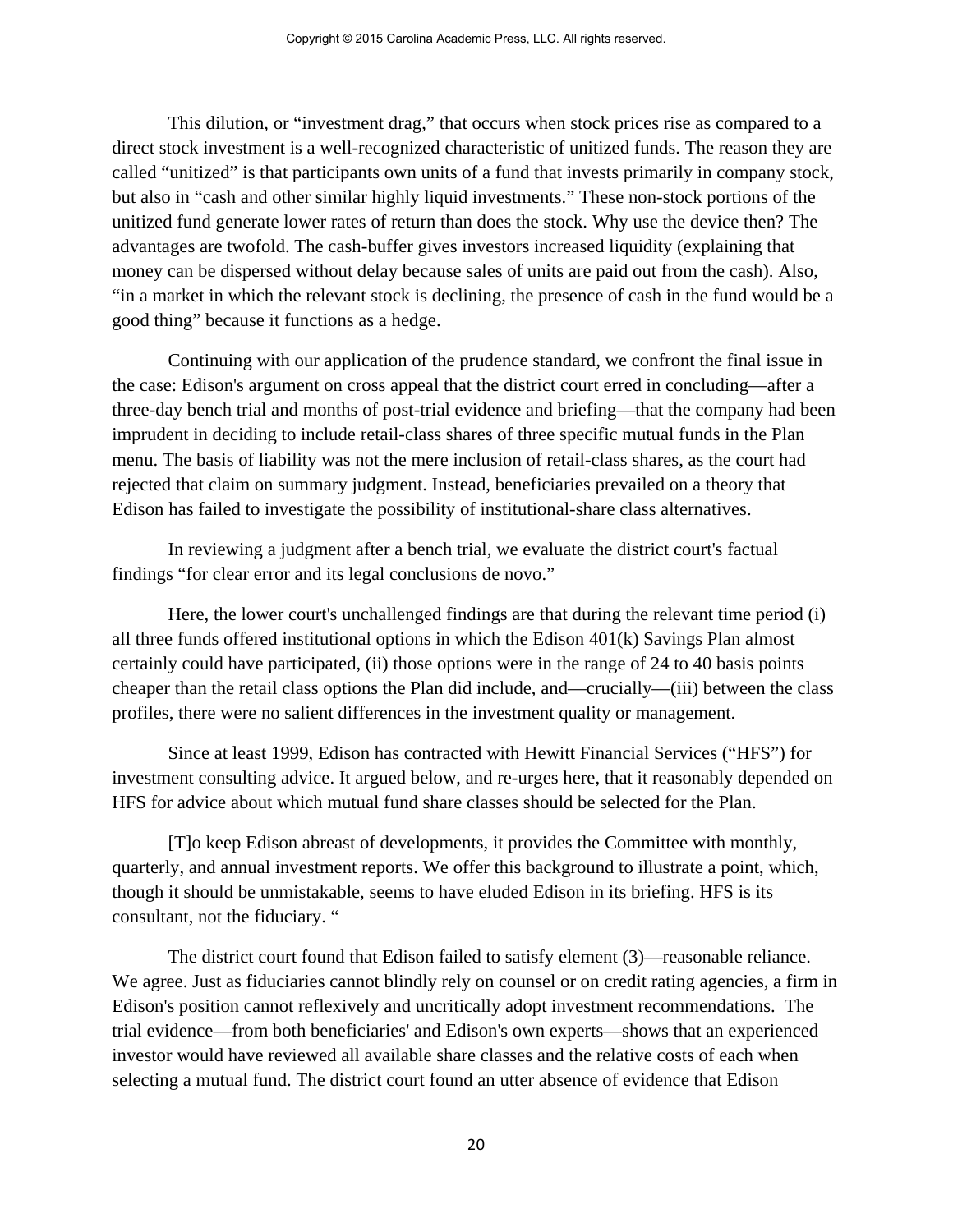This dilution, or "investment drag," that occurs when stock prices rise as compared to a direct stock investment is a well-recognized characteristic of unitized funds. The reason they are called "unitized" is that participants own units of a fund that invests primarily in company stock, but also in "cash and other similar highly liquid investments." These non-stock portions of the unitized fund generate lower rates of return than does the stock. Why use the device then? The advantages are twofold. The cash-buffer gives investors increased liquidity (explaining that money can be dispersed without delay because sales of units are paid out from the cash). Also, "in a market in which the relevant stock is declining, the presence of cash in the fund would be a good thing" because it functions as a hedge.

Continuing with our application of the prudence standard, we confront the final issue in the case: Edison's argument on cross appeal that the district court erred in concluding—after a three-day bench trial and months of post-trial evidence and briefing—that the company had been imprudent in deciding to include retail-class shares of three specific mutual funds in the Plan menu. The basis of liability was not the mere inclusion of retail-class shares, as the court had rejected that claim on summary judgment. Instead, beneficiaries prevailed on a theory that Edison has failed to investigate the possibility of institutional-share class alternatives.

In reviewing a judgment after a bench trial, we evaluate the district court's factual findings "for clear error and its legal conclusions de novo."

Here, the lower court's unchallenged findings are that during the relevant time period (i) all three funds offered institutional options in which the Edison 401(k) Savings Plan almost certainly could have participated, (ii) those options were in the range of 24 to 40 basis points cheaper than the retail class options the Plan did include, and—crucially—(iii) between the class profiles, there were no salient differences in the investment quality or management.

Since at least 1999, Edison has contracted with Hewitt Financial Services ("HFS") for investment consulting advice. It argued below, and re-urges here, that it reasonably depended on HFS for advice about which mutual fund share classes should be selected for the Plan.

[T]o keep Edison abreast of developments, it provides the Committee with monthly, quarterly, and annual investment reports. We offer this background to illustrate a point, which, though it should be unmistakable, seems to have eluded Edison in its briefing. HFS is its consultant, not the fiduciary. "

The district court found that Edison failed to satisfy element (3)—reasonable reliance. We agree. Just as fiduciaries cannot blindly rely on counsel or on credit rating agencies, a firm in Edison's position cannot reflexively and uncritically adopt investment recommendations. The trial evidence—from both beneficiaries' and Edison's own experts—shows that an experienced investor would have reviewed all available share classes and the relative costs of each when selecting a mutual fund. The district court found an utter absence of evidence that Edison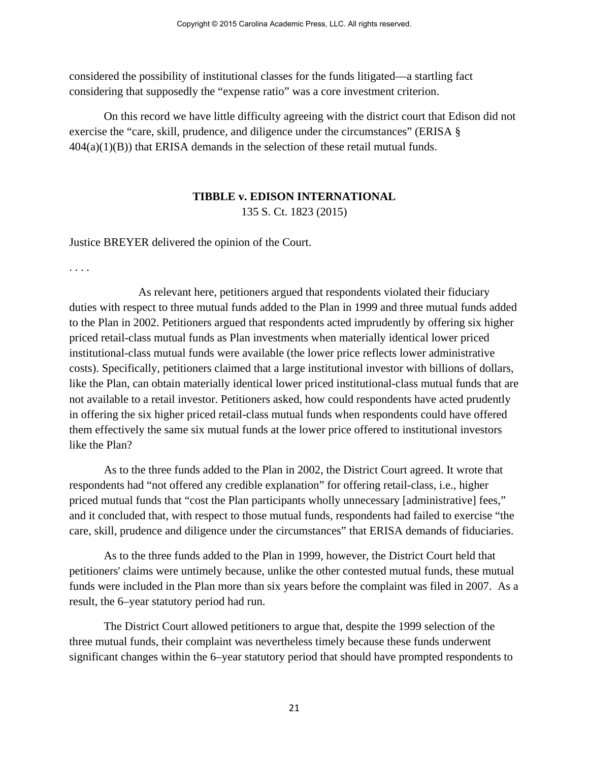considered the possibility of institutional classes for the funds litigated—a startling fact considering that supposedly the "expense ratio" was a core investment criterion.

On this record we have little difficulty agreeing with the district court that Edison did not exercise the "care, skill, prudence, and diligence under the circumstances" (ERISA § 404(a)(1)(B)) that ERISA demands in the selection of these retail mutual funds.

**TIBBLE v. EDISON INTERNATIONAL**
135 S. Ct. 1823 (2015)

Justice BREYER delivered the opinion of the Court.

. . . .

As relevant here, petitioners argued that respondents violated their fiduciary duties with respect to three mutual funds added to the Plan in 1999 and three mutual funds added to the Plan in 2002. Petitioners argued that respondents acted imprudently by offering six higher priced retail-class mutual funds as Plan investments when materially identical lower priced institutional-class mutual funds were available (the lower price reflects lower administrative costs). Specifically, petitioners claimed that a large institutional investor with billions of dollars, like the Plan, can obtain materially identical lower priced institutional-class mutual funds that are not available to a retail investor. Petitioners asked, how could respondents have acted prudently in offering the six higher priced retail-class mutual funds when respondents could have offered them effectively the same six mutual funds at the lower price offered to institutional investors like the Plan?

As to the three funds added to the Plan in 2002, the District Court agreed. It wrote that respondents had "not offered any credible explanation" for offering retail-class, i.e., higher priced mutual funds that "cost the Plan participants wholly unnecessary [administrative] fees," and it concluded that, with respect to those mutual funds, respondents had failed to exercise "the care, skill, prudence and diligence under the circumstances" that ERISA demands of fiduciaries.

As to the three funds added to the Plan in 1999, however, the District Court held that petitioners' claims were untimely because, unlike the other contested mutual funds, these mutual funds were included in the Plan more than six years before the complaint was filed in 2007. As a result, the 6–year statutory period had run.

The District Court allowed petitioners to argue that, despite the 1999 selection of the three mutual funds, their complaint was nevertheless timely because these funds underwent significant changes within the 6–year statutory period that should have prompted respondents to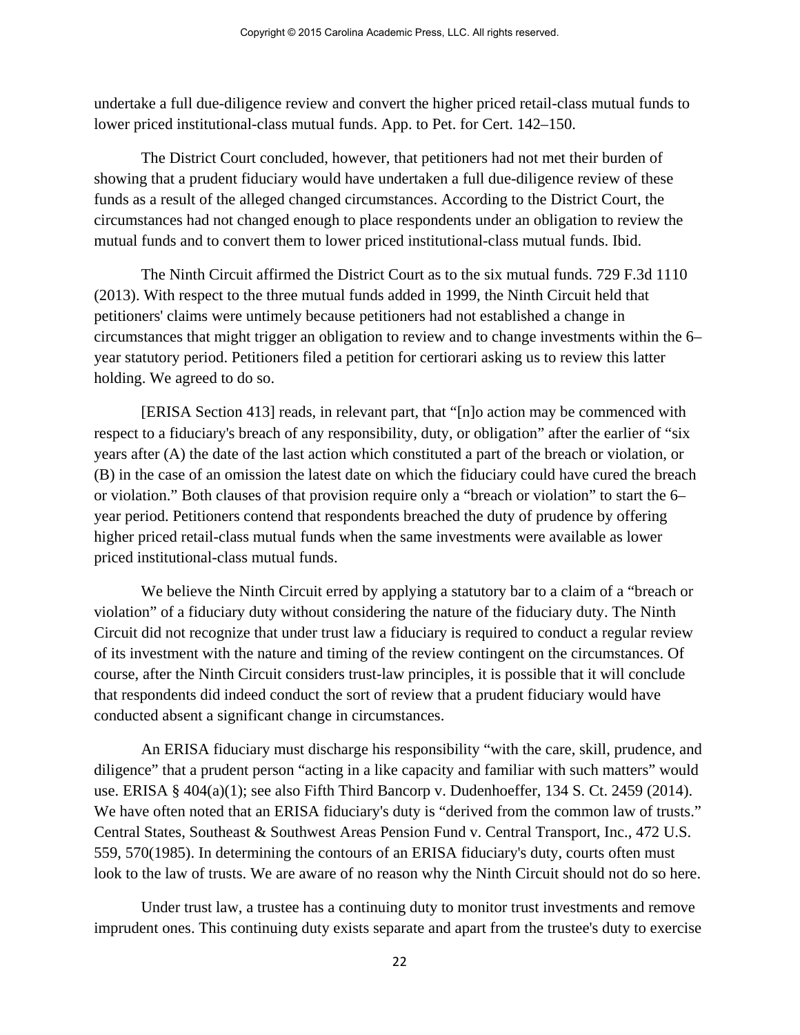undertake a full due-diligence review and convert the higher priced retail-class mutual funds to lower priced institutional-class mutual funds. App. to Pet. for Cert. 142–150.

The District Court concluded, however, that petitioners had not met their burden of showing that a prudent fiduciary would have undertaken a full due-diligence review of these funds as a result of the alleged changed circumstances. According to the District Court, the circumstances had not changed enough to place respondents under an obligation to review the mutual funds and to convert them to lower priced institutional-class mutual funds. Ibid.

The Ninth Circuit affirmed the District Court as to the six mutual funds. 729 F.3d 1110 (2013). With respect to the three mutual funds added in 1999, the Ninth Circuit held that petitioners' claims were untimely because petitioners had not established a change in circumstances that might trigger an obligation to review and to change investments within the 6–year statutory period. Petitioners filed a petition for certiorari asking us to review this latter holding. We agreed to do so.

[ERISA Section 413] reads, in relevant part, that "[n]o action may be commenced with respect to a fiduciary's breach of any responsibility, duty, or obligation" after the earlier of "six years after (A) the date of the last action which constituted a part of the breach or violation, or (B) in the case of an omission the latest date on which the fiduciary could have cured the breach or violation." Both clauses of that provision require only a "breach or violation" to start the 6–year period. Petitioners contend that respondents breached the duty of prudence by offering higher priced retail-class mutual funds when the same investments were available as lower priced institutional-class mutual funds.

We believe the Ninth Circuit erred by applying a statutory bar to a claim of a "breach or violation" of a fiduciary duty without considering the nature of the fiduciary duty. The Ninth Circuit did not recognize that under trust law a fiduciary is required to conduct a regular review of its investment with the nature and timing of the review contingent on the circumstances. Of course, after the Ninth Circuit considers trust-law principles, it is possible that it will conclude that respondents did indeed conduct the sort of review that a prudent fiduciary would have conducted absent a significant change in circumstances.

An ERISA fiduciary must discharge his responsibility "with the care, skill, prudence, and diligence" that a prudent person "acting in a like capacity and familiar with such matters" would use. ERISA § 404(a)(1); see also Fifth Third Bancorp v. Dudenhoeffer, 134 S. Ct. 2459 (2014). We have often noted that an ERISA fiduciary's duty is "derived from the common law of trusts." Central States, Southeast & Southwest Areas Pension Fund v. Central Transport, Inc., 472 U.S. 559, 570(1985). In determining the contours of an ERISA fiduciary's duty, courts often must look to the law of trusts. We are aware of no reason why the Ninth Circuit should not do so here.

Under trust law, a trustee has a continuing duty to monitor trust investments and remove imprudent ones. This continuing duty exists separate and apart from the trustee's duty to exercise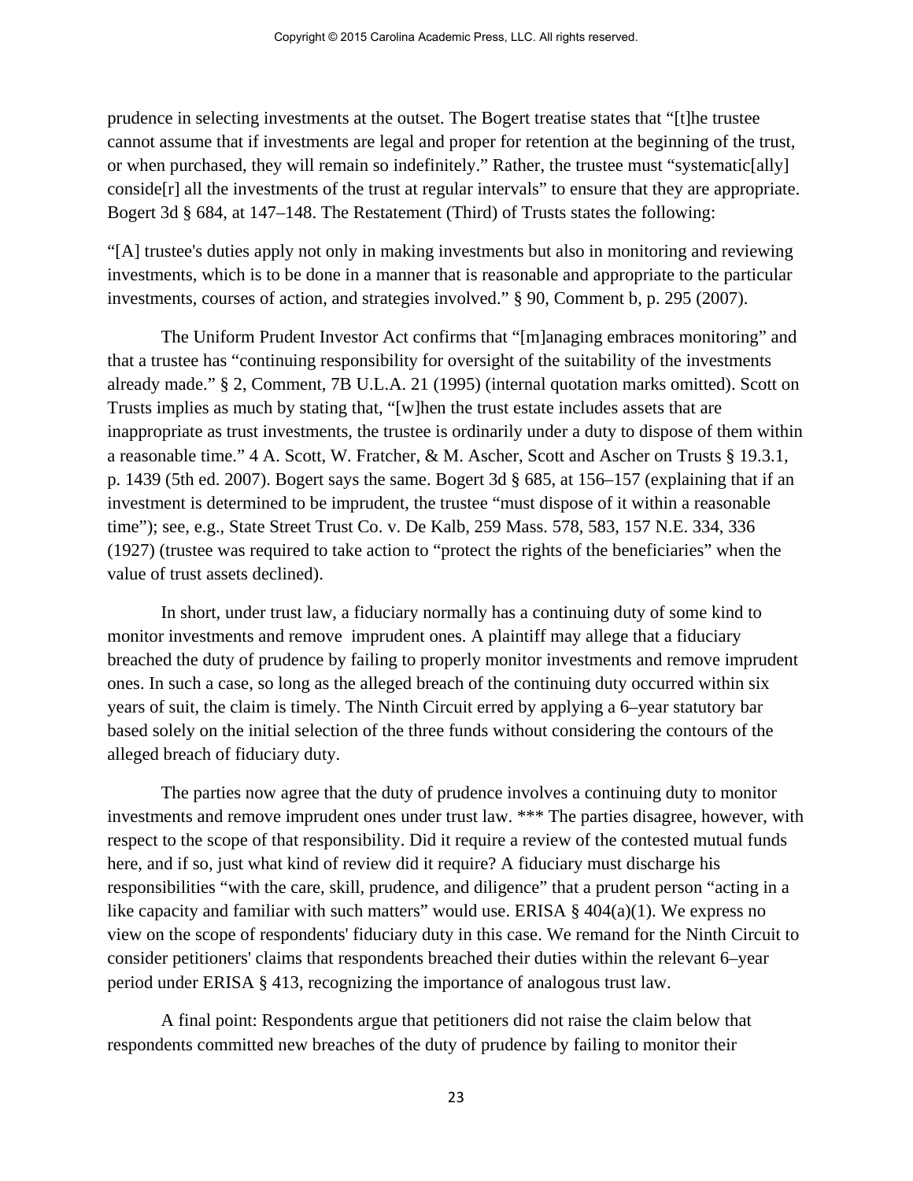prudence in selecting investments at the outset. The Bogert treatise states that "[t]he trustee cannot assume that if investments are legal and proper for retention at the beginning of the trust, or when purchased, they will remain so indefinitely." Rather, the trustee must "systematic[ally] conside[r] all the investments of the trust at regular intervals" to ensure that they are appropriate. Bogert 3d § 684, at 147–148. The Restatement (Third) of Trusts states the following:

"[A] trustee's duties apply not only in making investments but also in monitoring and reviewing investments, which is to be done in a manner that is reasonable and appropriate to the particular investments, courses of action, and strategies involved." § 90, Comment b, p. 295 (2007).

The Uniform Prudent Investor Act confirms that "[m]anaging embraces monitoring" and that a trustee has "continuing responsibility for oversight of the suitability of the investments already made." § 2, Comment, 7B U.L.A. 21 (1995) (internal quotation marks omitted). Scott on Trusts implies as much by stating that, "[w]hen the trust estate includes assets that are inappropriate as trust investments, the trustee is ordinarily under a duty to dispose of them within a reasonable time." 4 A. Scott, W. Fratcher, & M. Ascher, Scott and Ascher on Trusts § 19.3.1, p. 1439 (5th ed. 2007). Bogert says the same. Bogert 3d § 685, at 156–157 (explaining that if an investment is determined to be imprudent, the trustee "must dispose of it within a reasonable time"); see, e.g., State Street Trust Co. v. De Kalb, 259 Mass. 578, 583, 157 N.E. 334, 336 (1927) (trustee was required to take action to "protect the rights of the beneficiaries" when the value of trust assets declined).

In short, under trust law, a fiduciary normally has a continuing duty of some kind to monitor investments and remove imprudent ones. A plaintiff may allege that a fiduciary breached the duty of prudence by failing to properly monitor investments and remove imprudent ones. In such a case, so long as the alleged breach of the continuing duty occurred within six years of suit, the claim is timely. The Ninth Circuit erred by applying a 6–year statutory bar based solely on the initial selection of the three funds without considering the contours of the alleged breach of fiduciary duty.

The parties now agree that the duty of prudence involves a continuing duty to monitor investments and remove imprudent ones under trust law. *** The parties disagree, however, with respect to the scope of that responsibility. Did it require a review of the contested mutual funds here, and if so, just what kind of review did it require? A fiduciary must discharge his responsibilities "with the care, skill, prudence, and diligence" that a prudent person "acting in a like capacity and familiar with such matters" would use. ERISA § 404(a)(1). We express no view on the scope of respondents' fiduciary duty in this case. We remand for the Ninth Circuit to consider petitioners' claims that respondents breached their duties within the relevant 6–year period under ERISA § 413, recognizing the importance of analogous trust law.

A final point: Respondents argue that petitioners did not raise the claim below that respondents committed new breaches of the duty of prudence by failing to monitor their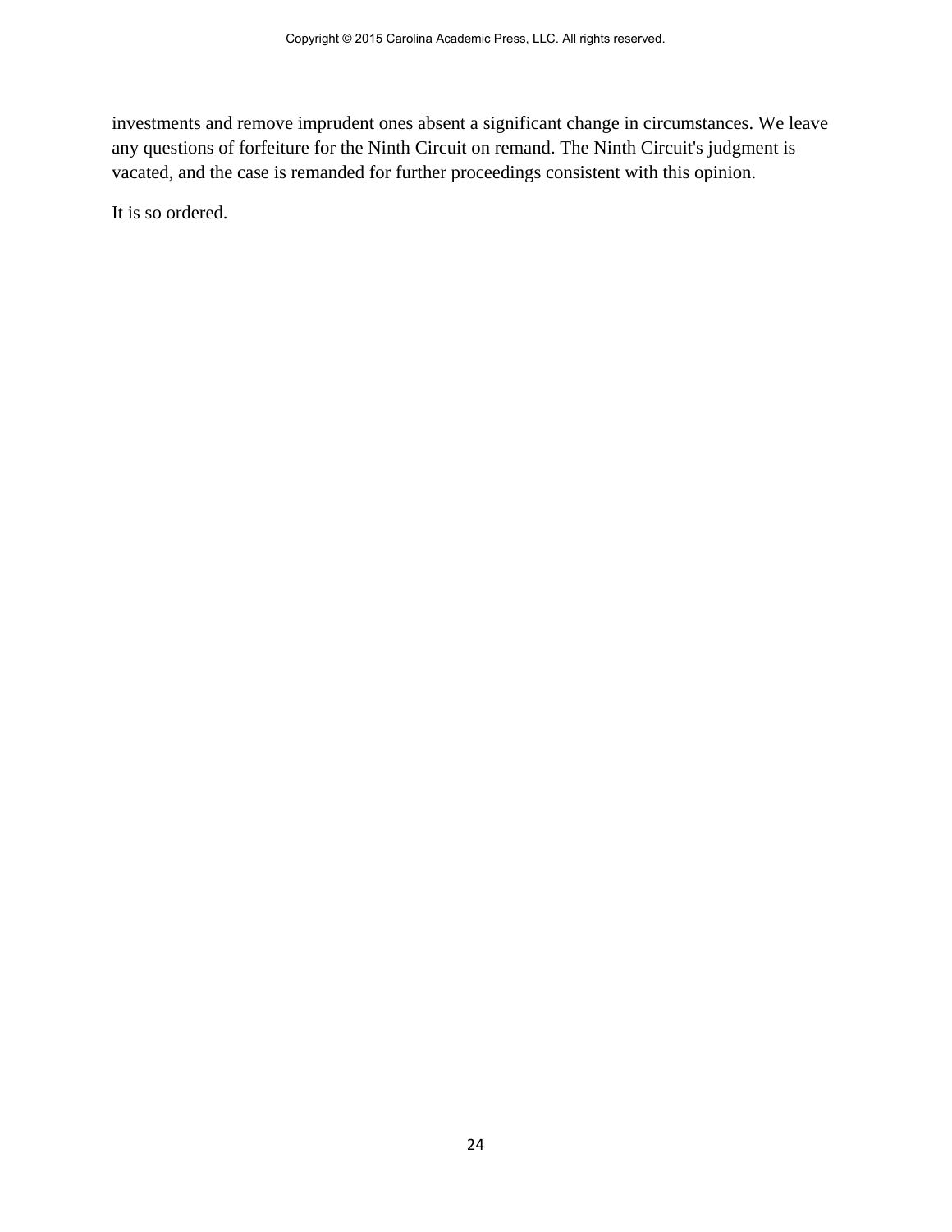investments and remove imprudent ones absent a significant change in circumstances. We leave any questions of forfeiture for the Ninth Circuit on remand. The Ninth Circuit's judgment is vacated, and the case is remanded for further proceedings consistent with this opinion.

It is so ordered.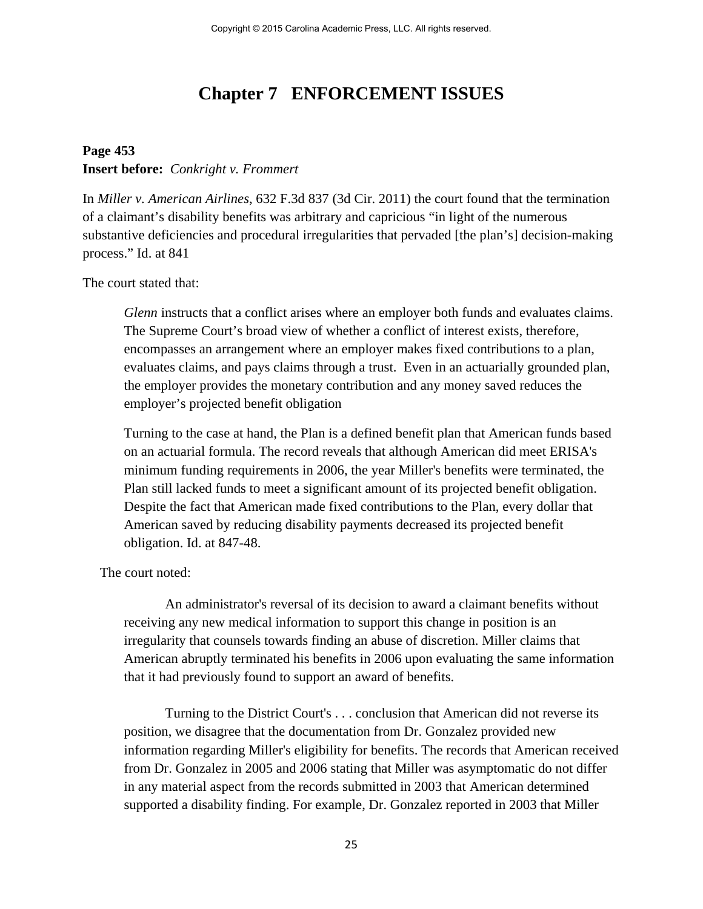# Chapter 7 ENFORCEMENT ISSUES

**Page 453**
**Insert before:** *Conkright v. Frommert*

In *Miller v. American Airlines*, 632 F.3d 837 (3d Cir. 2011) the court found that the termination of a claimant's disability benefits was arbitrary and capricious "in light of the numerous substantive deficiencies and procedural irregularities that pervaded [the plan's] decision-making process." Id. at 841

The court stated that:

> *Glenn* instructs that a conflict arises where an employer both funds and evaluates claims. The Supreme Court's broad view of whether a conflict of interest exists, therefore, encompasses an arrangement where an employer makes fixed contributions to a plan, evaluates claims, and pays claims through a trust. Even in an actuarially grounded plan, the employer provides the monetary contribution and any money saved reduces the employer's projected benefit obligation
>
> Turning to the case at hand, the Plan is a defined benefit plan that American funds based on an actuarial formula. The record reveals that although American did meet ERISA's minimum funding requirements in 2006, the year Miller's benefits were terminated, the Plan still lacked funds to meet a significant amount of its projected benefit obligation. Despite the fact that American made fixed contributions to the Plan, every dollar that American saved by reducing disability payments decreased its projected benefit obligation. Id. at 847-48.

The court noted:

> An administrator's reversal of its decision to award a claimant benefits without receiving any new medical information to support this change in position is an irregularity that counsels towards finding an abuse of discretion. Miller claims that American abruptly terminated his benefits in 2006 upon evaluating the same information that it had previously found to support an award of benefits.
>
> Turning to the District Court's . . . conclusion that American did not reverse its position, we disagree that the documentation from Dr. Gonzalez provided new information regarding Miller's eligibility for benefits. The records that American received from Dr. Gonzalez in 2005 and 2006 stating that Miller was asymptomatic do not differ in any material aspect from the records submitted in 2003 that American determined supported a disability finding. For example, Dr. Gonzalez reported in 2003 that Miller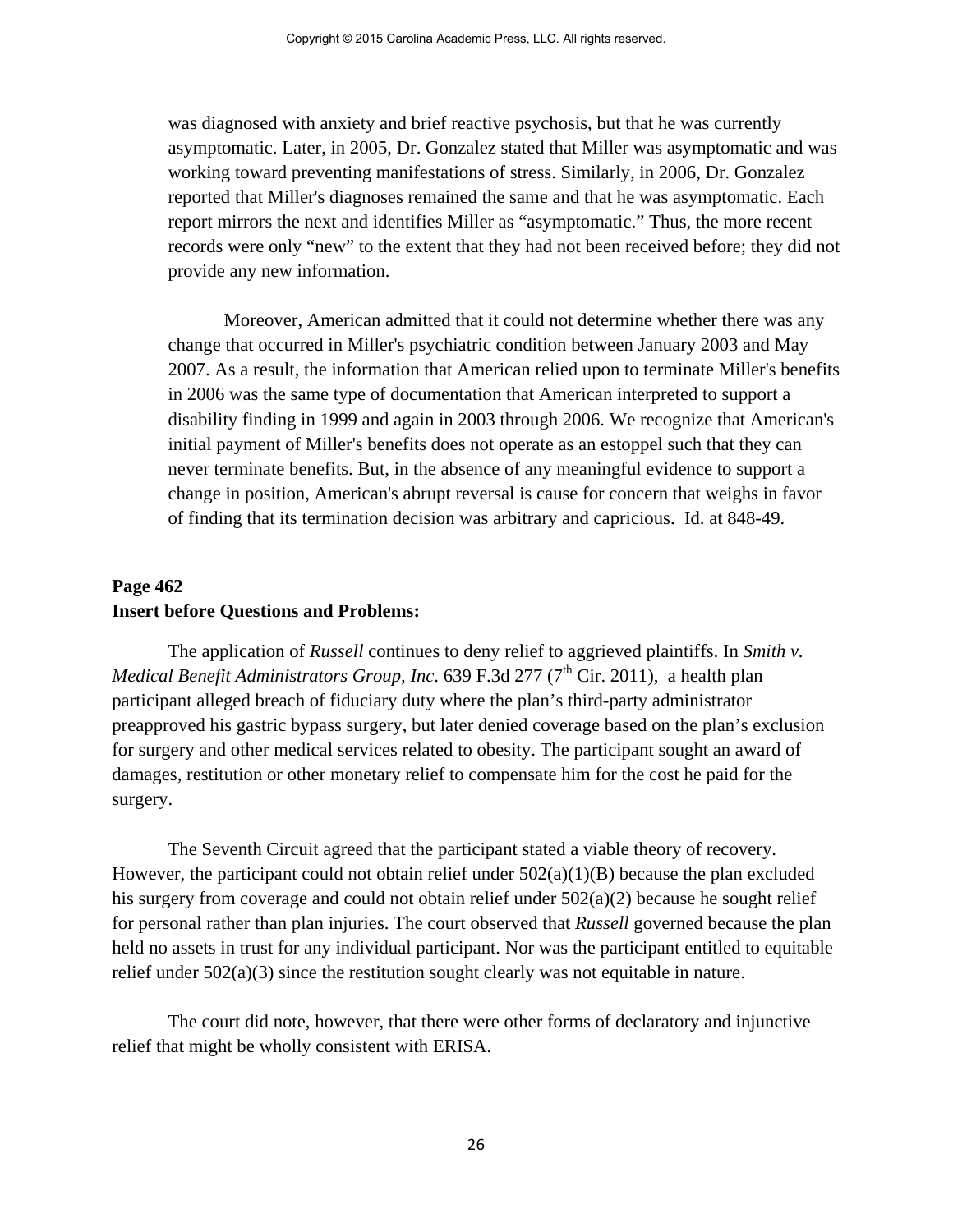was diagnosed with anxiety and brief reactive psychosis, but that he was currently asymptomatic. Later, in 2005, Dr. Gonzalez stated that Miller was asymptomatic and was working toward preventing manifestations of stress. Similarly, in 2006, Dr. Gonzalez reported that Miller's diagnoses remained the same and that he was asymptomatic. Each report mirrors the next and identifies Miller as "asymptomatic." Thus, the more recent records were only "new" to the extent that they had not been received before; they did not provide any new information.

Moreover, American admitted that it could not determine whether there was any change that occurred in Miller's psychiatric condition between January 2003 and May 2007. As a result, the information that American relied upon to terminate Miller's benefits in 2006 was the same type of documentation that American interpreted to support a disability finding in 1999 and again in 2003 through 2006. We recognize that American's initial payment of Miller's benefits does not operate as an estoppel such that they can never terminate benefits. But, in the absence of any meaningful evidence to support a change in position, American's abrupt reversal is cause for concern that weighs in favor of finding that its termination decision was arbitrary and capricious. Id. at 848-49.

**Page 462**
**Insert before Questions and Problems:**

The application of *Russell* continues to deny relief to aggrieved plaintiffs. In *Smith v. Medical Benefit Administrators Group, Inc*. 639 F.3d 277 (7th Cir. 2011), a health plan participant alleged breach of fiduciary duty where the plan's third-party administrator preapproved his gastric bypass surgery, but later denied coverage based on the plan's exclusion for surgery and other medical services related to obesity. The participant sought an award of damages, restitution or other monetary relief to compensate him for the cost he paid for the surgery.

The Seventh Circuit agreed that the participant stated a viable theory of recovery. However, the participant could not obtain relief under 502(a)(1)(B) because the plan excluded his surgery from coverage and could not obtain relief under 502(a)(2) because he sought relief for personal rather than plan injuries. The court observed that *Russell* governed because the plan held no assets in trust for any individual participant. Nor was the participant entitled to equitable relief under 502(a)(3) since the restitution sought clearly was not equitable in nature.

The court did note, however, that there were other forms of declaratory and injunctive relief that might be wholly consistent with ERISA.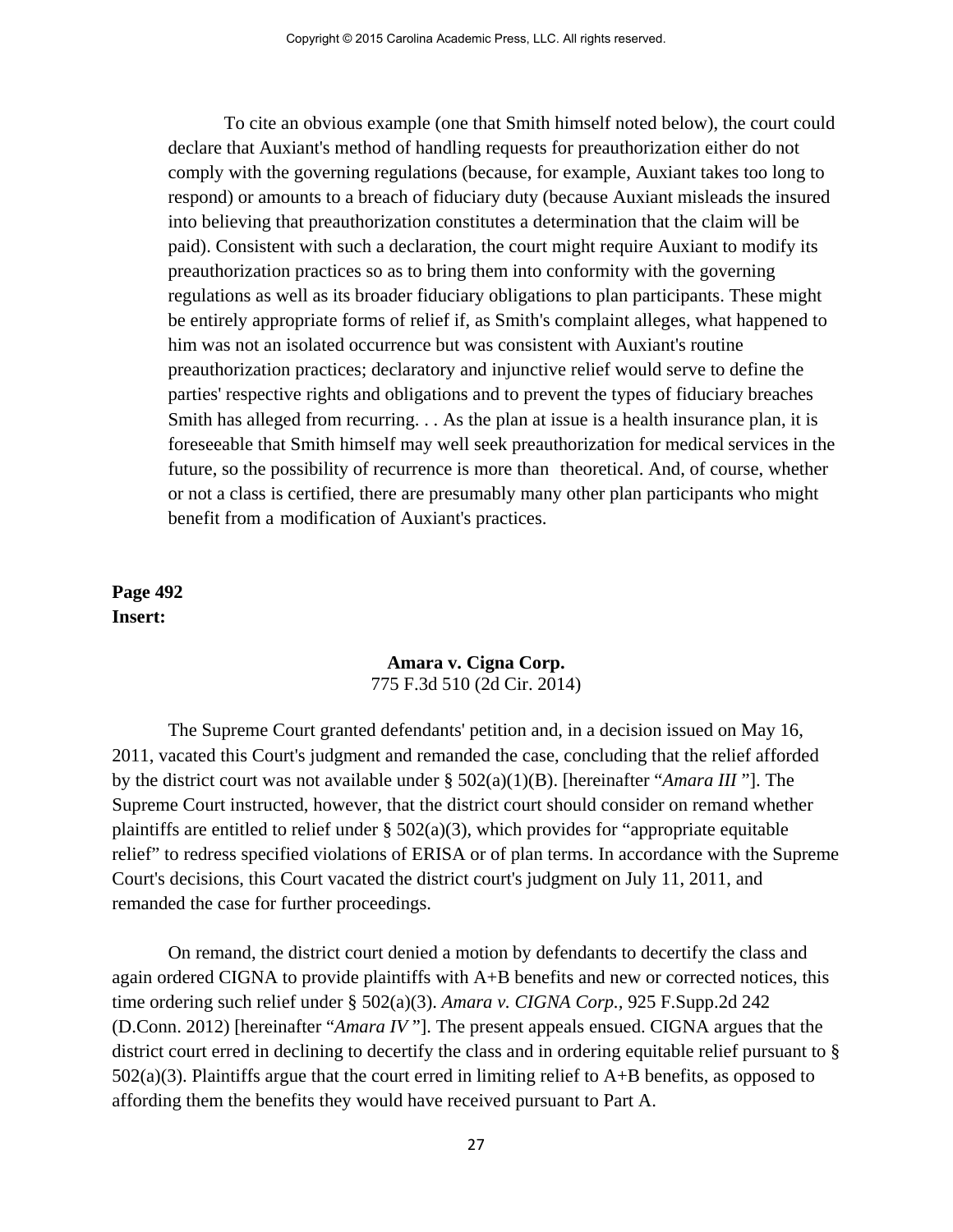To cite an obvious example (one that Smith himself noted below), the court could declare that Auxiant's method of handling requests for preauthorization either do not comply with the governing regulations (because, for example, Auxiant takes too long to respond) or amounts to a breach of fiduciary duty (because Auxiant misleads the insured into believing that preauthorization constitutes a determination that the claim will be paid). Consistent with such a declaration, the court might require Auxiant to modify its preauthorization practices so as to bring them into conformity with the governing regulations as well as its broader fiduciary obligations to plan participants. These might be entirely appropriate forms of relief if, as Smith's complaint alleges, what happened to him was not an isolated occurrence but was consistent with Auxiant's routine preauthorization practices; declaratory and injunctive relief would serve to define the parties' respective rights and obligations and to prevent the types of fiduciary breaches Smith has alleged from recurring. . . As the plan at issue is a health insurance plan, it is foreseeable that Smith himself may well seek preauthorization for medical services in the future, so the possibility of recurrence is more than theoretical. And, of course, whether or not a class is certified, there are presumably many other plan participants who might benefit from a modification of Auxiant's practices.

**Page 492**
**Insert:**

**Amara v. Cigna Corp.**
775 F.3d 510 (2d Cir. 2014)

The Supreme Court granted defendants' petition and, in a decision issued on May 16, 2011, vacated this Court's judgment and remanded the case, concluding that the relief afforded by the district court was not available under § 502(a)(1)(B). [hereinafter "*Amara III* "]. The Supreme Court instructed, however, that the district court should consider on remand whether plaintiffs are entitled to relief under § 502(a)(3), which provides for "appropriate equitable relief" to redress specified violations of ERISA or of plan terms. In accordance with the Supreme Court's decisions, this Court vacated the district court's judgment on July 11, 2011, and remanded the case for further proceedings.

On remand, the district court denied a motion by defendants to decertify the class and again ordered CIGNA to provide plaintiffs with A+B benefits and new or corrected notices, this time ordering such relief under § 502(a)(3). *Amara v. CIGNA Corp.*, 925 F.Supp.2d 242 (D.Conn. 2012) [hereinafter "*Amara IV* "]. The present appeals ensued. CIGNA argues that the district court erred in declining to decertify the class and in ordering equitable relief pursuant to § 502(a)(3). Plaintiffs argue that the court erred in limiting relief to A+B benefits, as opposed to affording them the benefits they would have received pursuant to Part A.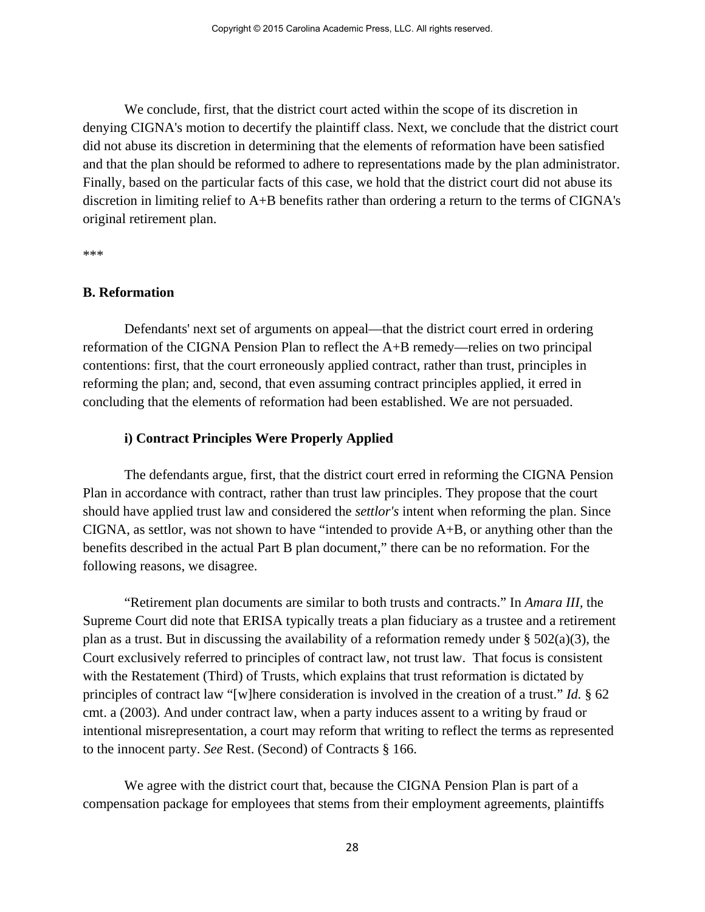We conclude, first, that the district court acted within the scope of its discretion in denying CIGNA's motion to decertify the plaintiff class. Next, we conclude that the district court did not abuse its discretion in determining that the elements of reformation have been satisfied and that the plan should be reformed to adhere to representations made by the plan administrator. Finally, based on the particular facts of this case, we hold that the district court did not abuse its discretion in limiting relief to A+B benefits rather than ordering a return to the terms of CIGNA's original retirement plan.

***

### B. Reformation

Defendants' next set of arguments on appeal—that the district court erred in ordering reformation of the CIGNA Pension Plan to reflect the A+B remedy—relies on two principal contentions: first, that the court erroneously applied contract, rather than trust, principles in reforming the plan; and, second, that even assuming contract principles applied, it erred in concluding that the elements of reformation had been established. We are not persuaded.

#### i) Contract Principles Were Properly Applied

The defendants argue, first, that the district court erred in reforming the CIGNA Pension Plan in accordance with contract, rather than trust law principles. They propose that the court should have applied trust law and considered the *settlor's* intent when reforming the plan. Since CIGNA, as settlor, was not shown to have "intended to provide A+B, or anything other than the benefits described in the actual Part B plan document," there can be no reformation. For the following reasons, we disagree.

"Retirement plan documents are similar to both trusts and contracts." In *Amara III*, the Supreme Court did note that ERISA typically treats a plan fiduciary as a trustee and a retirement plan as a trust. But in discussing the availability of a reformation remedy under § 502(a)(3), the Court exclusively referred to principles of contract law, not trust law. That focus is consistent with the Restatement (Third) of Trusts, which explains that trust reformation is dictated by principles of contract law "[w]here consideration is involved in the creation of a trust." *Id.* § 62 cmt. a (2003). And under contract law, when a party induces assent to a writing by fraud or intentional misrepresentation, a court may reform that writing to reflect the terms as represented to the innocent party. *See* Rest. (Second) of Contracts § 166.

We agree with the district court that, because the CIGNA Pension Plan is part of a compensation package for employees that stems from their employment agreements, plaintiffs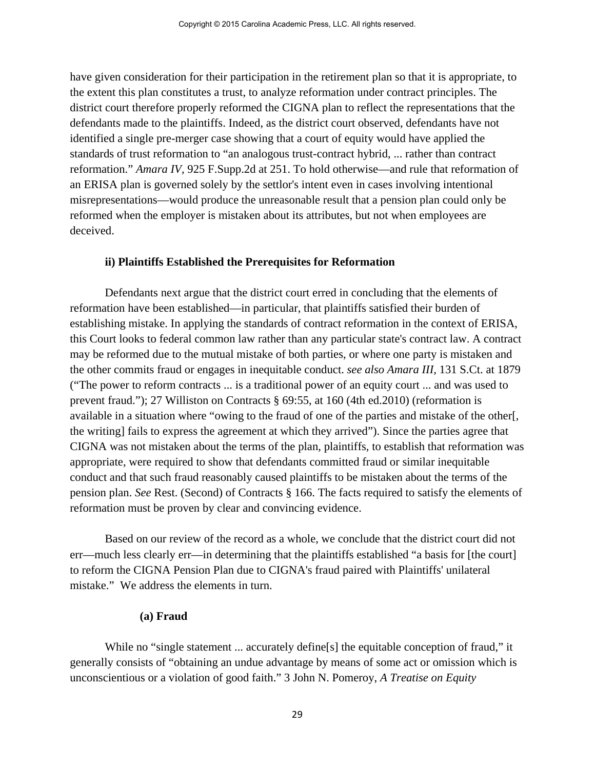have given consideration for their participation in the retirement plan so that it is appropriate, to the extent this plan constitutes a trust, to analyze reformation under contract principles. The district court therefore properly reformed the CIGNA plan to reflect the representations that the defendants made to the plaintiffs. Indeed, as the district court observed, defendants have not identified a single pre-merger case showing that a court of equity would have applied the standards of trust reformation to "an analogous trust-contract hybrid, ... rather than contract reformation." *Amara IV,* 925 F.Supp.2d at 251. To hold otherwise—and rule that reformation of an ERISA plan is governed solely by the settlor's intent even in cases involving intentional misrepresentations—would produce the unreasonable result that a pension plan could only be reformed when the employer is mistaken about its attributes, but not when employees are deceived.

**ii) Plaintiffs Established the Prerequisites for Reformation**

Defendants next argue that the district court erred in concluding that the elements of reformation have been established—in particular, that plaintiffs satisfied their burden of establishing mistake. In applying the standards of contract reformation in the context of ERISA, this Court looks to federal common law rather than any particular state's contract law. A contract may be reformed due to the mutual mistake of both parties, or where one party is mistaken and the other commits fraud or engages in inequitable conduct. *see also Amara III,* 131 S.Ct. at 1879 ("The power to reform contracts ... is a traditional power of an equity court ... and was used to prevent fraud."); 27 Williston on Contracts § 69:55, at 160 (4th ed.2010) (reformation is available in a situation where "owing to the fraud of one of the parties and mistake of the other[, the writing] fails to express the agreement at which they arrived"). Since the parties agree that CIGNA was not mistaken about the terms of the plan, plaintiffs, to establish that reformation was appropriate, were required to show that defendants committed fraud or similar inequitable conduct and that such fraud reasonably caused plaintiffs to be mistaken about the terms of the pension plan. *See* Rest. (Second) of Contracts § 166. The facts required to satisfy the elements of reformation must be proven by clear and convincing evidence.

Based on our review of the record as a whole, we conclude that the district court did not err—much less clearly err—in determining that the plaintiffs established "a basis for [the court] to reform the CIGNA Pension Plan due to CIGNA's fraud paired with Plaintiffs' unilateral mistake." We address the elements in turn.

**(a) Fraud**

While no "single statement ... accurately define[s] the equitable conception of fraud," it generally consists of "obtaining an undue advantage by means of some act or omission which is unconscientious or a violation of good faith." 3 John N. Pomeroy, *A Treatise on Equity*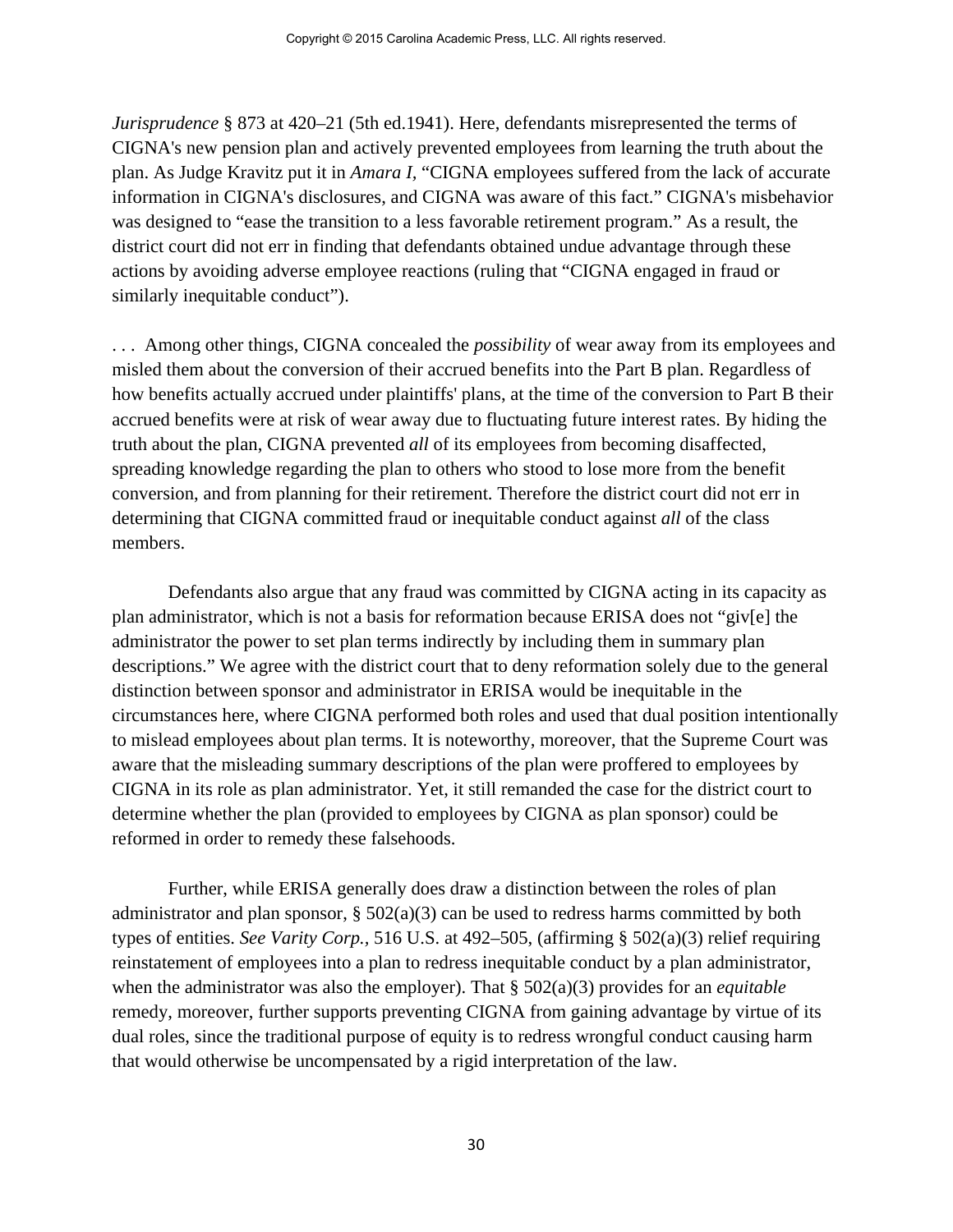*Jurisprudence* § 873 at 420–21 (5th ed.1941). Here, defendants misrepresented the terms of CIGNA's new pension plan and actively prevented employees from learning the truth about the plan. As Judge Kravitz put it in *Amara I*, "CIGNA employees suffered from the lack of accurate information in CIGNA's disclosures, and CIGNA was aware of this fact." CIGNA's misbehavior was designed to "ease the transition to a less favorable retirement program." As a result, the district court did not err in finding that defendants obtained undue advantage through these actions by avoiding adverse employee reactions (ruling that "CIGNA engaged in fraud or similarly inequitable conduct").

. . . Among other things, CIGNA concealed the *possibility* of wear away from its employees and misled them about the conversion of their accrued benefits into the Part B plan. Regardless of how benefits actually accrued under plaintiffs' plans, at the time of the conversion to Part B their accrued benefits were at risk of wear away due to fluctuating future interest rates. By hiding the truth about the plan, CIGNA prevented *all* of its employees from becoming disaffected, spreading knowledge regarding the plan to others who stood to lose more from the benefit conversion, and from planning for their retirement. Therefore the district court did not err in determining that CIGNA committed fraud or inequitable conduct against *all* of the class members.

Defendants also argue that any fraud was committed by CIGNA acting in its capacity as plan administrator, which is not a basis for reformation because ERISA does not "giv[e] the administrator the power to set plan terms indirectly by including them in summary plan descriptions." We agree with the district court that to deny reformation solely due to the general distinction between sponsor and administrator in ERISA would be inequitable in the circumstances here, where CIGNA performed both roles and used that dual position intentionally to mislead employees about plan terms. It is noteworthy, moreover, that the Supreme Court was aware that the misleading summary descriptions of the plan were proffered to employees by CIGNA in its role as plan administrator. Yet, it still remanded the case for the district court to determine whether the plan (provided to employees by CIGNA as plan sponsor) could be reformed in order to remedy these falsehoods.

Further, while ERISA generally does draw a distinction between the roles of plan administrator and plan sponsor, § 502(a)(3) can be used to redress harms committed by both types of entities. *See Varity Corp.*, 516 U.S. at 492–505, (affirming § 502(a)(3) relief requiring reinstatement of employees into a plan to redress inequitable conduct by a plan administrator, when the administrator was also the employer). That § 502(a)(3) provides for an *equitable* remedy, moreover, further supports preventing CIGNA from gaining advantage by virtue of its dual roles, since the traditional purpose of equity is to redress wrongful conduct causing harm that would otherwise be uncompensated by a rigid interpretation of the law.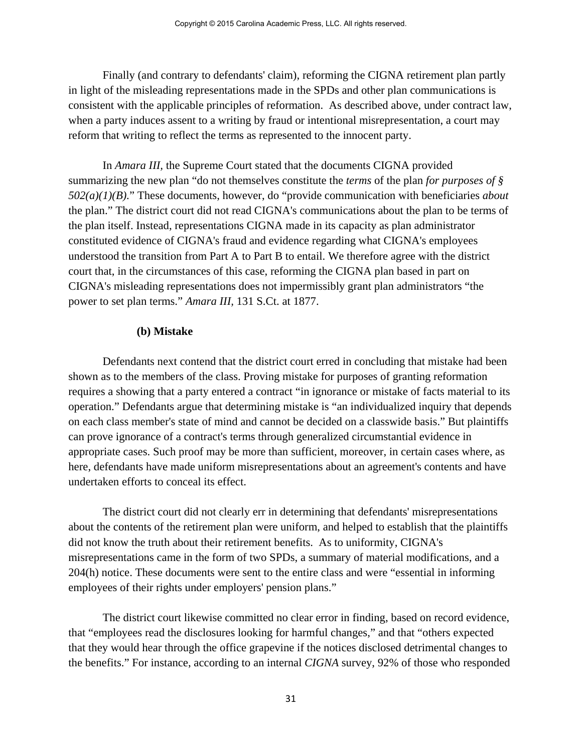Finally (and contrary to defendants' claim), reforming the CIGNA retirement plan partly in light of the misleading representations made in the SPDs and other plan communications is consistent with the applicable principles of reformation. As described above, under contract law, when a party induces assent to a writing by fraud or intentional misrepresentation, a court may reform that writing to reflect the terms as represented to the innocent party.

In *Amara III*, the Supreme Court stated that the documents CIGNA provided summarizing the new plan "do not themselves constitute the *terms* of the plan *for purposes of § 502(a)(1)(B)*." These documents, however, do "provide communication with beneficiaries *about* the plan." The district court did not read CIGNA's communications about the plan to be terms of the plan itself. Instead, representations CIGNA made in its capacity as plan administrator constituted evidence of CIGNA's fraud and evidence regarding what CIGNA's employees understood the transition from Part A to Part B to entail. We therefore agree with the district court that, in the circumstances of this case, reforming the CIGNA plan based in part on CIGNA's misleading representations does not impermissibly grant plan administrators "the power to set plan terms." *Amara III*, 131 S.Ct. at 1877.

**(b) Mistake**

Defendants next contend that the district court erred in concluding that mistake had been shown as to the members of the class. Proving mistake for purposes of granting reformation requires a showing that a party entered a contract "in ignorance or mistake of facts material to its operation." Defendants argue that determining mistake is "an individualized inquiry that depends on each class member's state of mind and cannot be decided on a classwide basis." But plaintiffs can prove ignorance of a contract's terms through generalized circumstantial evidence in appropriate cases. Such proof may be more than sufficient, moreover, in certain cases where, as here, defendants have made uniform misrepresentations about an agreement's contents and have undertaken efforts to conceal its effect.

The district court did not clearly err in determining that defendants' misrepresentations about the contents of the retirement plan were uniform, and helped to establish that the plaintiffs did not know the truth about their retirement benefits. As to uniformity, CIGNA's misrepresentations came in the form of two SPDs, a summary of material modifications, and a 204(h) notice. These documents were sent to the entire class and were "essential in informing employees of their rights under employers' pension plans."

The district court likewise committed no clear error in finding, based on record evidence, that "employees read the disclosures looking for harmful changes," and that "others expected that they would hear through the office grapevine if the notices disclosed detrimental changes to the benefits." For instance, according to an internal *CIGNA* survey, 92% of those who responded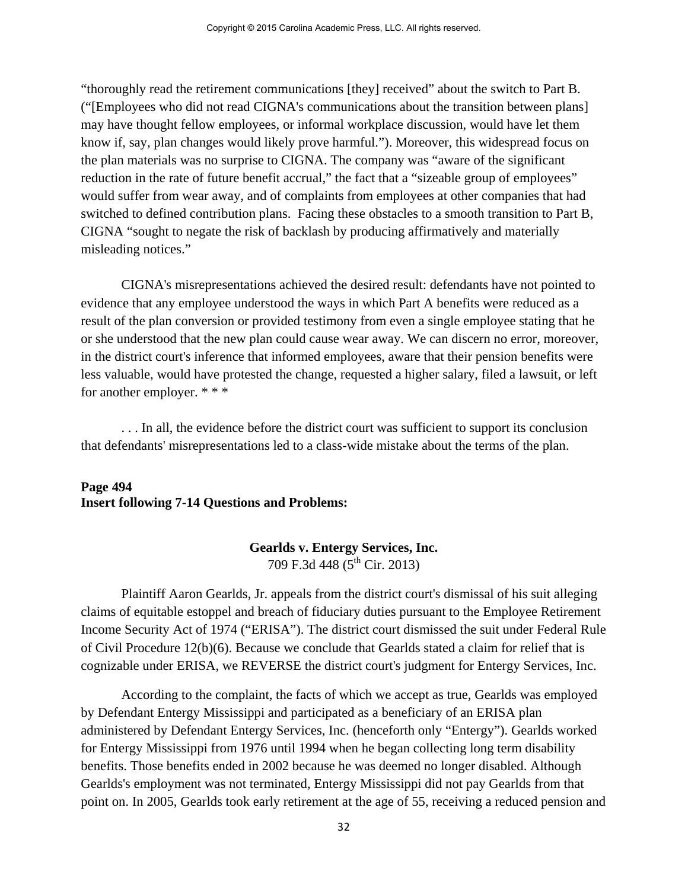"thoroughly read the retirement communications [they] received" about the switch to Part B. ("[Employees who did not read CIGNA's communications about the transition between plans] may have thought fellow employees, or informal workplace discussion, would have let them know if, say, plan changes would likely prove harmful."). Moreover, this widespread focus on the plan materials was no surprise to CIGNA. The company was "aware of the significant reduction in the rate of future benefit accrual," the fact that a "sizeable group of employees" would suffer from wear away, and of complaints from employees at other companies that had switched to defined contribution plans. Facing these obstacles to a smooth transition to Part B, CIGNA "sought to negate the risk of backlash by producing affirmatively and materially misleading notices."

CIGNA's misrepresentations achieved the desired result: defendants have not pointed to evidence that any employee understood the ways in which Part A benefits were reduced as a result of the plan conversion or provided testimony from even a single employee stating that he or she understood that the new plan could cause wear away. We can discern no error, moreover, in the district court's inference that informed employees, aware that their pension benefits were less valuable, would have protested the change, requested a higher salary, filed a lawsuit, or left for another employer. * * *

. . . In all, the evidence before the district court was sufficient to support its conclusion that defendants' misrepresentations led to a class-wide mistake about the terms of the plan.

**Page 494**
**Insert following 7-14 Questions and Problems:**

**Gearlds v. Entergy Services, Inc.**
709 F.3d 448 (5th Cir. 2013)

Plaintiff Aaron Gearlds, Jr. appeals from the district court's dismissal of his suit alleging claims of equitable estoppel and breach of fiduciary duties pursuant to the Employee Retirement Income Security Act of 1974 ("ERISA"). The district court dismissed the suit under Federal Rule of Civil Procedure 12(b)(6). Because we conclude that Gearlds stated a claim for relief that is cognizable under ERISA, we REVERSE the district court's judgment for Entergy Services, Inc.

According to the complaint, the facts of which we accept as true, Gearlds was employed by Defendant Entergy Mississippi and participated as a beneficiary of an ERISA plan administered by Defendant Entergy Services, Inc. (henceforth only "Entergy"). Gearlds worked for Entergy Mississippi from 1976 until 1994 when he began collecting long term disability benefits. Those benefits ended in 2002 because he was deemed no longer disabled. Although Gearlds's employment was not terminated, Entergy Mississippi did not pay Gearlds from that point on. In 2005, Gearlds took early retirement at the age of 55, receiving a reduced pension and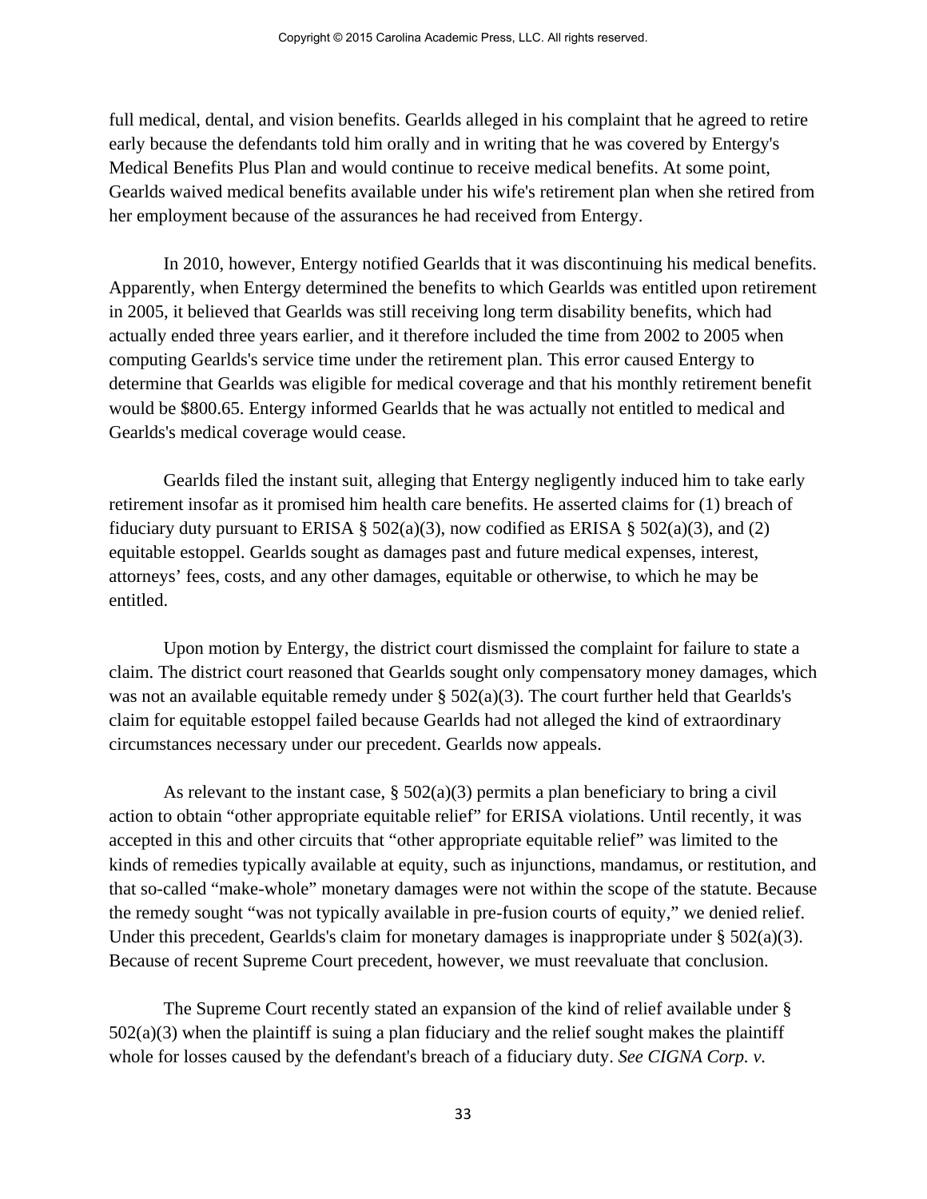full medical, dental, and vision benefits. Gearlds alleged in his complaint that he agreed to retire early because the defendants told him orally and in writing that he was covered by Entergy's Medical Benefits Plus Plan and would continue to receive medical benefits. At some point, Gearlds waived medical benefits available under his wife's retirement plan when she retired from her employment because of the assurances he had received from Entergy.

In 2010, however, Entergy notified Gearlds that it was discontinuing his medical benefits. Apparently, when Entergy determined the benefits to which Gearlds was entitled upon retirement in 2005, it believed that Gearlds was still receiving long term disability benefits, which had actually ended three years earlier, and it therefore included the time from 2002 to 2005 when computing Gearlds's service time under the retirement plan. This error caused Entergy to determine that Gearlds was eligible for medical coverage and that his monthly retirement benefit would be $800.65. Entergy informed Gearlds that he was actually not entitled to medical and Gearlds's medical coverage would cease.

Gearlds filed the instant suit, alleging that Entergy negligently induced him to take early retirement insofar as it promised him health care benefits. He asserted claims for (1) breach of fiduciary duty pursuant to ERISA § 502(a)(3), now codified as ERISA § 502(a)(3), and (2) equitable estoppel. Gearlds sought as damages past and future medical expenses, interest, attorneys' fees, costs, and any other damages, equitable or otherwise, to which he may be entitled.

Upon motion by Entergy, the district court dismissed the complaint for failure to state a claim. The district court reasoned that Gearlds sought only compensatory money damages, which was not an available equitable remedy under § 502(a)(3). The court further held that Gearlds's claim for equitable estoppel failed because Gearlds had not alleged the kind of extraordinary circumstances necessary under our precedent. Gearlds now appeals.

As relevant to the instant case, § 502(a)(3) permits a plan beneficiary to bring a civil action to obtain "other appropriate equitable relief" for ERISA violations. Until recently, it was accepted in this and other circuits that "other appropriate equitable relief" was limited to the kinds of remedies typically available at equity, such as injunctions, mandamus, or restitution, and that so-called "make-whole" monetary damages were not within the scope of the statute. Because the remedy sought "was not typically available in pre-fusion courts of equity," we denied relief. Under this precedent, Gearlds's claim for monetary damages is inappropriate under § 502(a)(3). Because of recent Supreme Court precedent, however, we must reevaluate that conclusion.

The Supreme Court recently stated an expansion of the kind of relief available under § 502(a)(3) when the plaintiff is suing a plan fiduciary and the relief sought makes the plaintiff whole for losses caused by the defendant's breach of a fiduciary duty. *See CIGNA Corp. v.*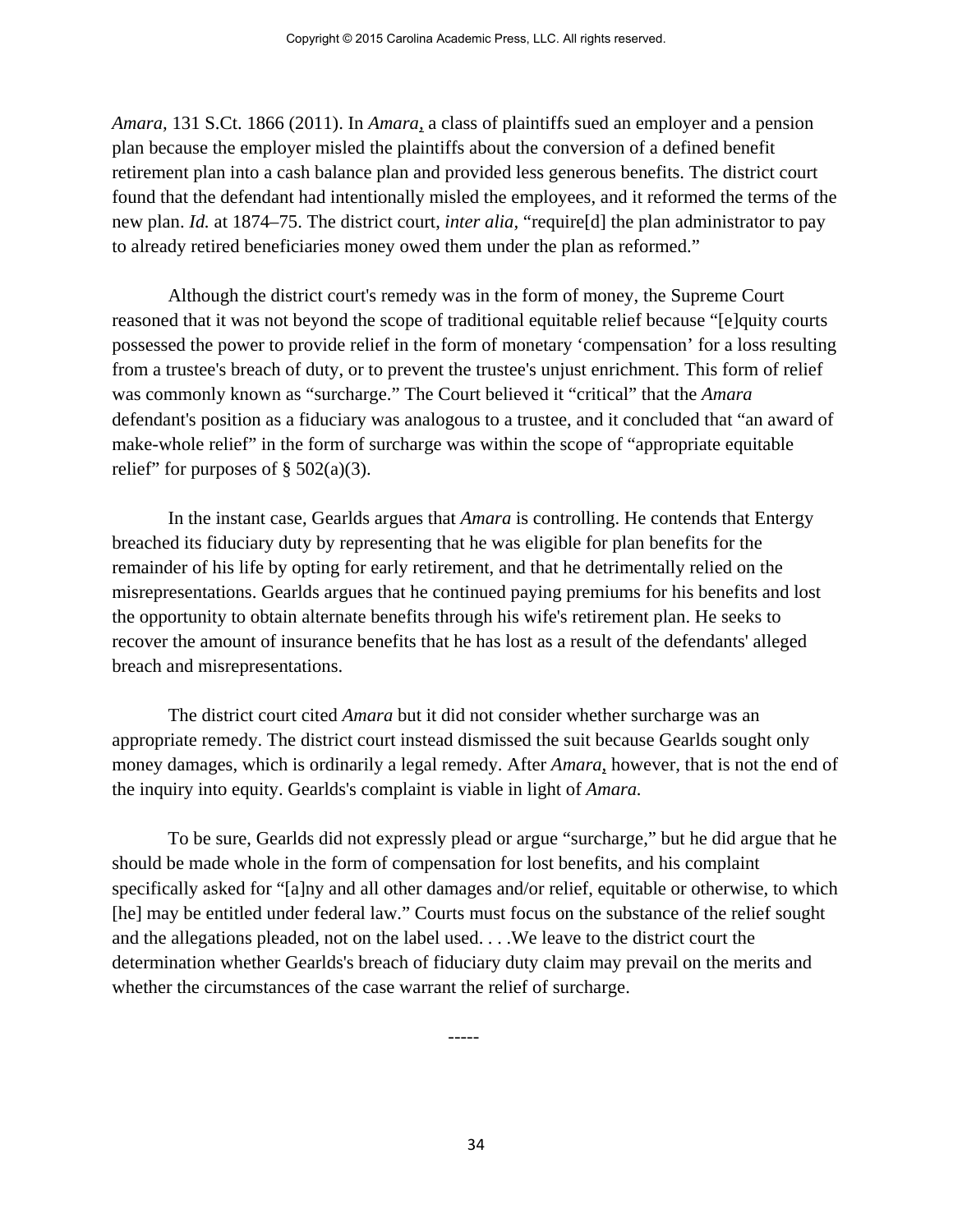*Amara*, 131 S.Ct. 1866 (2011). In *Amara*, a class of plaintiffs sued an employer and a pension plan because the employer misled the plaintiffs about the conversion of a defined benefit retirement plan into a cash balance plan and provided less generous benefits. The district court found that the defendant had intentionally misled the employees, and it reformed the terms of the new plan. *Id.* at 1874–75. The district court, *inter alia*, "require[d] the plan administrator to pay to already retired beneficiaries money owed them under the plan as reformed."

Although the district court's remedy was in the form of money, the Supreme Court reasoned that it was not beyond the scope of traditional equitable relief because "[e]quity courts possessed the power to provide relief in the form of monetary 'compensation' for a loss resulting from a trustee's breach of duty, or to prevent the trustee's unjust enrichment. This form of relief was commonly known as "surcharge." The Court believed it "critical" that the *Amara* defendant's position as a fiduciary was analogous to a trustee, and it concluded that "an award of make-whole relief" in the form of surcharge was within the scope of "appropriate equitable relief" for purposes of § 502(a)(3).

In the instant case, Gearlds argues that *Amara* is controlling. He contends that Entergy breached its fiduciary duty by representing that he was eligible for plan benefits for the remainder of his life by opting for early retirement, and that he detrimentally relied on the misrepresentations. Gearlds argues that he continued paying premiums for his benefits and lost the opportunity to obtain alternate benefits through his wife's retirement plan. He seeks to recover the amount of insurance benefits that he has lost as a result of the defendants' alleged breach and misrepresentations.

The district court cited *Amara* but it did not consider whether surcharge was an appropriate remedy. The district court instead dismissed the suit because Gearlds sought only money damages, which is ordinarily a legal remedy. After *Amara*, however, that is not the end of the inquiry into equity. Gearlds's complaint is viable in light of *Amara.*

To be sure, Gearlds did not expressly plead or argue "surcharge," but he did argue that he should be made whole in the form of compensation for lost benefits, and his complaint specifically asked for "[a]ny and all other damages and/or relief, equitable or otherwise, to which [he] may be entitled under federal law." Courts must focus on the substance of the relief sought and the allegations pleaded, not on the label used. . . .We leave to the district court the determination whether Gearlds's breach of fiduciary duty claim may prevail on the merits and whether the circumstances of the case warrant the relief of surcharge.

-----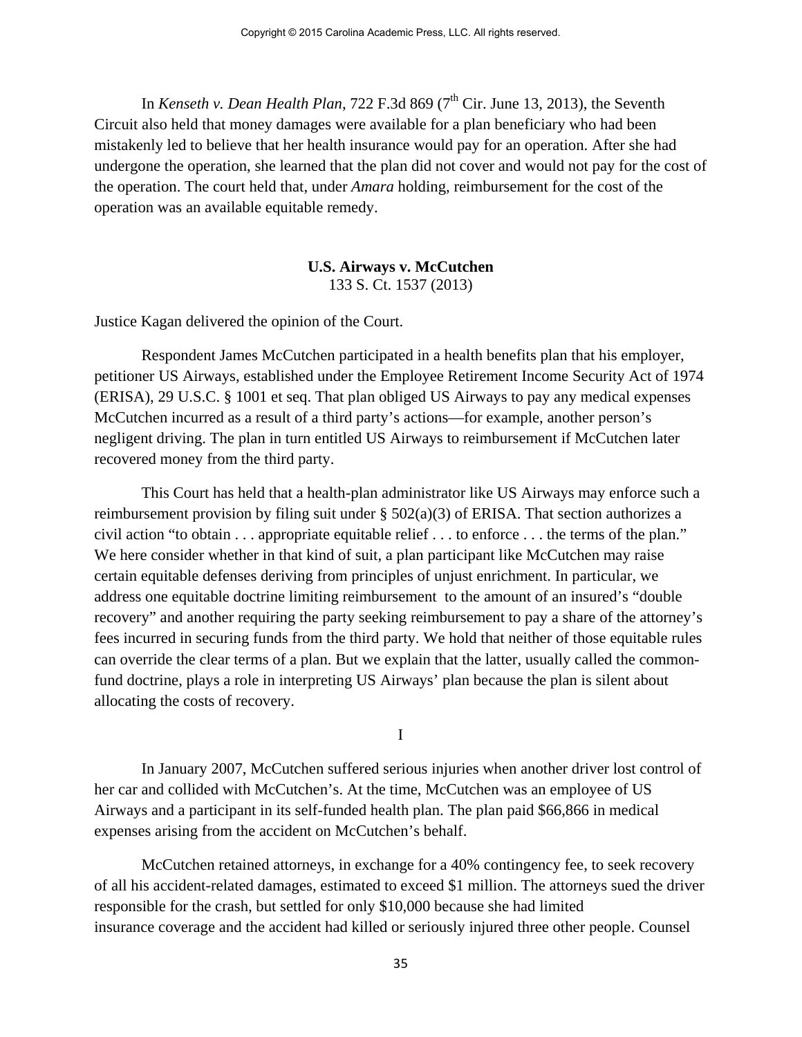In *Kenseth v. Dean Health Plan*, 722 F.3d 869 (7th Cir. June 13, 2013), the Seventh Circuit also held that money damages were available for a plan beneficiary who had been mistakenly led to believe that her health insurance would pay for an operation. After she had undergone the operation, she learned that the plan did not cover and would not pay for the cost of the operation. The court held that, under *Amara* holding, reimbursement for the cost of the operation was an available equitable remedy.

**U.S. Airways v. McCutchen**
133 S. Ct. 1537 (2013)

Justice Kagan delivered the opinion of the Court.

Respondent James McCutchen participated in a health benefits plan that his employer, petitioner US Airways, established under the Employee Retirement Income Security Act of 1974 (ERISA), 29 U.S.C. § 1001 et seq. That plan obliged US Airways to pay any medical expenses McCutchen incurred as a result of a third party's actions—for example, another person's negligent driving. The plan in turn entitled US Airways to reimbursement if McCutchen later recovered money from the third party.

This Court has held that a health-plan administrator like US Airways may enforce such a reimbursement provision by filing suit under § 502(a)(3) of ERISA. That section authorizes a civil action "to obtain . . . appropriate equitable relief . . . to enforce . . . the terms of the plan." We here consider whether in that kind of suit, a plan participant like McCutchen may raise certain equitable defenses deriving from principles of unjust enrichment. In particular, we address one equitable doctrine limiting reimbursement to the amount of an insured's "double recovery" and another requiring the party seeking reimbursement to pay a share of the attorney's fees incurred in securing funds from the third party. We hold that neither of those equitable rules can override the clear terms of a plan. But we explain that the latter, usually called the common-fund doctrine, plays a role in interpreting US Airways' plan because the plan is silent about allocating the costs of recovery.

I

In January 2007, McCutchen suffered serious injuries when another driver lost control of her car and collided with McCutchen's. At the time, McCutchen was an employee of US Airways and a participant in its self-funded health plan. The plan paid $66,866 in medical expenses arising from the accident on McCutchen's behalf.

McCutchen retained attorneys, in exchange for a 40% contingency fee, to seek recovery of all his accident-related damages, estimated to exceed $1 million. The attorneys sued the driver responsible for the crash, but settled for only $10,000 because she had limited insurance coverage and the accident had killed or seriously injured three other people. Counsel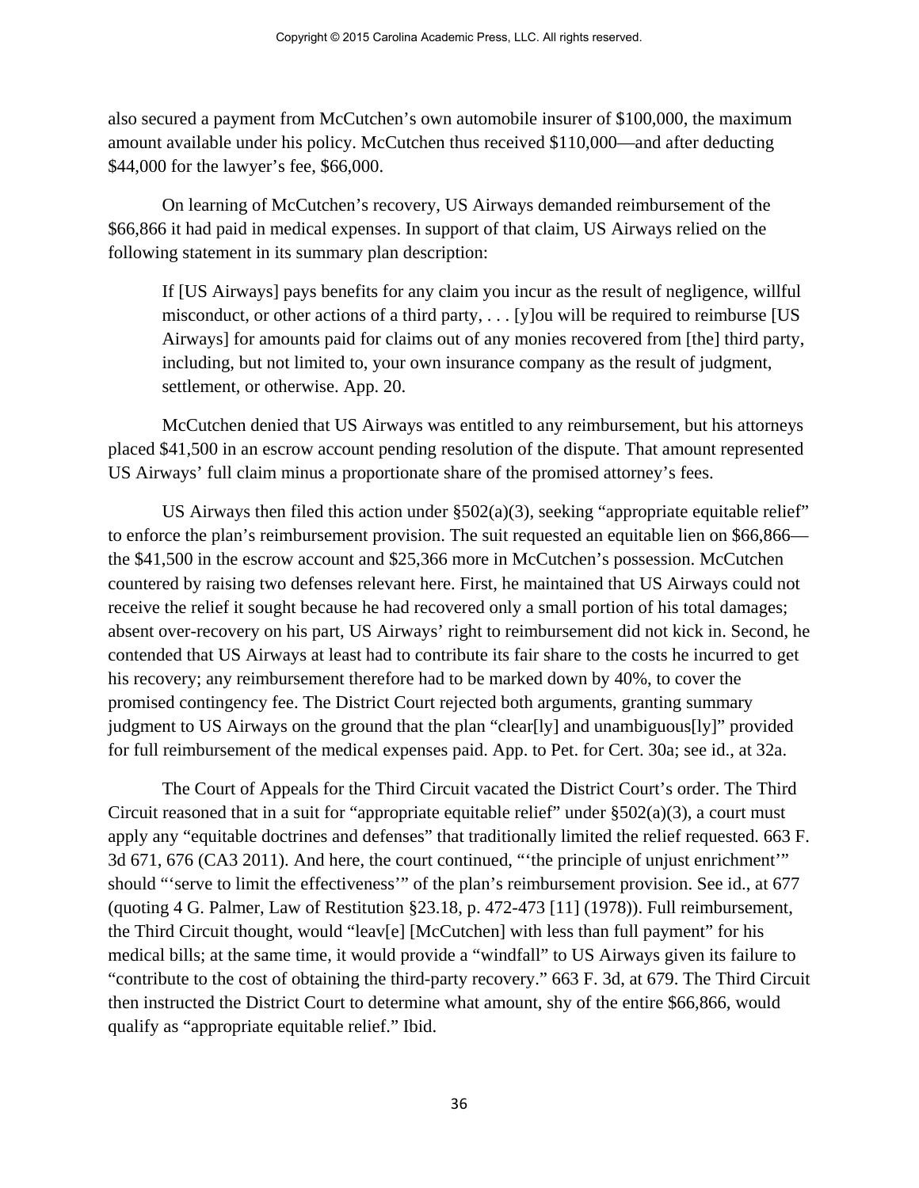also secured a payment from McCutchen's own automobile insurer of $100,000, the maximum amount available under his policy. McCutchen thus received $110,000—and after deducting $44,000 for the lawyer's fee, $66,000.

On learning of McCutchen's recovery, US Airways demanded reimbursement of the $66,866 it had paid in medical expenses. In support of that claim, US Airways relied on the following statement in its summary plan description:

> If [US Airways] pays benefits for any claim you incur as the result of negligence, willful misconduct, or other actions of a third party, . . . [y]ou will be required to reimburse [US Airways] for amounts paid for claims out of any monies recovered from [the] third party, including, but not limited to, your own insurance company as the result of judgment, settlement, or otherwise. App. 20.

McCutchen denied that US Airways was entitled to any reimbursement, but his attorneys placed $41,500 in an escrow account pending resolution of the dispute. That amount represented US Airways' full claim minus a proportionate share of the promised attorney's fees.

US Airways then filed this action under §502(a)(3), seeking "appropriate equitable relief" to enforce the plan's reimbursement provision. The suit requested an equitable lien on $66,866—the $41,500 in the escrow account and $25,366 more in McCutchen's possession. McCutchen countered by raising two defenses relevant here. First, he maintained that US Airways could not receive the relief it sought because he had recovered only a small portion of his total damages; absent over-recovery on his part, US Airways' right to reimbursement did not kick in. Second, he contended that US Airways at least had to contribute its fair share to the costs he incurred to get his recovery; any reimbursement therefore had to be marked down by 40%, to cover the promised contingency fee. The District Court rejected both arguments, granting summary judgment to US Airways on the ground that the plan "clear[ly] and unambiguous[ly]" provided for full reimbursement of the medical expenses paid. App. to Pet. for Cert. 30a; see id., at 32a.

The Court of Appeals for the Third Circuit vacated the District Court's order. The Third Circuit reasoned that in a suit for "appropriate equitable relief" under §502(a)(3), a court must apply any "equitable doctrines and defenses" that traditionally limited the relief requested. 663 F. 3d 671, 676 (CA3 2011). And here, the court continued, "'the principle of unjust enrichment'" should "'serve to limit the effectiveness'" of the plan's reimbursement provision. See id., at 677 (quoting 4 G. Palmer, Law of Restitution §23.18, p. 472-473 [11] (1978)). Full reimbursement, the Third Circuit thought, would "leav[e] [McCutchen] with less than full payment" for his medical bills; at the same time, it would provide a "windfall" to US Airways given its failure to "contribute to the cost of obtaining the third-party recovery." 663 F. 3d, at 679. The Third Circuit then instructed the District Court to determine what amount, shy of the entire $66,866, would qualify as "appropriate equitable relief." Ibid.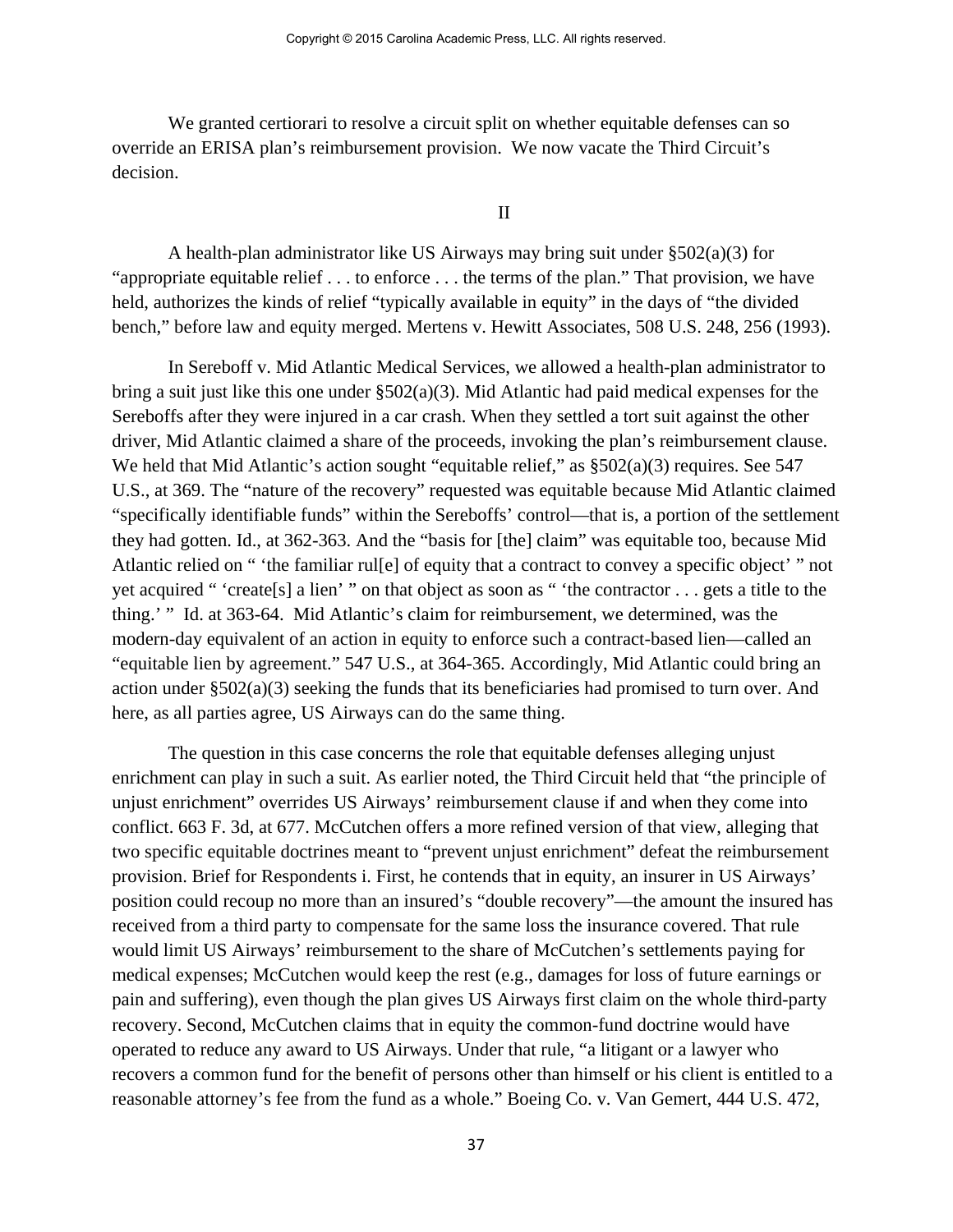We granted certiorari to resolve a circuit split on whether equitable defenses can so override an ERISA plan's reimbursement provision. We now vacate the Third Circuit's decision.

II

A health-plan administrator like US Airways may bring suit under §502(a)(3) for "appropriate equitable relief . . . to enforce . . . the terms of the plan." That provision, we have held, authorizes the kinds of relief "typically available in equity" in the days of "the divided bench," before law and equity merged. Mertens v. Hewitt Associates, 508 U.S. 248, 256 (1993).

In Sereboff v. Mid Atlantic Medical Services, we allowed a health-plan administrator to bring a suit just like this one under §502(a)(3). Mid Atlantic had paid medical expenses for the Sereboffs after they were injured in a car crash. When they settled a tort suit against the other driver, Mid Atlantic claimed a share of the proceeds, invoking the plan's reimbursement clause. We held that Mid Atlantic's action sought "equitable relief," as §502(a)(3) requires. See 547 U.S., at 369. The "nature of the recovery" requested was equitable because Mid Atlantic claimed "specifically identifiable funds" within the Sereboffs' control—that is, a portion of the settlement they had gotten. Id., at 362-363. And the "basis for [the] claim" was equitable too, because Mid Atlantic relied on " 'the familiar rul[e] of equity that a contract to convey a specific object' " not yet acquired " 'create[s] a lien' " on that object as soon as " 'the contractor . . . gets a title to the thing.' " Id. at 363-64. Mid Atlantic's claim for reimbursement, we determined, was the modern-day equivalent of an action in equity to enforce such a contract-based lien—called an "equitable lien by agreement." 547 U.S., at 364-365. Accordingly, Mid Atlantic could bring an action under §502(a)(3) seeking the funds that its beneficiaries had promised to turn over. And here, as all parties agree, US Airways can do the same thing.

The question in this case concerns the role that equitable defenses alleging unjust enrichment can play in such a suit. As earlier noted, the Third Circuit held that "the principle of unjust enrichment" overrides US Airways' reimbursement clause if and when they come into conflict. 663 F. 3d, at 677. McCutchen offers a more refined version of that view, alleging that two specific equitable doctrines meant to "prevent unjust enrichment" defeat the reimbursement provision. Brief for Respondents i. First, he contends that in equity, an insurer in US Airways' position could recoup no more than an insured's "double recovery"—the amount the insured has received from a third party to compensate for the same loss the insurance covered. That rule would limit US Airways' reimbursement to the share of McCutchen's settlements paying for medical expenses; McCutchen would keep the rest (e.g., damages for loss of future earnings or pain and suffering), even though the plan gives US Airways first claim on the whole third-party recovery. Second, McCutchen claims that in equity the common-fund doctrine would have operated to reduce any award to US Airways. Under that rule, "a litigant or a lawyer who recovers a common fund for the benefit of persons other than himself or his client is entitled to a reasonable attorney's fee from the fund as a whole." Boeing Co. v Van Gemert, 444 U.S. 472,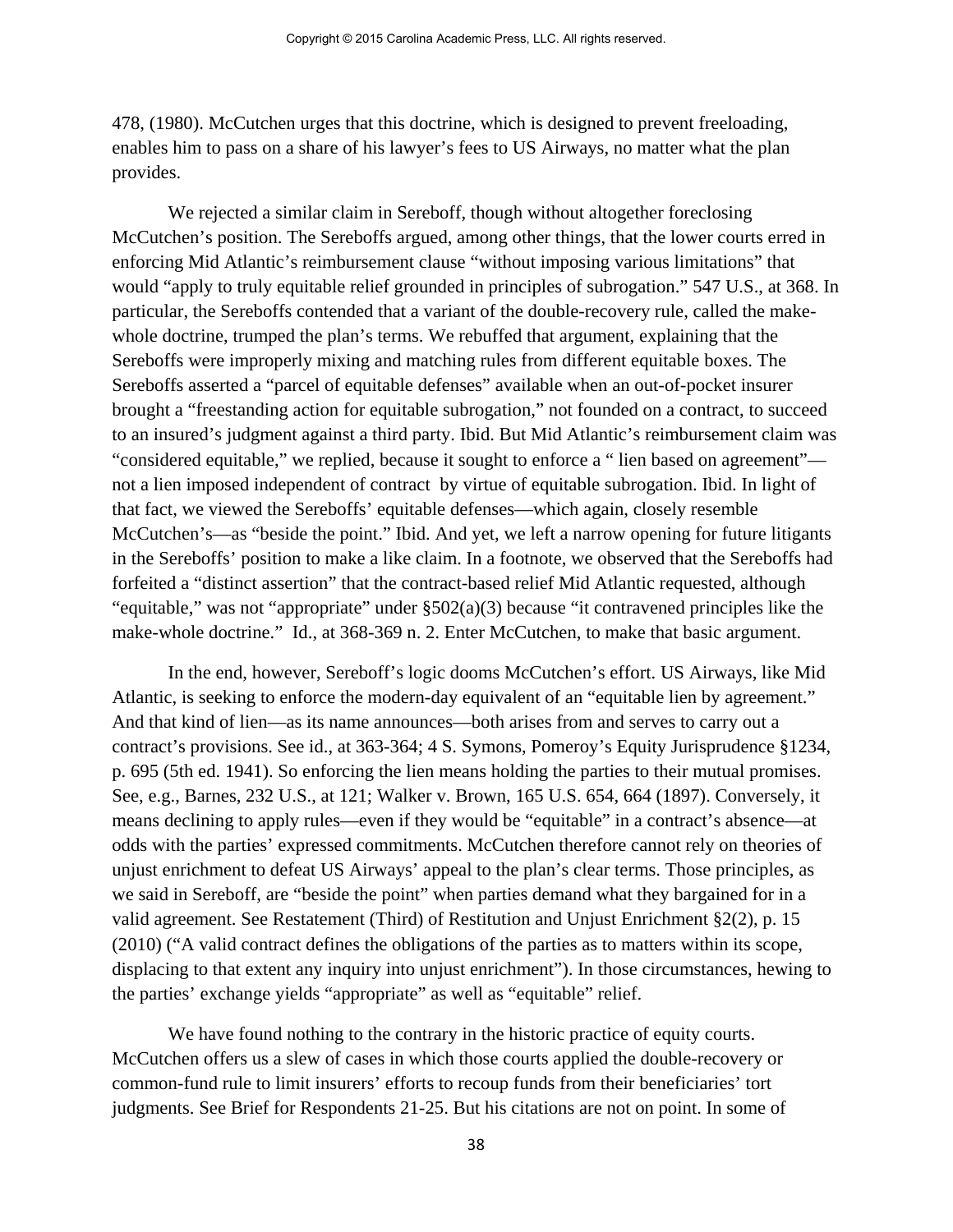478, (1980). McCutchen urges that this doctrine, which is designed to prevent freeloading, enables him to pass on a share of his lawyer's fees to US Airways, no matter what the plan provides.

We rejected a similar claim in Sereboff, though without altogether foreclosing McCutchen's position. The Sereboffs argued, among other things, that the lower courts erred in enforcing Mid Atlantic's reimbursement clause "without imposing various limitations" that would "apply to truly equitable relief grounded in principles of subrogation." 547 U.S., at 368. In particular, the Sereboffs contended that a variant of the double-recovery rule, called the make-whole doctrine, trumped the plan's terms. We rebuffed that argument, explaining that the Sereboffs were improperly mixing and matching rules from different equitable boxes. The Sereboffs asserted a "parcel of equitable defenses" available when an out-of-pocket insurer brought a "freestanding action for equitable subrogation," not founded on a contract, to succeed to an insured's judgment against a third party. Ibid. But Mid Atlantic's reimbursement claim was "considered equitable," we replied, because it sought to enforce a " lien based on agreement"—not a lien imposed independent of contract by virtue of equitable subrogation. Ibid. In light of that fact, we viewed the Sereboffs' equitable defenses—which again, closely resemble McCutchen's—as "beside the point." Ibid. And yet, we left a narrow opening for future litigants in the Sereboffs' position to make a like claim. In a footnote, we observed that the Sereboffs had forfeited a "distinct assertion" that the contract-based relief Mid Atlantic requested, although "equitable," was not "appropriate" under §502(a)(3) because "it contravened principles like the make-whole doctrine." Id., at 368-369 n. 2. Enter McCutchen, to make that basic argument.

In the end, however, Sereboff's logic dooms McCutchen's effort. US Airways, like Mid Atlantic, is seeking to enforce the modern-day equivalent of an "equitable lien by agreement." And that kind of lien—as its name announces—both arises from and serves to carry out a contract's provisions. See id., at 363-364; 4 S. Symons, Pomeroy's Equity Jurisprudence §1234, p. 695 (5th ed. 1941). So enforcing the lien means holding the parties to their mutual promises. See, e.g., Barnes, 232 U.S., at 121; Walker v. Brown, 165 U.S. 654, 664 (1897). Conversely, it means declining to apply rules—even if they would be "equitable" in a contract's absence—at odds with the parties' expressed commitments. McCutchen therefore cannot rely on theories of unjust enrichment to defeat US Airways' appeal to the plan's clear terms. Those principles, as we said in Sereboff, are "beside the point" when parties demand what they bargained for in a valid agreement. See Restatement (Third) of Restitution and Unjust Enrichment §2(2), p. 15 (2010) ("A valid contract defines the obligations of the parties as to matters within its scope, displacing to that extent any inquiry into unjust enrichment"). In those circumstances, hewing to the parties' exchange yields "appropriate" as well as "equitable" relief.

We have found nothing to the contrary in the historic practice of equity courts. McCutchen offers us a slew of cases in which those courts applied the double-recovery or common-fund rule to limit insurers' efforts to recoup funds from their beneficiaries' tort judgments. See Brief for Respondents 21-25. But his citations are not on point. In some of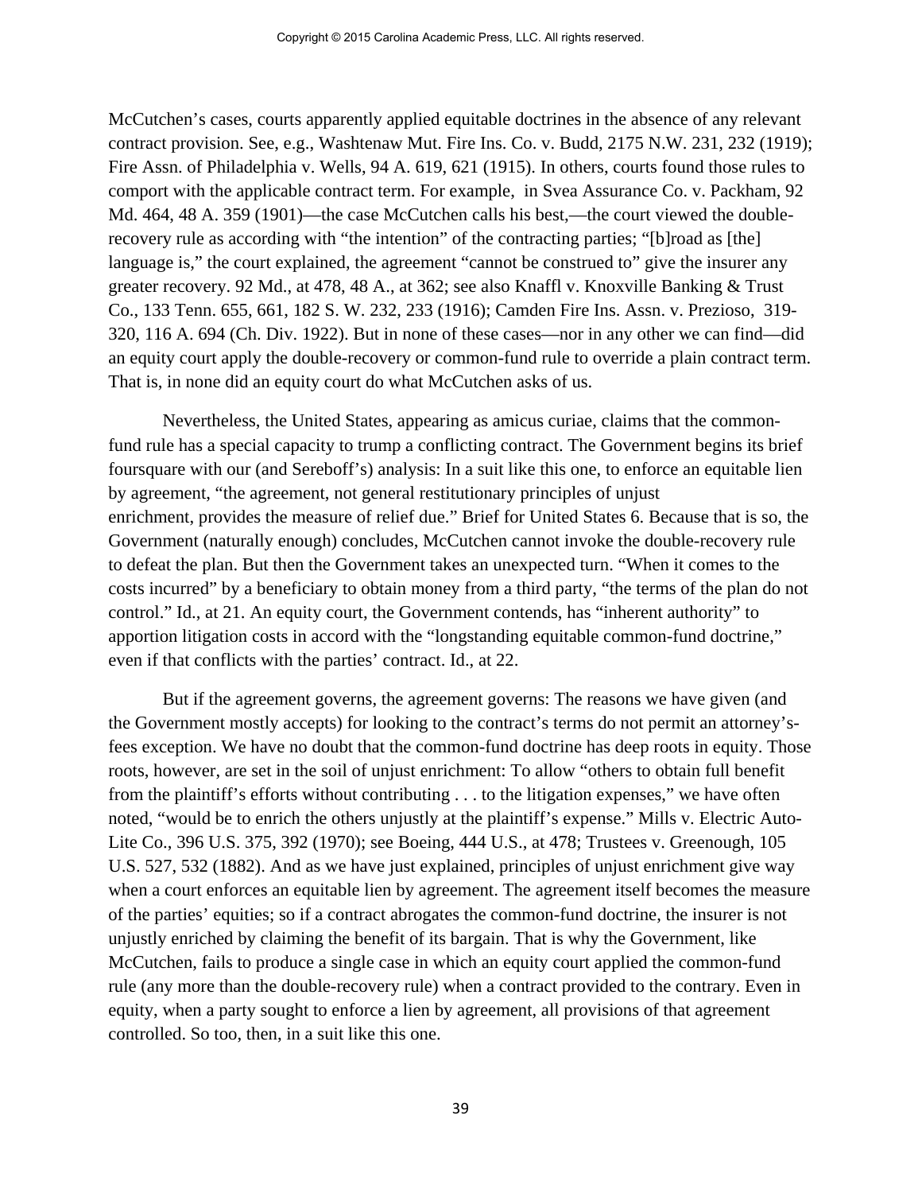McCutchen's cases, courts apparently applied equitable doctrines in the absence of any relevant contract provision. See, e.g., Washtenaw Mut. Fire Ins. Co. v. Budd, 2175 N.W. 231, 232 (1919); Fire Assn. of Philadelphia v. Wells, 94 A. 619, 621 (1915). In others, courts found those rules to comport with the applicable contract term. For example,  in Svea Assurance Co. v. Packham, 92 Md. 464, 48 A. 359 (1901)—the case McCutchen calls his best,—the court viewed the double-recovery rule as according with "the intention" of the contracting parties; "[b]road as [the] language is," the court explained, the agreement "cannot be construed to" give the insurer any greater recovery. 92 Md., at 478, 48 A., at 362; see also Knaffl v. Knoxville Banking & Trust Co., 133 Tenn. 655, 661, 182 S. W. 232, 233 (1916); Camden Fire Ins. Assn. v. Prezioso,  319-320, 116 A. 694 (Ch. Div. 1922). But in none of these cases—nor in any other we can find—did an equity court apply the double-recovery or common-fund rule to override a plain contract term. That is, in none did an equity court do what McCutchen asks of us.

Nevertheless, the United States, appearing as amicus curiae, claims that the common-fund rule has a special capacity to trump a conflicting contract. The Government begins its brief foursquare with our (and Sereboff's) analysis: In a suit like this one, to enforce an equitable lien by agreement, "the agreement, not general restitutionary principles of unjust enrichment, provides the measure of relief due." Brief for United States 6. Because that is so, the Government (naturally enough) concludes, McCutchen cannot invoke the double-recovery rule to defeat the plan. But then the Government takes an unexpected turn. "When it comes to the costs incurred" by a beneficiary to obtain money from a third party, "the terms of the plan do not control." Id., at 21. An equity court, the Government contends, has "inherent authority" to apportion litigation costs in accord with the "longstanding equitable common-fund doctrine," even if that conflicts with the parties' contract. Id., at 22.

But if the agreement governs, the agreement governs: The reasons we have given (and the Government mostly accepts) for looking to the contract's terms do not permit an attorney's-fees exception. We have no doubt that the common-fund doctrine has deep roots in equity. Those roots, however, are set in the soil of unjust enrichment: To allow "others to obtain full benefit from the plaintiff's efforts without contributing . . . to the litigation expenses," we have often noted, "would be to enrich the others unjustly at the plaintiff's expense." Mills v. Electric Auto-Lite Co., 396 U.S. 375, 392 (1970); see Boeing, 444 U.S., at 478; Trustees v. Greenough, 105 U.S. 527, 532 (1882). And as we have just explained, principles of unjust enrichment give way when a court enforces an equitable lien by agreement. The agreement itself becomes the measure of the parties' equities; so if a contract abrogates the common-fund doctrine, the insurer is not unjustly enriched by claiming the benefit of its bargain. That is why the Government, like McCutchen, fails to produce a single case in which an equity court applied the common-fund rule (any more than the double-recovery rule) when a contract provided to the contrary. Even in equity, when a party sought to enforce a lien by agreement, all provisions of that agreement controlled. So too, then, in a suit like this one.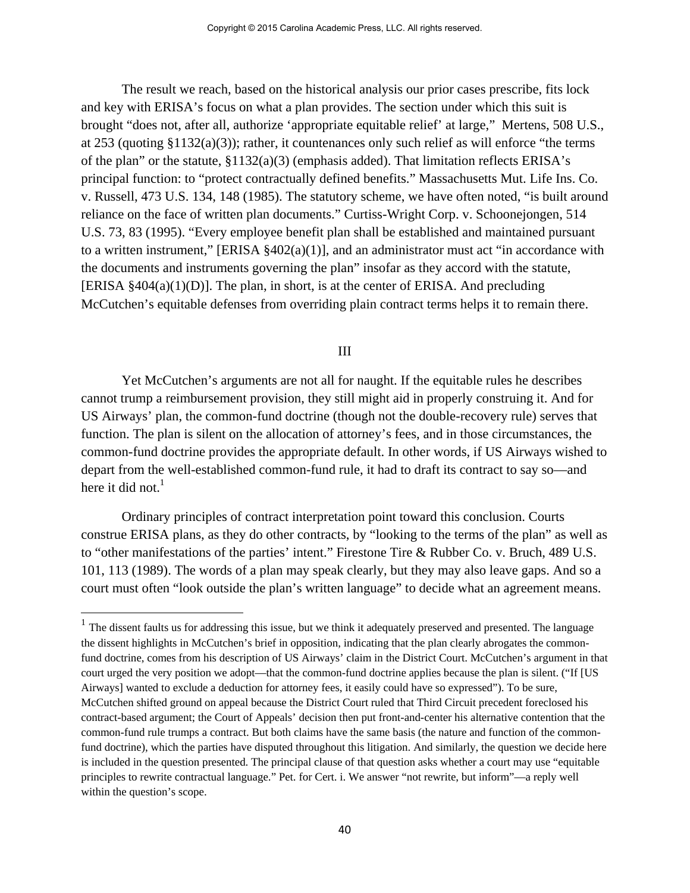The result we reach, based on the historical analysis our prior cases prescribe, fits lock and key with ERISA's focus on what a plan provides. The section under which this suit is brought "does not, after all, authorize 'appropriate equitable relief' at large," Mertens, 508 U.S., at 253 (quoting §1132(a)(3)); rather, it countenances only such relief as will enforce "the terms of the plan" or the statute, §1132(a)(3) (emphasis added). That limitation reflects ERISA's principal function: to "protect contractually defined benefits." Massachusetts Mut. Life Ins. Co. v. Russell, 473 U.S. 134, 148 (1985). The statutory scheme, we have often noted, "is built around reliance on the face of written plan documents." Curtiss-Wright Corp. v. Schoonejongen, 514 U.S. 73, 83 (1995). "Every employee benefit plan shall be established and maintained pursuant to a written instrument," [ERISA §402(a)(1)], and an administrator must act "in accordance with the documents and instruments governing the plan" insofar as they accord with the statute, [ERISA §404(a)(1)(D)]. The plan, in short, is at the center of ERISA. And precluding McCutchen's equitable defenses from overriding plain contract terms helps it to remain there.

## III

Yet McCutchen's arguments are not all for naught. If the equitable rules he describes cannot trump a reimbursement provision, they still might aid in properly construing it. And for US Airways' plan, the common-fund doctrine (though not the double-recovery rule) serves that function. The plan is silent on the allocation of attorney's fees, and in those circumstances, the common-fund doctrine provides the appropriate default. In other words, if US Airways wished to depart from the well-established common-fund rule, it had to draft its contract to say so—and here it did not.[1]

Ordinary principles of contract interpretation point toward this conclusion. Courts construe ERISA plans, as they do other contracts, by "looking to the terms of the plan" as well as to "other manifestations of the parties' intent." Firestone Tire & Rubber Co. v. Bruch, 489 U.S. 101, 113 (1989). The words of a plan may speak clearly, but they may also leave gaps. And so a court must often "look outside the plan's written language" to decide what an agreement means.

---

[1] The dissent faults us for addressing this issue, but we think it adequately preserved and presented. The language the dissent highlights in McCutchen's brief in opposition, indicating that the plan clearly abrogates the common-fund doctrine, comes from his description of US Airways' claim in the District Court. McCutchen's argument in that court urged the very position we adopt—that the common-fund doctrine applies because the plan is silent. ("If [US Airways] wanted to exclude a deduction for attorney fees, it easily could have so expressed"). To be sure, McCutchen shifted ground on appeal because the District Court ruled that Third Circuit precedent foreclosed his contract-based argument; the Court of Appeals' decision then put front-and-center his alternative contention that the common-fund rule trumps a contract. But both claims have the same basis (the nature and function of the common-fund doctrine), which the parties have disputed throughout this litigation. And similarly, the question we decide here is included in the question presented. The principal clause of that question asks whether a court may use "equitable principles to rewrite contractual language." Pet. for Cert. i. We answer "not rewrite, but inform"—a reply well within the question's scope.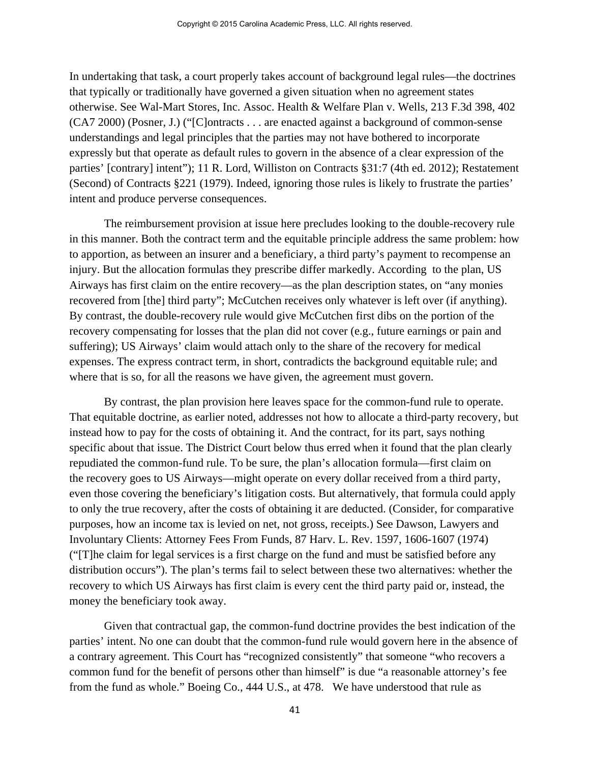In undertaking that task, a court properly takes account of background legal rules—the doctrines that typically or traditionally have governed a given situation when no agreement states otherwise. See Wal-Mart Stores, Inc. Assoc. Health & Welfare Plan v. Wells, 213 F.3d 398, 402 (CA7 2000) (Posner, J.) ("[C]ontracts . . . are enacted against a background of common-sense understandings and legal principles that the parties may not have bothered to incorporate expressly but that operate as default rules to govern in the absence of a clear expression of the parties' [contrary] intent"); 11 R. Lord, Williston on Contracts §31:7 (4th ed. 2012); Restatement (Second) of Contracts §221 (1979). Indeed, ignoring those rules is likely to frustrate the parties' intent and produce perverse consequences.

The reimbursement provision at issue here precludes looking to the double-recovery rule in this manner. Both the contract term and the equitable principle address the same problem: how to apportion, as between an insurer and a beneficiary, a third party's payment to recompense an injury. But the allocation formulas they prescribe differ markedly. According to the plan, US Airways has first claim on the entire recovery—as the plan description states, on "any monies recovered from [the] third party"; McCutchen receives only whatever is left over (if anything). By contrast, the double-recovery rule would give McCutchen first dibs on the portion of the recovery compensating for losses that the plan did not cover (e.g., future earnings or pain and suffering); US Airways' claim would attach only to the share of the recovery for medical expenses. The express contract term, in short, contradicts the background equitable rule; and where that is so, for all the reasons we have given, the agreement must govern.

By contrast, the plan provision here leaves space for the common-fund rule to operate. That equitable doctrine, as earlier noted, addresses not how to allocate a third-party recovery, but instead how to pay for the costs of obtaining it. And the contract, for its part, says nothing specific about that issue. The District Court below thus erred when it found that the plan clearly repudiated the common-fund rule. To be sure, the plan's allocation formula—first claim on the recovery goes to US Airways—might operate on every dollar received from a third party, even those covering the beneficiary's litigation costs. But alternatively, that formula could apply to only the true recovery, after the costs of obtaining it are deducted. (Consider, for comparative purposes, how an income tax is levied on net, not gross, receipts.) See Dawson, Lawyers and Involuntary Clients: Attorney Fees From Funds, 87 Harv. L. Rev. 1597, 1606-1607 (1974) ("[T]he claim for legal services is a first charge on the fund and must be satisfied before any distribution occurs"). The plan's terms fail to select between these two alternatives: whether the recovery to which US Airways has first claim is every cent the third party paid or, instead, the money the beneficiary took away.

Given that contractual gap, the common-fund doctrine provides the best indication of the parties' intent. No one can doubt that the common-fund rule would govern here in the absence of a contrary agreement. This Court has "recognized consistently" that someone "who recovers a common fund for the benefit of persons other than himself" is due "a reasonable attorney's fee from the fund as whole." Boeing Co., 444 U.S., at 478. We have understood that rule as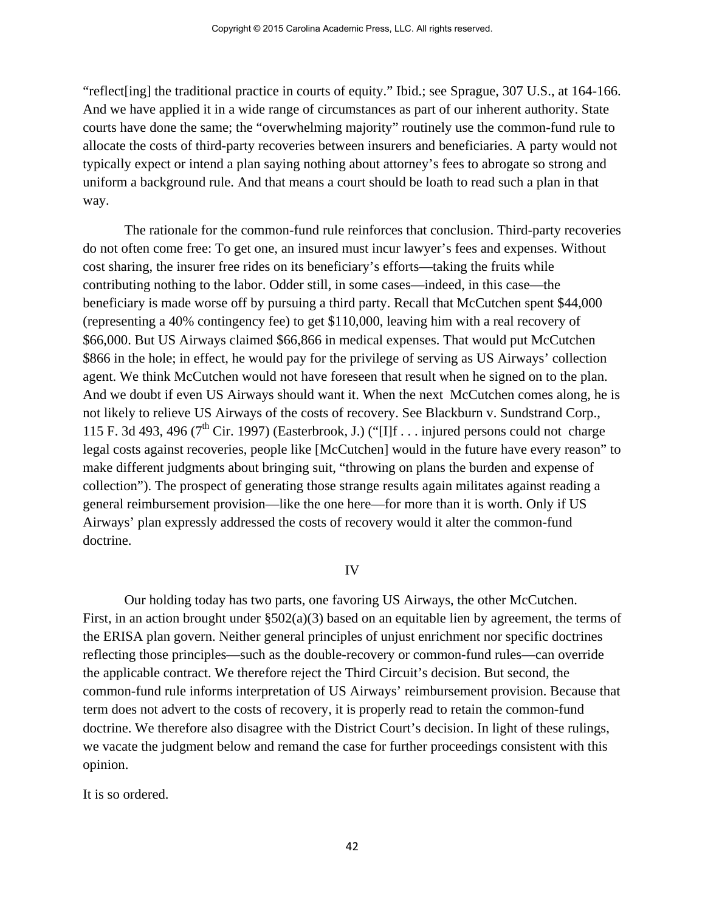"reflect[ing] the traditional practice in courts of equity." Ibid.; see Sprague, 307 U.S., at 164-166. And we have applied it in a wide range of circumstances as part of our inherent authority. State courts have done the same; the "overwhelming majority" routinely use the common-fund rule to allocate the costs of third-party recoveries between insurers and beneficiaries. A party would not typically expect or intend a plan saying nothing about attorney's fees to abrogate so strong and uniform a background rule. And that means a court should be loath to read such a plan in that way.

The rationale for the common-fund rule reinforces that conclusion. Third-party recoveries do not often come free: To get one, an insured must incur lawyer's fees and expenses. Without cost sharing, the insurer free rides on its beneficiary's efforts—taking the fruits while contributing nothing to the labor. Odder still, in some cases—indeed, in this case—the beneficiary is made worse off by pursuing a third party. Recall that McCutchen spent $44,000 (representing a 40% contingency fee) to get $110,000, leaving him with a real recovery of $66,000. But US Airways claimed $66,866 in medical expenses. That would put McCutchen $866 in the hole; in effect, he would pay for the privilege of serving as US Airways' collection agent. We think McCutchen would not have foreseen that result when he signed on to the plan. And we doubt if even US Airways should want it. When the next McCutchen comes along, he is not likely to relieve US Airways of the costs of recovery. See Blackburn v. Sundstrand Corp., 115 F. 3d 493, 496 (7th Cir. 1997) (Easterbrook, J.) ("[I]f . . . injured persons could not charge legal costs against recoveries, people like [McCutchen] would in the future have every reason" to make different judgments about bringing suit, "throwing on plans the burden and expense of collection"). The prospect of generating those strange results again militates against reading a general reimbursement provision—like the one here—for more than it is worth. Only if US Airways' plan expressly addressed the costs of recovery would it alter the common-fund doctrine.

IV

Our holding today has two parts, one favoring US Airways, the other McCutchen. First, in an action brought under §502(a)(3) based on an equitable lien by agreement, the terms of the ERISA plan govern. Neither general principles of unjust enrichment nor specific doctrines reflecting those principles—such as the double-recovery or common-fund rules—can override the applicable contract. We therefore reject the Third Circuit's decision. But second, the common-fund rule informs interpretation of US Airways' reimbursement provision. Because that term does not advert to the costs of recovery, it is properly read to retain the common-fund doctrine. We therefore also disagree with the District Court's decision. In light of these rulings, we vacate the judgment below and remand the case for further proceedings consistent with this opinion.

It is so ordered.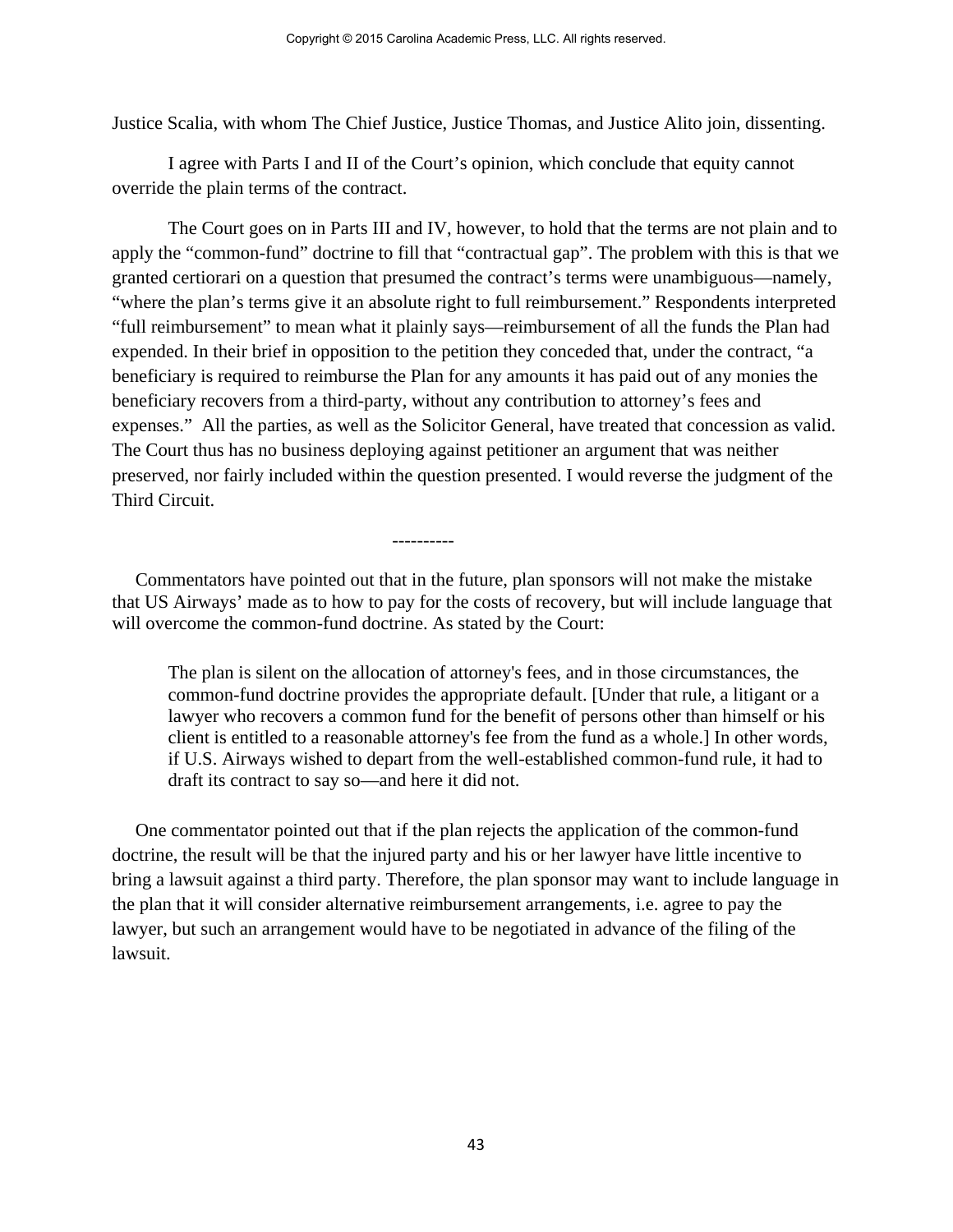Justice Scalia, with whom The Chief Justice, Justice Thomas, and Justice Alito join, dissenting.

I agree with Parts I and II of the Court's opinion, which conclude that equity cannot override the plain terms of the contract.

The Court goes on in Parts III and IV, however, to hold that the terms are not plain and to apply the "common-fund" doctrine to fill that "contractual gap". The problem with this is that we granted certiorari on a question that presumed the contract's terms were unambiguous—namely, "where the plan's terms give it an absolute right to full reimbursement." Respondents interpreted "full reimbursement" to mean what it plainly says—reimbursement of all the funds the Plan had expended. In their brief in opposition to the petition they conceded that, under the contract, "a beneficiary is required to reimburse the Plan for any amounts it has paid out of any monies the beneficiary recovers from a third-party, without any contribution to attorney's fees and expenses." All the parties, as well as the Solicitor General, have treated that concession as valid. The Court thus has no business deploying against petitioner an argument that was neither preserved, nor fairly included within the question presented. I would reverse the judgment of the Third Circuit.

----------

Commentators have pointed out that in the future, plan sponsors will not make the mistake that US Airways' made as to how to pay for the costs of recovery, but will include language that will overcome the common-fund doctrine. As stated by the Court:

> The plan is silent on the allocation of attorney's fees, and in those circumstances, the common-fund doctrine provides the appropriate default. [Under that rule, a litigant or a lawyer who recovers a common fund for the benefit of persons other than himself or his client is entitled to a reasonable attorney's fee from the fund as a whole.] In other words, if U.S. Airways wished to depart from the well-established common-fund rule, it had to draft its contract to say so—and here it did not.

One commentator pointed out that if the plan rejects the application of the common-fund doctrine, the result will be that the injured party and his or her lawyer have little incentive to bring a lawsuit against a third party. Therefore, the plan sponsor may want to include language in the plan that it will consider alternative reimbursement arrangements, i.e. agree to pay the lawyer, but such an arrangement would have to be negotiated in advance of the filing of the lawsuit.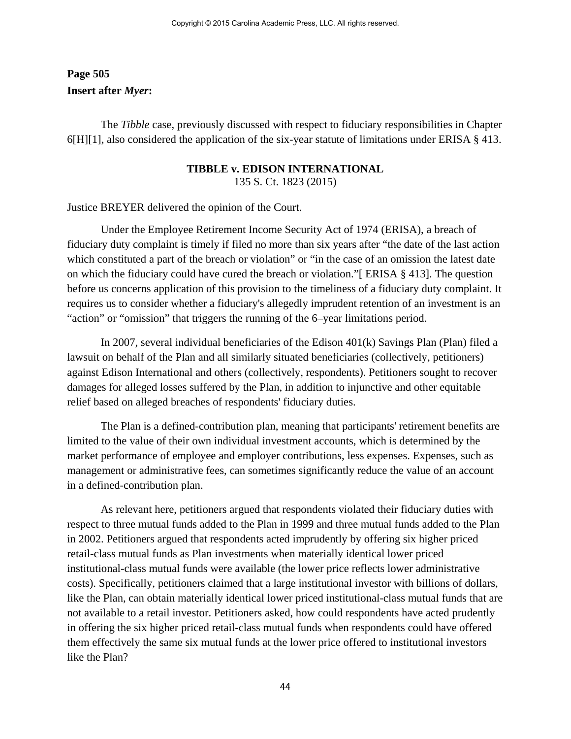**Page 505**
**Insert after *Myer*:**

The *Tibble* case, previously discussed with respect to fiduciary responsibilities in Chapter 6[H][1], also considered the application of the six-year statute of limitations under ERISA § 413.

**TIBBLE v. EDISON INTERNATIONAL**
135 S. Ct. 1823 (2015)

Justice BREYER delivered the opinion of the Court.

Under the Employee Retirement Income Security Act of 1974 (ERISA), a breach of fiduciary duty complaint is timely if filed no more than six years after "the date of the last action which constituted a part of the breach or violation" or "in the case of an omission the latest date on which the fiduciary could have cured the breach or violation."[ ERISA § 413]. The question before us concerns application of this provision to the timeliness of a fiduciary duty complaint. It requires us to consider whether a fiduciary's allegedly imprudent retention of an investment is an "action" or "omission" that triggers the running of the 6–year limitations period.

In 2007, several individual beneficiaries of the Edison 401(k) Savings Plan (Plan) filed a lawsuit on behalf of the Plan and all similarly situated beneficiaries (collectively, petitioners) against Edison International and others (collectively, respondents). Petitioners sought to recover damages for alleged losses suffered by the Plan, in addition to injunctive and other equitable relief based on alleged breaches of respondents' fiduciary duties.

The Plan is a defined-contribution plan, meaning that participants' retirement benefits are limited to the value of their own individual investment accounts, which is determined by the market performance of employee and employer contributions, less expenses. Expenses, such as management or administrative fees, can sometimes significantly reduce the value of an account in a defined-contribution plan.

As relevant here, petitioners argued that respondents violated their fiduciary duties with respect to three mutual funds added to the Plan in 1999 and three mutual funds added to the Plan in 2002. Petitioners argued that respondents acted imprudently by offering six higher priced retail-class mutual funds as Plan investments when materially identical lower priced institutional-class mutual funds were available (the lower price reflects lower administrative costs). Specifically, petitioners claimed that a large institutional investor with billions of dollars, like the Plan, can obtain materially identical lower priced institutional-class mutual funds that are not available to a retail investor. Petitioners asked, how could respondents have acted prudently in offering the six higher priced retail-class mutual funds when respondents could have offered them effectively the same six mutual funds at the lower price offered to institutional investors like the Plan?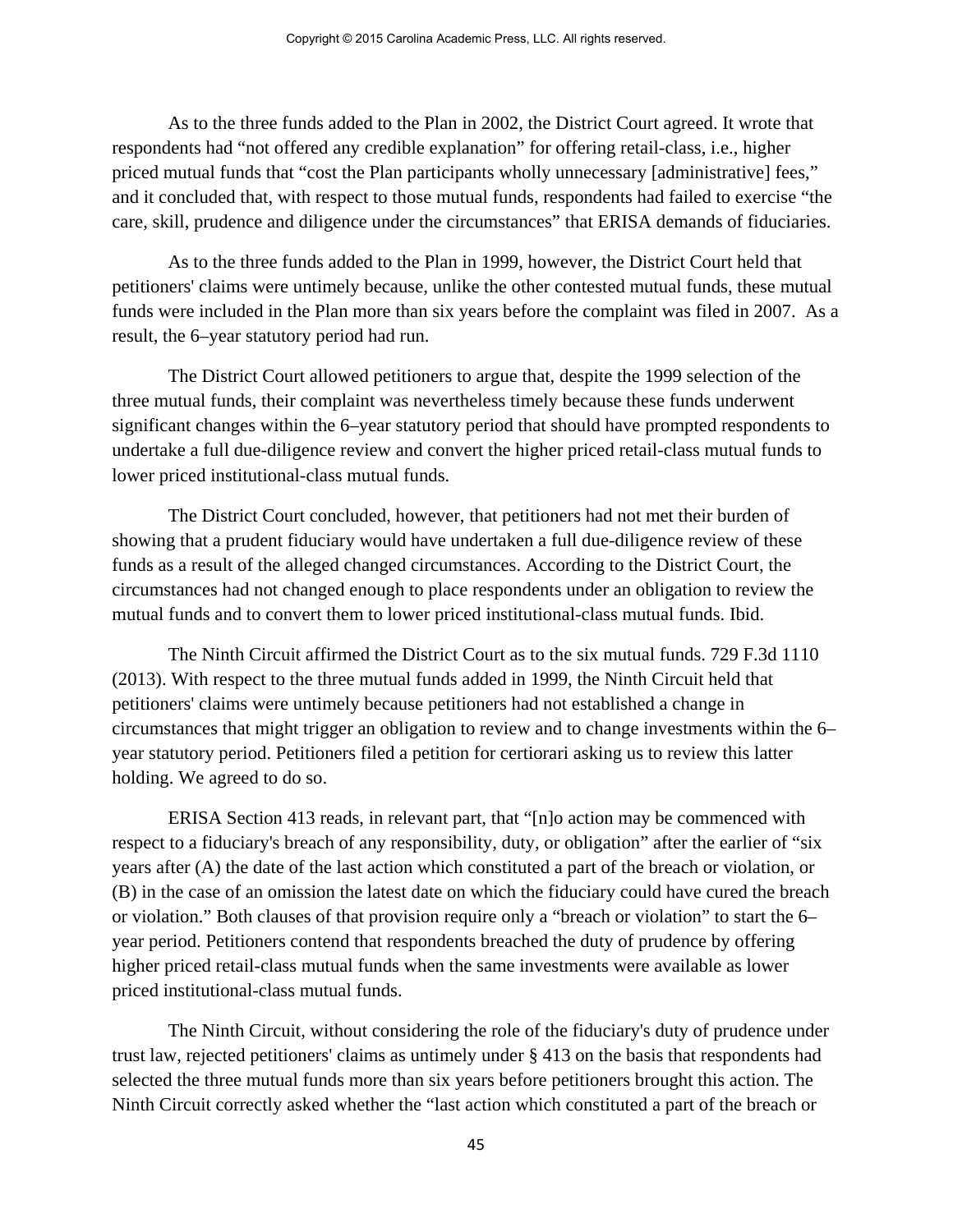As to the three funds added to the Plan in 2002, the District Court agreed. It wrote that respondents had "not offered any credible explanation" for offering retail-class, i.e., higher priced mutual funds that "cost the Plan participants wholly unnecessary [administrative] fees," and it concluded that, with respect to those mutual funds, respondents had failed to exercise "the care, skill, prudence and diligence under the circumstances" that ERISA demands of fiduciaries.

As to the three funds added to the Plan in 1999, however, the District Court held that petitioners' claims were untimely because, unlike the other contested mutual funds, these mutual funds were included in the Plan more than six years before the complaint was filed in 2007. As a result, the 6–year statutory period had run.

The District Court allowed petitioners to argue that, despite the 1999 selection of the three mutual funds, their complaint was nevertheless timely because these funds underwent significant changes within the 6–year statutory period that should have prompted respondents to undertake a full due-diligence review and convert the higher priced retail-class mutual funds to lower priced institutional-class mutual funds.

The District Court concluded, however, that petitioners had not met their burden of showing that a prudent fiduciary would have undertaken a full due-diligence review of these funds as a result of the alleged changed circumstances. According to the District Court, the circumstances had not changed enough to place respondents under an obligation to review the mutual funds and to convert them to lower priced institutional-class mutual funds. Ibid.

The Ninth Circuit affirmed the District Court as to the six mutual funds. 729 F.3d 1110 (2013). With respect to the three mutual funds added in 1999, the Ninth Circuit held that petitioners' claims were untimely because petitioners had not established a change in circumstances that might trigger an obligation to review and to change investments within the 6–year statutory period. Petitioners filed a petition for certiorari asking us to review this latter holding. We agreed to do so.

ERISA Section 413 reads, in relevant part, that "[n]o action may be commenced with respect to a fiduciary's breach of any responsibility, duty, or obligation" after the earlier of "six years after (A) the date of the last action which constituted a part of the breach or violation, or (B) in the case of an omission the latest date on which the fiduciary could have cured the breach or violation." Both clauses of that provision require only a "breach or violation" to start the 6–year period. Petitioners contend that respondents breached the duty of prudence by offering higher priced retail-class mutual funds when the same investments were available as lower priced institutional-class mutual funds.

The Ninth Circuit, without considering the role of the fiduciary's duty of prudence under trust law, rejected petitioners' claims as untimely under § 413 on the basis that respondents had selected the three mutual funds more than six years before petitioners brought this action. The Ninth Circuit correctly asked whether the "last action which constituted a part of the breach or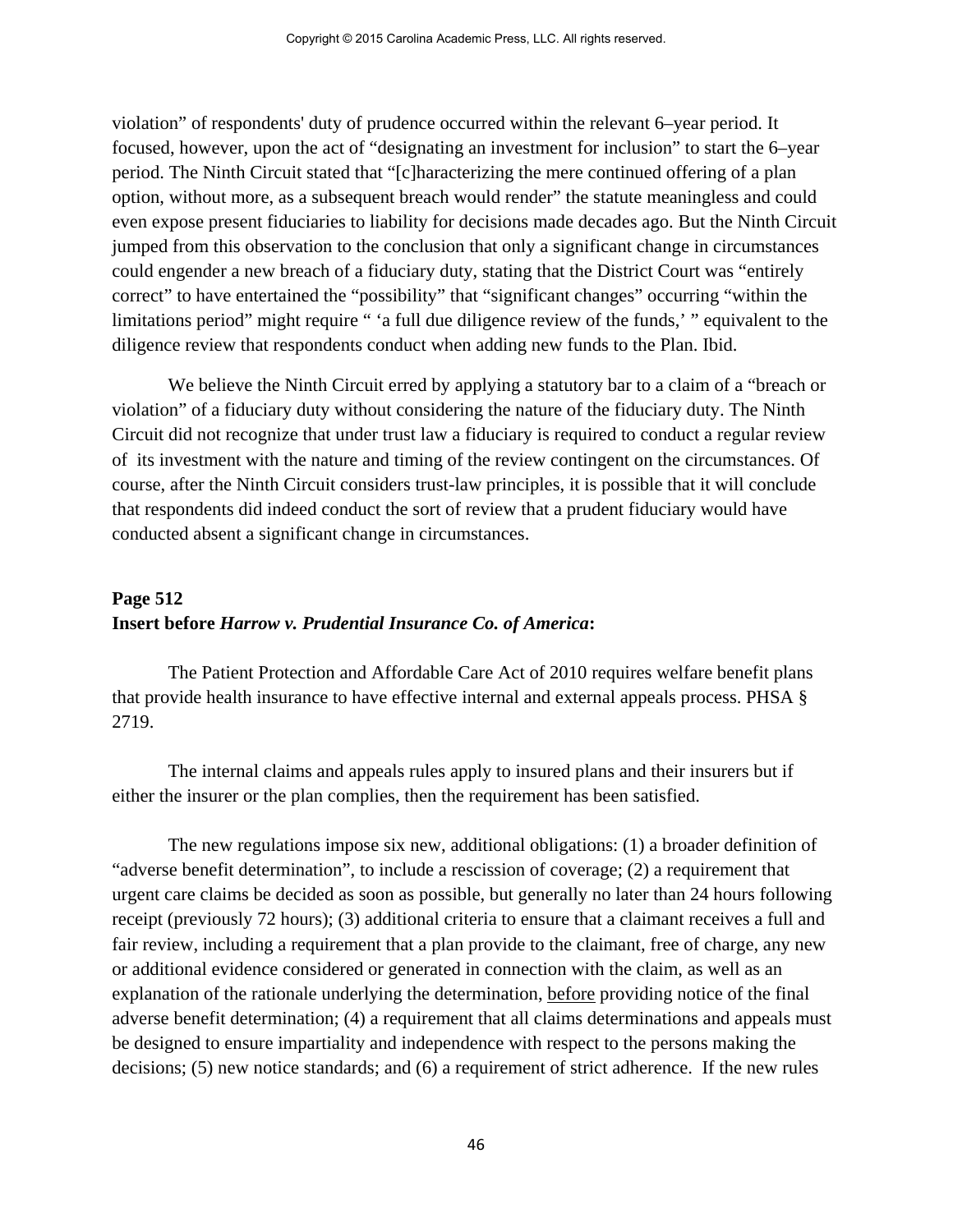violation" of respondents' duty of prudence occurred within the relevant 6–year period. It focused, however, upon the act of "designating an investment for inclusion" to start the 6–year period. The Ninth Circuit stated that "[c]haracterizing the mere continued offering of a plan option, without more, as a subsequent breach would render" the statute meaningless and could even expose present fiduciaries to liability for decisions made decades ago. But the Ninth Circuit jumped from this observation to the conclusion that only a significant change in circumstances could engender a new breach of a fiduciary duty, stating that the District Court was "entirely correct" to have entertained the "possibility" that "significant changes" occurring "within the limitations period" might require " 'a full due diligence review of the funds,' " equivalent to the diligence review that respondents conduct when adding new funds to the Plan. Ibid.

We believe the Ninth Circuit erred by applying a statutory bar to a claim of a "breach or violation" of a fiduciary duty without considering the nature of the fiduciary duty. The Ninth Circuit did not recognize that under trust law a fiduciary is required to conduct a regular review of its investment with the nature and timing of the review contingent on the circumstances. Of course, after the Ninth Circuit considers trust-law principles, it is possible that it will conclude that respondents did indeed conduct the sort of review that a prudent fiduciary would have conducted absent a significant change in circumstances.

**Page 512**
**Insert before *Harrow v. Prudential Insurance Co. of America*:**

The Patient Protection and Affordable Care Act of 2010 requires welfare benefit plans that provide health insurance to have effective internal and external appeals process. PHSA § 2719.

The internal claims and appeals rules apply to insured plans and their insurers but if either the insurer or the plan complies, then the requirement has been satisfied.

The new regulations impose six new, additional obligations: (1) a broader definition of "adverse benefit determination", to include a rescission of coverage; (2) a requirement that urgent care claims be decided as soon as possible, but generally no later than 24 hours following receipt (previously 72 hours); (3) additional criteria to ensure that a claimant receives a full and fair review, including a requirement that a plan provide to the claimant, free of charge, any new or additional evidence considered or generated in connection with the claim, as well as an explanation of the rationale underlying the determination, <u>before</u> providing notice of the final adverse benefit determination; (4) a requirement that all claims determinations and appeals must be designed to ensure impartiality and independence with respect to the persons making the decisions; (5) new notice standards; and (6) a requirement of strict adherence. If the new rules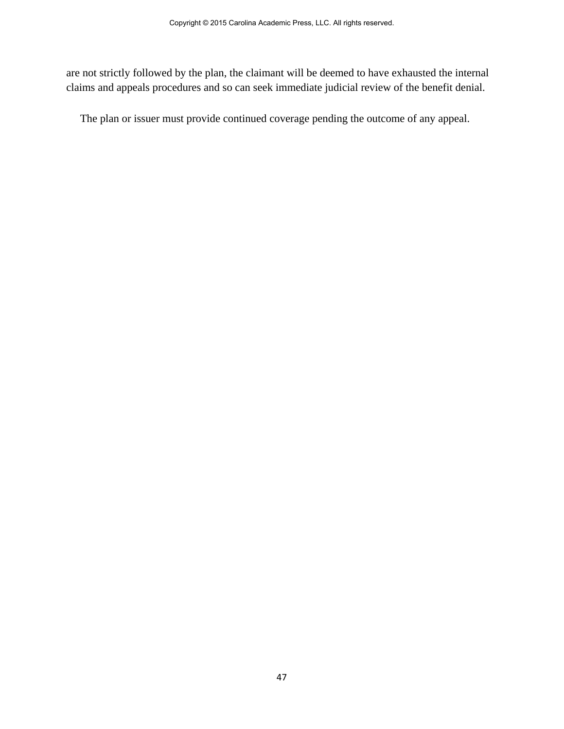are not strictly followed by the plan, the claimant will be deemed to have exhausted the internal claims and appeals procedures and so can seek immediate judicial review of the benefit denial.

The plan or issuer must provide continued coverage pending the outcome of any appeal.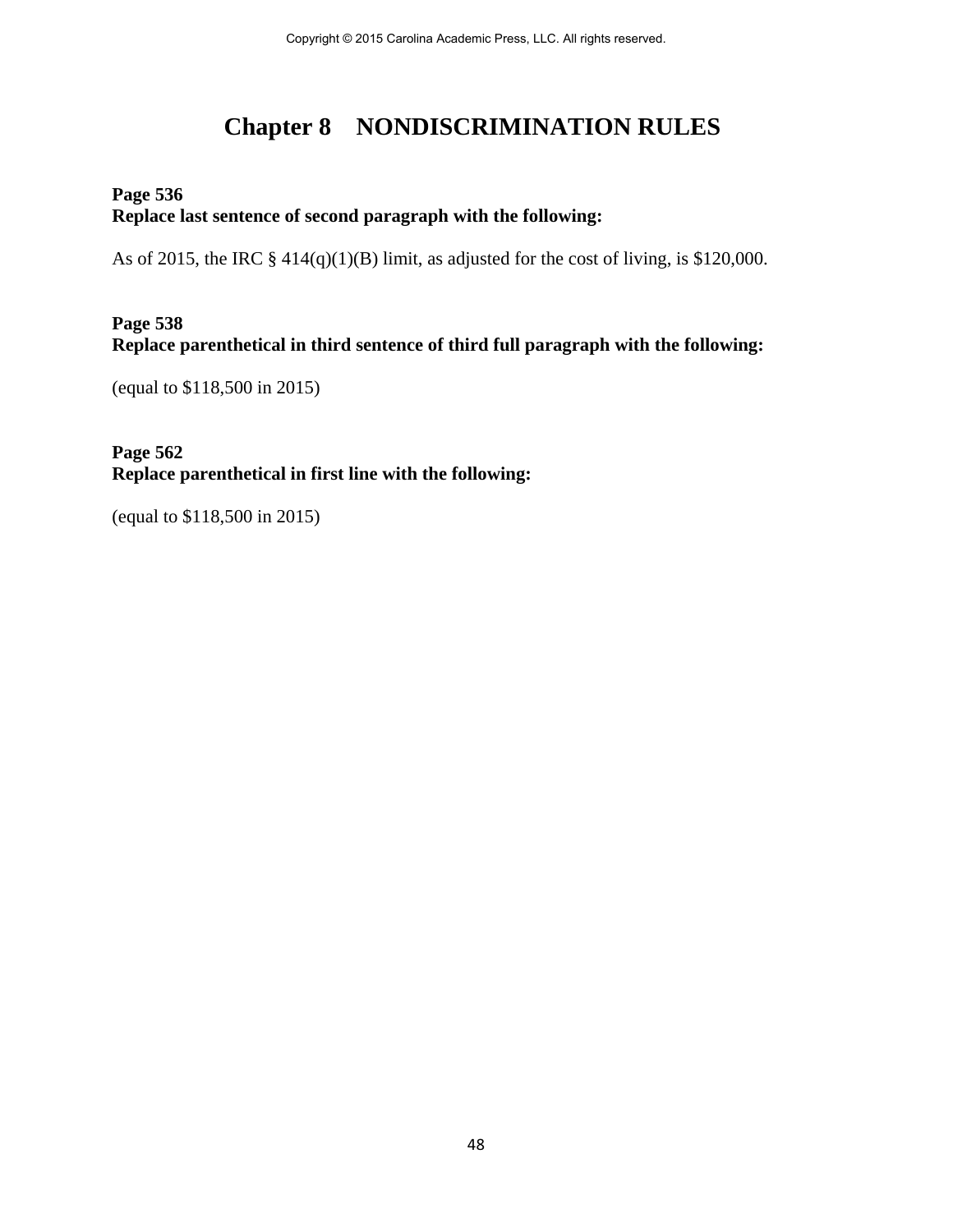# Chapter 8 NONDISCRIMINATION RULES

**Page 536**
**Replace last sentence of second paragraph with the following:**

As of 2015, the IRC § 414(q)(1)(B) limit, as adjusted for the cost of living, is $120,000.

**Page 538**
**Replace parenthetical in third sentence of third full paragraph with the following:**

(equal to $118,500 in 2015)

**Page 562**
**Replace parenthetical in first line with the following:**

(equal to $118,500 in 2015)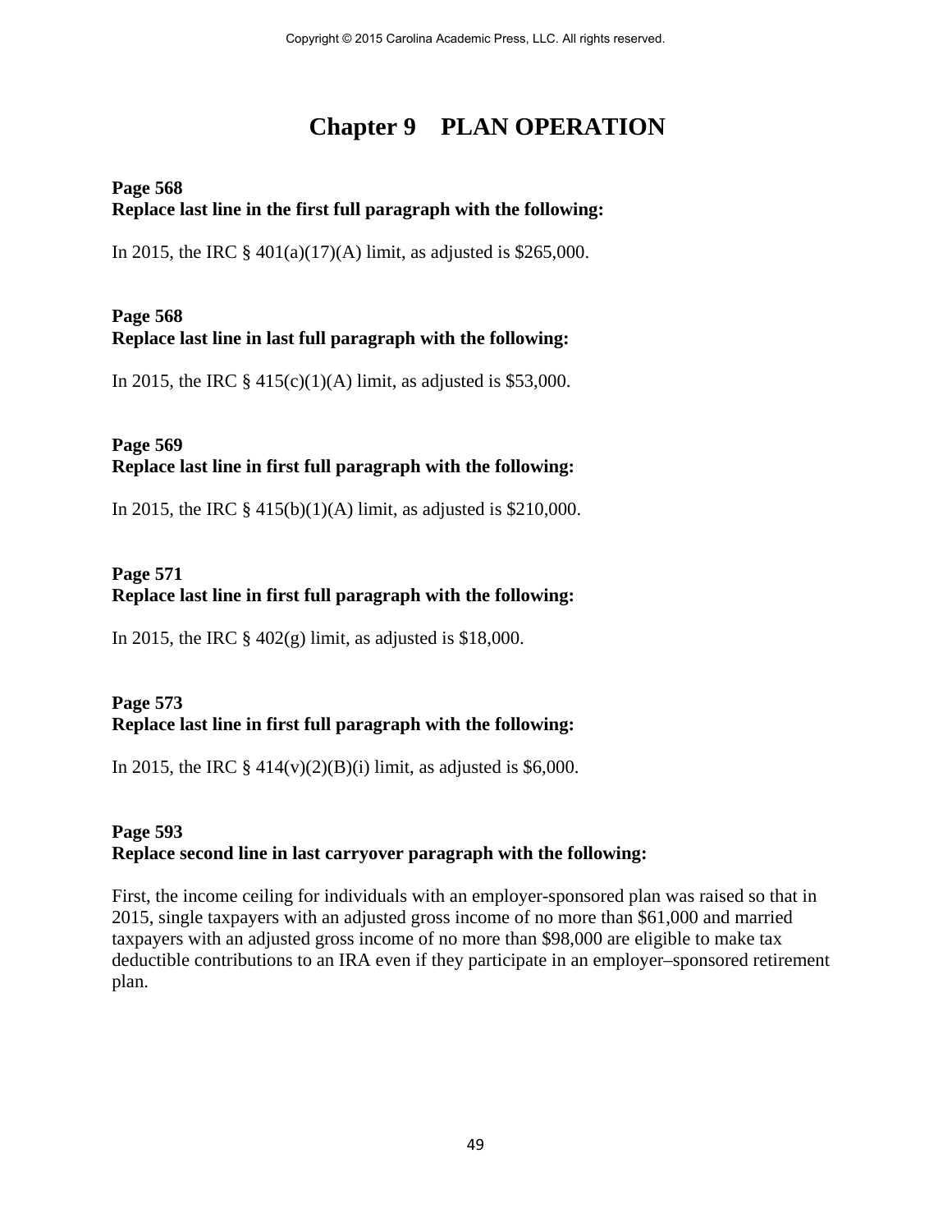# Chapter 9 PLAN OPERATION

**Page 568**
**Replace last line in the first full paragraph with the following:**

In 2015, the IRC § 401(a)(17)(A) limit, as adjusted is $265,000.

**Page 568**
**Replace last line in last full paragraph with the following:**

In 2015, the IRC § 415(c)(1)(A) limit, as adjusted is $53,000.

**Page 569**
**Replace last line in first full paragraph with the following:**

In 2015, the IRC § 415(b)(1)(A) limit, as adjusted is $210,000.

**Page 571**
**Replace last line in first full paragraph with the following:**

In 2015, the IRC § 402(g) limit, as adjusted is $18,000.

**Page 573**
**Replace last line in first full paragraph with the following:**

In 2015, the IRC § 414(v)(2)(B)(i) limit, as adjusted is $6,000.

**Page 593**
**Replace second line in last carryover paragraph with the following:**

First, the income ceiling for individuals with an employer-sponsored plan was raised so that in 2015, single taxpayers with an adjusted gross income of no more than $61,000 and married taxpayers with an adjusted gross income of no more than $98,000 are eligible to make tax deductible contributions to an IRA even if they participate in an employer–sponsored retirement plan.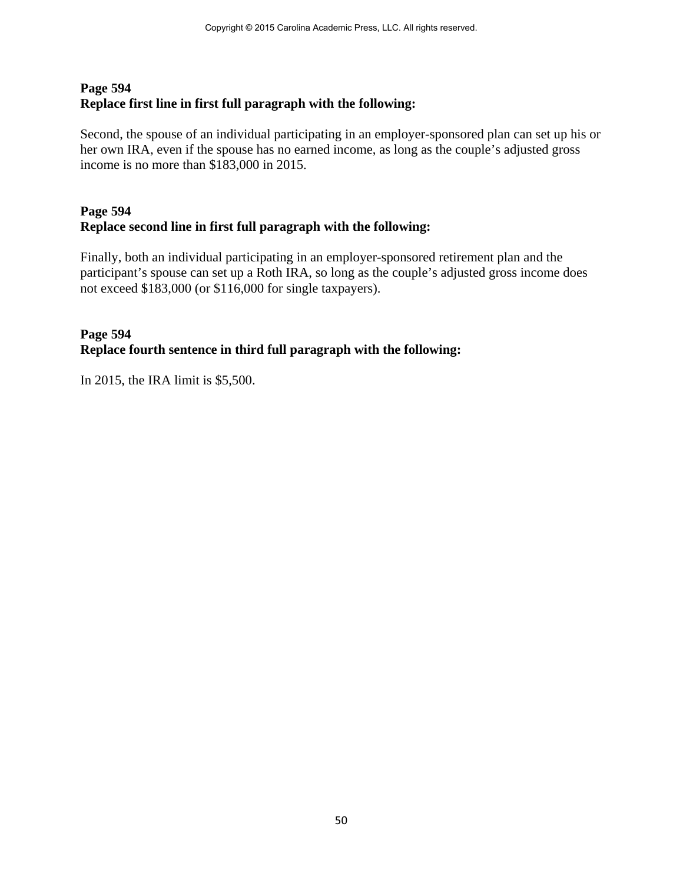**Page 594**
**Replace first line in first full paragraph with the following:**

Second, the spouse of an individual participating in an employer-sponsored plan can set up his or her own IRA, even if the spouse has no earned income, as long as the couple's adjusted gross income is no more than $183,000 in 2015.

**Page 594**
**Replace second line in first full paragraph with the following:**

Finally, both an individual participating in an employer-sponsored retirement plan and the participant's spouse can set up a Roth IRA, so long as the couple's adjusted gross income does not exceed $183,000 (or $116,000 for single taxpayers).

**Page 594**
**Replace fourth sentence in third full paragraph with the following:**

In 2015, the IRA limit is $5,500.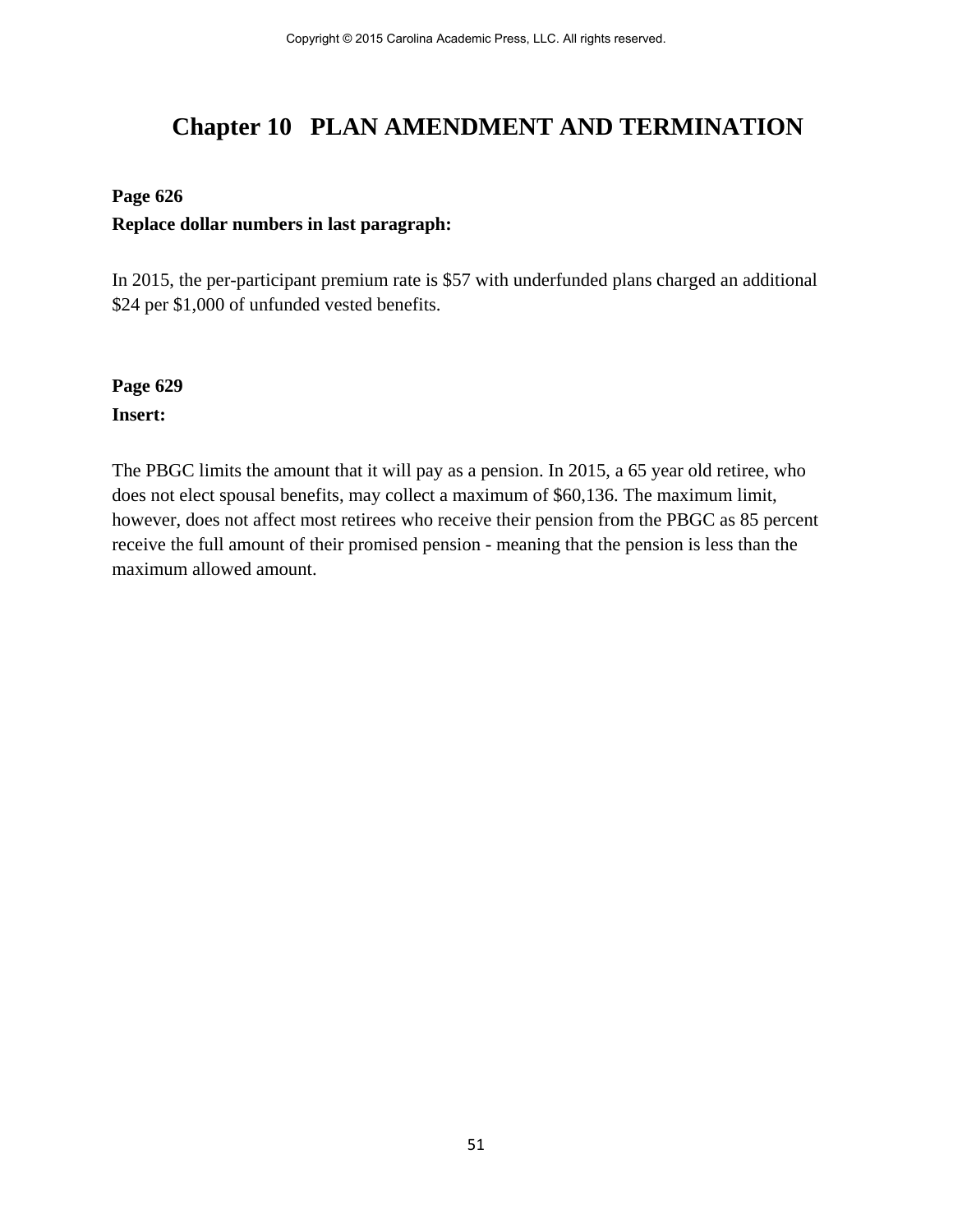# Chapter 10 PLAN AMENDMENT AND TERMINATION

**Page 626**

**Replace dollar numbers in last paragraph:**

In 2015, the per-participant premium rate is $57 with underfunded plans charged an additional $24 per $1,000 of unfunded vested benefits.

**Page 629**

**Insert:**

The PBGC limits the amount that it will pay as a pension. In 2015, a 65 year old retiree, who does not elect spousal benefits, may collect a maximum of $60,136. The maximum limit, however, does not affect most retirees who receive their pension from the PBGC as 85 percent receive the full amount of their promised pension - meaning that the pension is less than the maximum allowed amount.